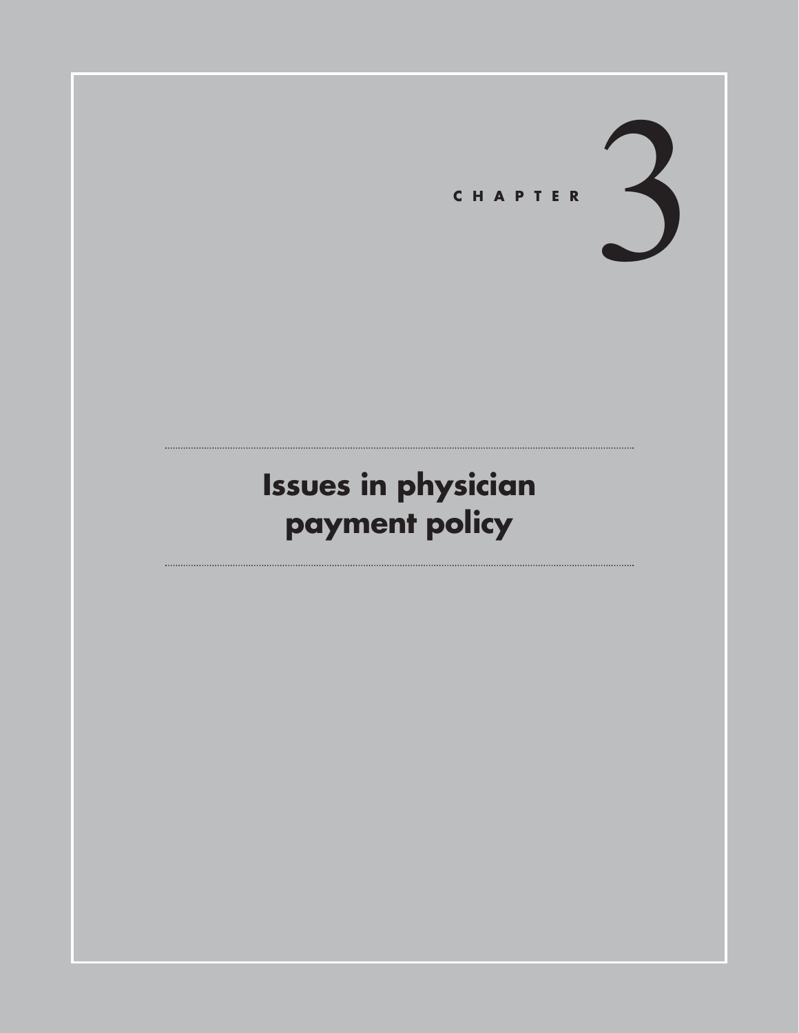# CHAPTER 3

# Issues in physician payment policy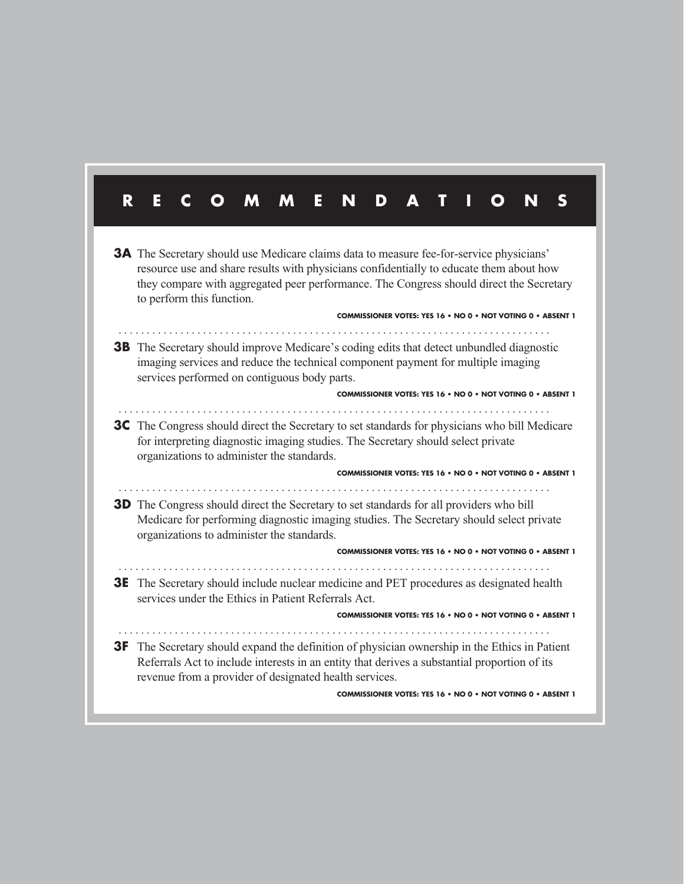# RECOMMENDATIONS

**3A** The Secretary should use Medicare claims data to measure fee-for-service physicians' resource use and share results with physicians confidentially to educate them about how they compare with aggregated peer performance. The Congress should direct the Secretary to perform this function.

**COMMISSIONER VOTES: YES 16 • NO 0 • NOT VOTING 0 • ABSENT 1**

**3B** The Secretary should improve Medicare's coding edits that detect unbundled diagnostic imaging services and reduce the technical component payment for multiple imaging services performed on contiguous body parts.

**COMMISSIONER VOTES: YES 16 • NO 0 • NOT VOTING 0 • ABSENT 1**

**3C** The Congress should direct the Secretary to set standards for physicians who bill Medicare for interpreting diagnostic imaging studies. The Secretary should select private organizations to administer the standards.

**COMMISSIONER VOTES: YES 16 • NO 0 • NOT VOTING 0 • ABSENT 1**

**3D** The Congress should direct the Secretary to set standards for all providers who bill Medicare for performing diagnostic imaging studies. The Secretary should select private organizations to administer the standards.

**COMMISSIONER VOTES: YES 16 • NO 0 • NOT VOTING 0 • ABSENT 1**

**3E** The Secretary should include nuclear medicine and PET procedures as designated health services under the Ethics in Patient Referrals Act.

**COMMISSIONER VOTES: YES 16 • NO 0 • NOT VOTING 0 • ABSENT 1**

**3F** The Secretary should expand the definition of physician ownership in the Ethics in Patient Referrals Act to include interests in an entity that derives a substantial proportion of its revenue from a provider of designated health services.

**COMMISSIONER VOTES: YES 16 • NO 0 • NOT VOTING 0 • ABSENT 1**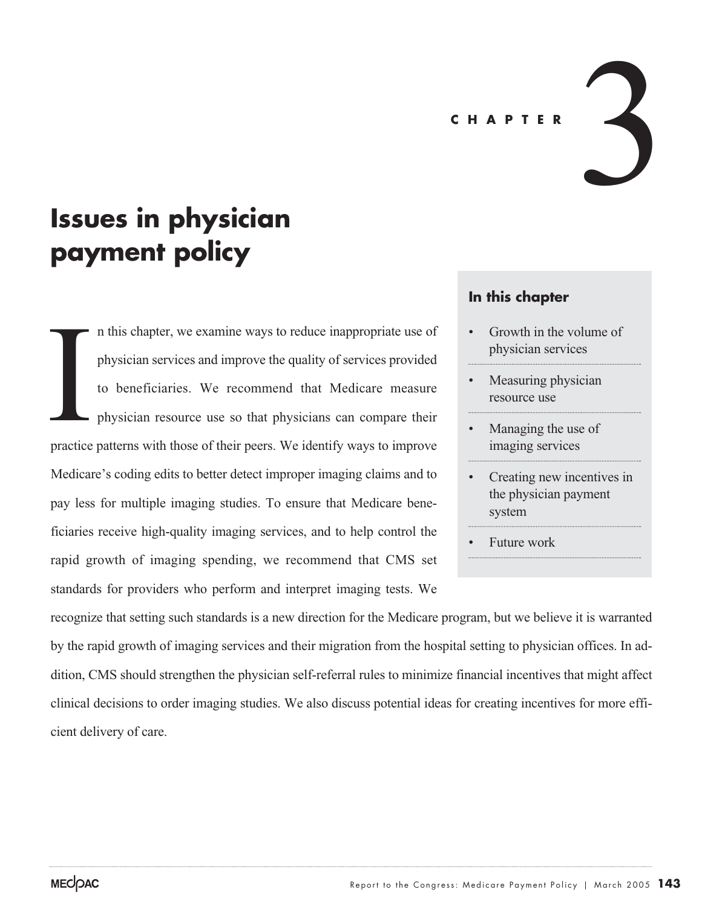# CHAPTER 3

# Issues in physician payment policy

**In this chapter**

- Growth in the volume of physician services
- Measuring physician resource use
- Managing the use of imaging services
- Creating new incentives in the physician payment system
- Future work

In this chapter, we examine ways to reduce inappropriate use of physician services and improve the quality of services provided to beneficiaries. We recommend that Medicare measure physician resource use so that physicians can compare their practice patterns with those of their peers. We identify ways to improve Medicare's coding edits to better detect improper imaging claims and to pay less for multiple imaging studies. To ensure that Medicare beneficiaries receive high-quality imaging services, and to help control the rapid growth of imaging spending, we recommend that CMS set standards for providers who perform and interpret imaging tests. We recognize that setting such standards is a new direction for the Medicare program, but we believe it is warranted by the rapid growth of imaging services and their migration from the hospital setting to physician offices. In addition, CMS should strengthen the physician self-referral rules to minimize financial incentives that might affect clinical decisions to order imaging studies. We also discuss potential ideas for creating incentives for more efficient delivery of care.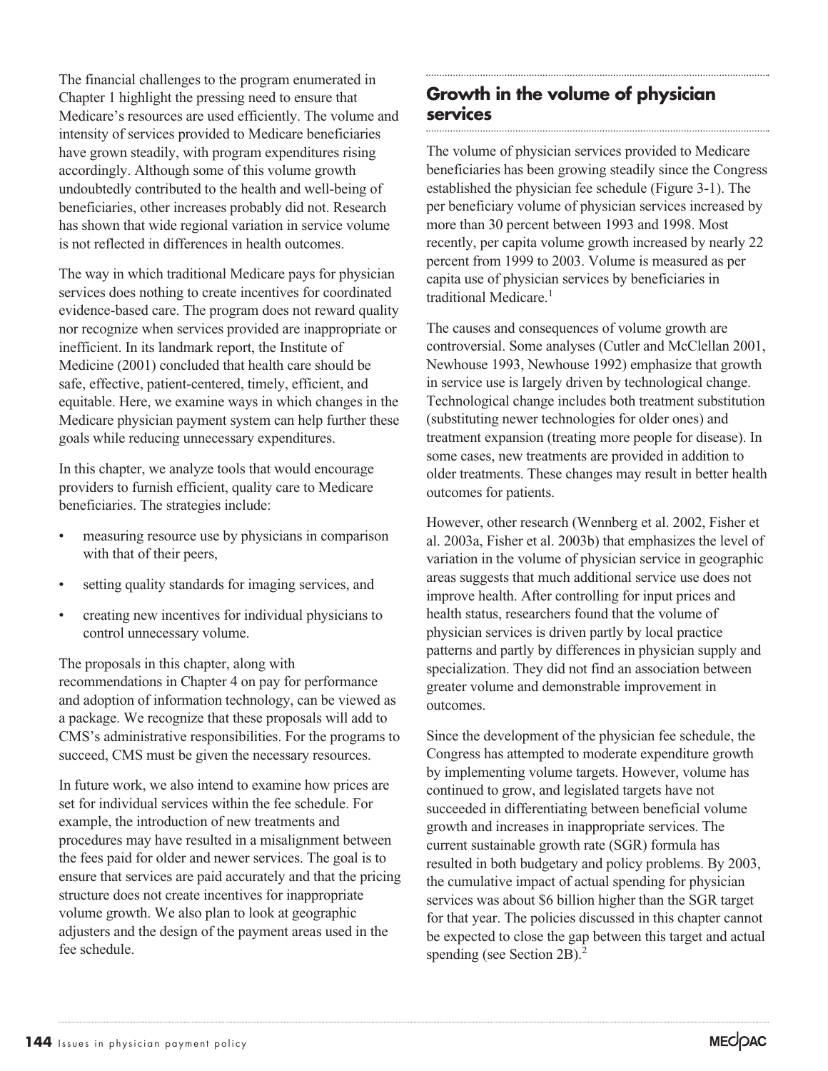The financial challenges to the program enumerated in Chapter 1 highlight the pressing need to ensure that Medicare's resources are used efficiently. The volume and intensity of services provided to Medicare beneficiaries have grown steadily, with program expenditures rising accordingly. Although some of this volume growth undoubtedly contributed to the health and well-being of beneficiaries, other increases probably did not. Research has shown that wide regional variation in service volume is not reflected in differences in health outcomes.

The way in which traditional Medicare pays for physician services does nothing to create incentives for coordinated evidence-based care. The program does not reward quality nor recognize when services provided are inappropriate or inefficient. In its landmark report, the Institute of Medicine (2001) concluded that health care should be safe, effective, patient-centered, timely, efficient, and equitable. Here, we examine ways in which changes in the Medicare physician payment system can help further these goals while reducing unnecessary expenditures.

In this chapter, we analyze tools that would encourage providers to furnish efficient, quality care to Medicare beneficiaries. The strategies include:

- measuring resource use by physicians in comparison with that of their peers,
- setting quality standards for imaging services, and
- creating new incentives for individual physicians to control unnecessary volume.

The proposals in this chapter, along with recommendations in Chapter 4 on pay for performance and adoption of information technology, can be viewed as a package. We recognize that these proposals will add to CMS's administrative responsibilities. For the programs to succeed, CMS must be given the necessary resources.

In future work, we also intend to examine how prices are set for individual services within the fee schedule. For example, the introduction of new treatments and procedures may have resulted in a misalignment between the fees paid for older and newer services. The goal is to ensure that services are paid accurately and that the pricing structure does not create incentives for inappropriate volume growth. We also plan to look at geographic adjusters and the design of the payment areas used in the fee schedule.

## Growth in the volume of physician services

The volume of physician services provided to Medicare beneficiaries has been growing steadily since the Congress established the physician fee schedule (Figure 3-1). The per beneficiary volume of physician services increased by more than 30 percent between 1993 and 1998. Most recently, per capita volume growth increased by nearly 22 percent from 1999 to 2003. Volume is measured as per capita use of physician services by beneficiaries in traditional Medicare.[1]

The causes and consequences of volume growth are controversial. Some analyses (Cutler and McClellan 2001, Newhouse 1993, Newhouse 1992) emphasize that growth in service use is largely driven by technological change. Technological change includes both treatment substitution (substituting newer technologies for older ones) and treatment expansion (treating more people for disease). In some cases, new treatments are provided in addition to older treatments. These changes may result in better health outcomes for patients.

However, other research (Wennberg et al. 2002, Fisher et al. 2003a, Fisher et al. 2003b) that emphasizes the level of variation in the volume of physician service in geographic areas suggests that much additional service use does not improve health. After controlling for input prices and health status, researchers found that the volume of physician services is driven partly by local practice patterns and partly by differences in physician supply and specialization. They did not find an association between greater volume and demonstrable improvement in outcomes.

Since the development of the physician fee schedule, the Congress has attempted to moderate expenditure growth by implementing volume targets. However, volume has continued to grow, and legislated targets have not succeeded in differentiating between beneficial volume growth and increases in inappropriate services. The current sustainable growth rate (SGR) formula has resulted in both budgetary and policy problems. By 2003, the cumulative impact of actual spending for physician services was about $6 billion higher than the SGR target for that year. The policies discussed in this chapter cannot be expected to close the gap between this target and actual spending (see Section 2B).[2]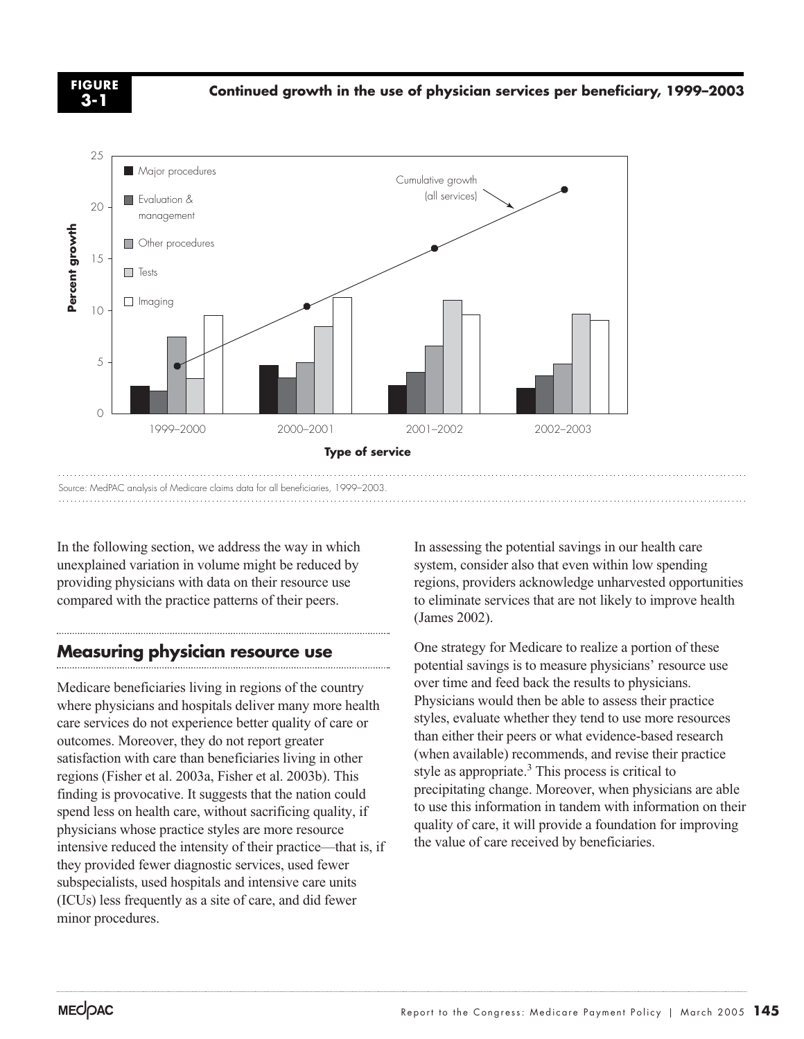**FIGURE 3-1**

**Continued growth in the use of physician services per beneficiary, 1999–2003**

Source: MedPAC analysis of Medicare claims data for all beneficiaries, 1999–2003.

In the following section, we address the way in which unexplained variation in volume might be reduced by providing physicians with data on their resource use compared with the practice patterns of their peers.

## Measuring physician resource use

Medicare beneficiaries living in regions of the country where physicians and hospitals deliver many more health care services do not experience better quality of care or outcomes. Moreover, they do not report greater satisfaction with care than beneficiaries living in other regions (Fisher et al. 2003a, Fisher et al. 2003b). This finding is provocative. It suggests that the nation could spend less on health care, without sacrificing quality, if physicians whose practice styles are more resource intensive reduced the intensity of their practice—that is, if they provided fewer diagnostic services, used fewer subspecialists, used hospitals and intensive care units (ICUs) less frequently as a site of care, and did fewer minor procedures.

In assessing the potential savings in our health care system, consider also that even within low spending regions, providers acknowledge unharvested opportunities to eliminate services that are not likely to improve health (James 2002).

One strategy for Medicare to realize a portion of these potential savings is to measure physicians' resource use over time and feed back the results to physicians. Physicians would then be able to assess their practice styles, evaluate whether they tend to use more resources than either their peers or what evidence-based research (when available) recommends, and revise their practice style as appropriate.[3] This process is critical to precipitating change. Moreover, when physicians are able to use this information in tandem with information on their quality of care, it will provide a foundation for improving the value of care received by beneficiaries.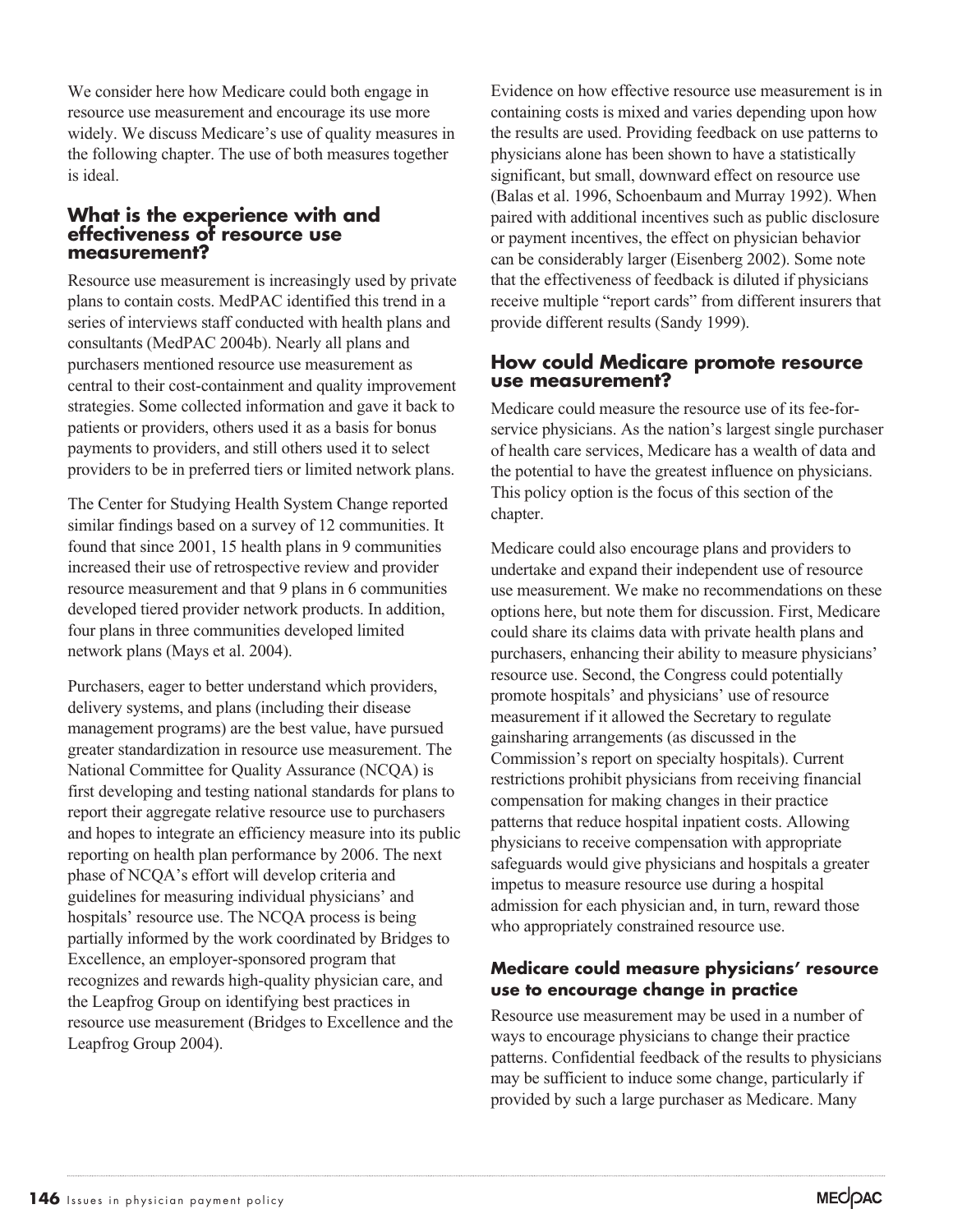We consider here how Medicare could both engage in resource use measurement and encourage its use more widely. We discuss Medicare's use of quality measures in the following chapter. The use of both measures together is ideal.

## What is the experience with and effectiveness of resource use measurement?

Resource use measurement is increasingly used by private plans to contain costs. MedPAC identified this trend in a series of interviews staff conducted with health plans and consultants (MedPAC 2004b). Nearly all plans and purchasers mentioned resource use measurement as central to their cost-containment and quality improvement strategies. Some collected information and gave it back to patients or providers, others used it as a basis for bonus payments to providers, and still others used it to select providers to be in preferred tiers or limited network plans.

The Center for Studying Health System Change reported similar findings based on a survey of 12 communities. It found that since 2001, 15 health plans in 9 communities increased their use of retrospective review and provider resource measurement and that 9 plans in 6 communities developed tiered provider network products. In addition, four plans in three communities developed limited network plans (Mays et al. 2004).

Purchasers, eager to better understand which providers, delivery systems, and plans (including their disease management programs) are the best value, have pursued greater standardization in resource use measurement. The National Committee for Quality Assurance (NCQA) is first developing and testing national standards for plans to report their aggregate relative resource use to purchasers and hopes to integrate an efficiency measure into its public reporting on health plan performance by 2006. The next phase of NCQA's effort will develop criteria and guidelines for measuring individual physicians' and hospitals' resource use. The NCQA process is being partially informed by the work coordinated by Bridges to Excellence, an employer-sponsored program that recognizes and rewards high-quality physician care, and the Leapfrog Group on identifying best practices in resource use measurement (Bridges to Excellence and the Leapfrog Group 2004).

Evidence on how effective resource use measurement is in containing costs is mixed and varies depending upon how the results are used. Providing feedback on use patterns to physicians alone has been shown to have a statistically significant, but small, downward effect on resource use (Balas et al. 1996, Schoenbaum and Murray 1992). When paired with additional incentives such as public disclosure or payment incentives, the effect on physician behavior can be considerably larger (Eisenberg 2002). Some note that the effectiveness of feedback is diluted if physicians receive multiple "report cards" from different insurers that provide different results (Sandy 1999).

## How could Medicare promote resource use measurement?

Medicare could measure the resource use of its fee-for-service physicians. As the nation's largest single purchaser of health care services, Medicare has a wealth of data and the potential to have the greatest influence on physicians. This policy option is the focus of this section of the chapter.

Medicare could also encourage plans and providers to undertake and expand their independent use of resource use measurement. We make no recommendations on these options here, but note them for discussion. First, Medicare could share its claims data with private health plans and purchasers, enhancing their ability to measure physicians' resource use. Second, the Congress could potentially promote hospitals' and physicians' use of resource measurement if it allowed the Secretary to regulate gainsharing arrangements (as discussed in the Commission's report on specialty hospitals). Current restrictions prohibit physicians from receiving financial compensation for making changes in their practice patterns that reduce hospital inpatient costs. Allowing physicians to receive compensation with appropriate safeguards would give physicians and hospitals a greater impetus to measure resource use during a hospital admission for each physician and, in turn, reward those who appropriately constrained resource use.

### Medicare could measure physicians' resource use to encourage change in practice

Resource use measurement may be used in a number of ways to encourage physicians to change their practice patterns. Confidential feedback of the results to physicians may be sufficient to induce some change, particularly if provided by such a large purchaser as Medicare. Many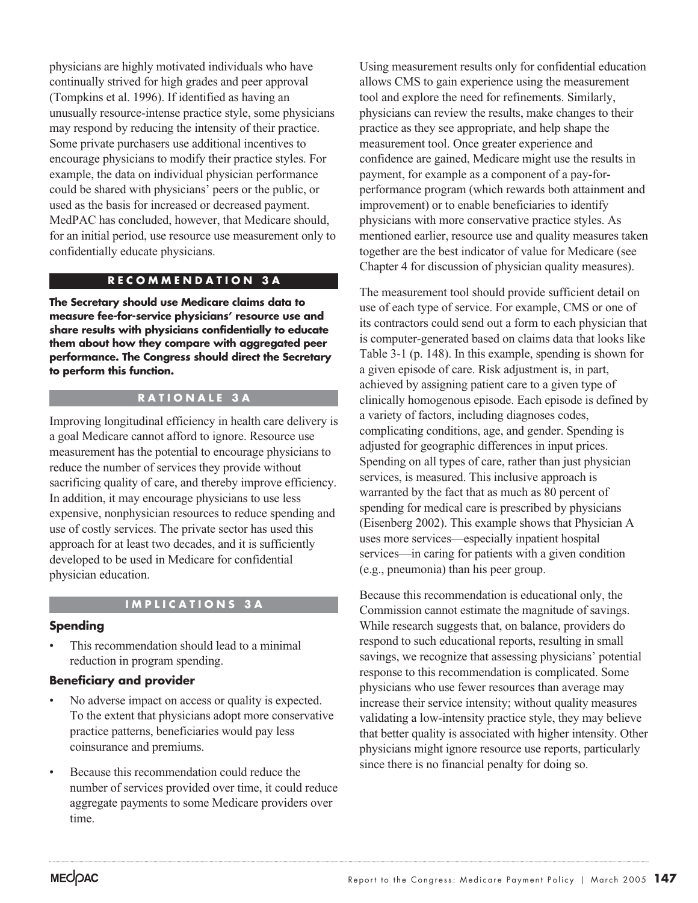physicians are highly motivated individuals who have continually strived for high grades and peer approval (Tompkins et al. 1996). If identified as having an unusually resource-intense practice style, some physicians may respond by reducing the intensity of their practice. Some private purchasers use additional incentives to encourage physicians to modify their practice styles. For example, the data on individual physician performance could be shared with physicians' peers or the public, or used as the basis for increased or decreased payment. MedPAC has concluded, however, that Medicare should, for an initial period, use resource use measurement only to confidentially educate physicians.

#### RECOMMENDATION 3A

**The Secretary should use Medicare claims data to measure fee-for-service physicians' resource use and share results with physicians confidentially to educate them about how they compare with aggregated peer performance. The Congress should direct the Secretary to perform this function.**

#### RATIONALE 3A

Improving longitudinal efficiency in health care delivery is a goal Medicare cannot afford to ignore. Resource use measurement has the potential to encourage physicians to reduce the number of services they provide without sacrificing quality of care, and thereby improve efficiency. In addition, it may encourage physicians to use less expensive, nonphysician resources to reduce spending and use of costly services. The private sector has used this approach for at least two decades, and it is sufficiently developed to be used in Medicare for confidential physician education.

#### IMPLICATIONS 3A

**Spending**

- This recommendation should lead to a minimal reduction in program spending.

**Beneficiary and provider**

- No adverse impact on access or quality is expected. To the extent that physicians adopt more conservative practice patterns, beneficiaries would pay less coinsurance and premiums.
- Because this recommendation could reduce the number of services provided over time, it could reduce aggregate payments to some Medicare providers over time.

Using measurement results only for confidential education allows CMS to gain experience using the measurement tool and explore the need for refinements. Similarly, physicians can review the results, make changes to their practice as they see appropriate, and help shape the measurement tool. Once greater experience and confidence are gained, Medicare might use the results in payment, for example as a component of a pay-for-performance program (which rewards both attainment and improvement) or to enable beneficiaries to identify physicians with more conservative practice styles. As mentioned earlier, resource use and quality measures taken together are the best indicator of value for Medicare (see Chapter 4 for discussion of physician quality measures).

The measurement tool should provide sufficient detail on use of each type of service. For example, CMS or one of its contractors could send out a form to each physician that is computer-generated based on claims data that looks like Table 3-1 (p. 148). In this example, spending is shown for a given episode of care. Risk adjustment is, in part, achieved by assigning patient care to a given type of clinically homogenous episode. Each episode is defined by a variety of factors, including diagnoses codes, complicating conditions, age, and gender. Spending is adjusted for geographic differences in input prices. Spending on all types of care, rather than just physician services, is measured. This inclusive approach is warranted by the fact that as much as 80 percent of spending for medical care is prescribed by physicians (Eisenberg 2002). This example shows that Physician A uses more services—especially inpatient hospital services—in caring for patients with a given condition (e.g., pneumonia) than his peer group.

Because this recommendation is educational only, the Commission cannot estimate the magnitude of savings. While research suggests that, on balance, providers do respond to such educational reports, resulting in small savings, we recognize that assessing physicians' potential response to this recommendation is complicated. Some physicians who use fewer resources than average may increase their service intensity; without quality measures validating a low-intensity practice style, they may believe that better quality is associated with higher intensity. Other physicians might ignore resource use reports, particularly since there is no financial penalty for doing so.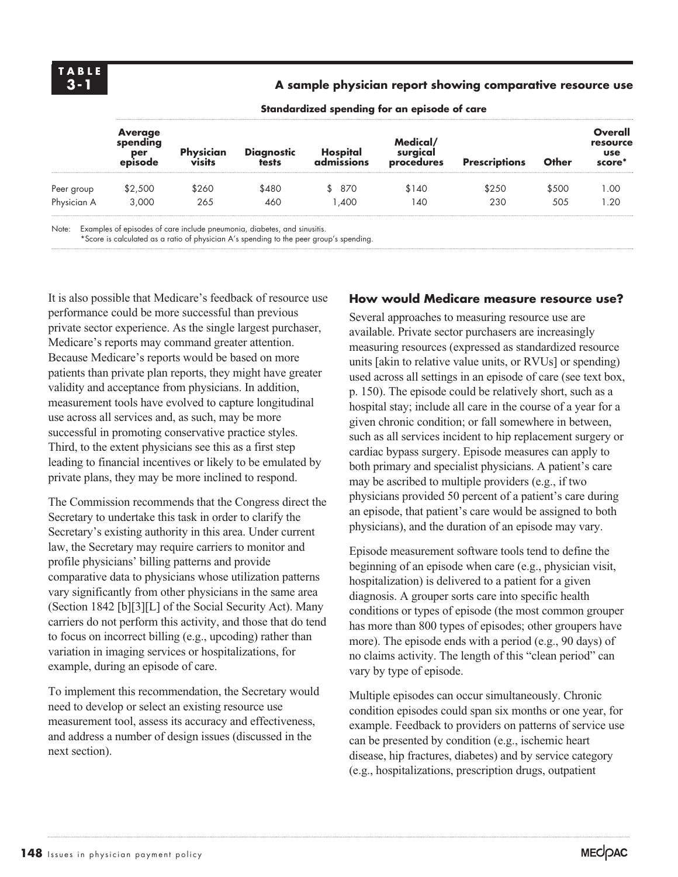**TABLE 3-1**

**A sample physician report showing comparative resource use**

| | Standardized spending for an episode of care | | | | | | | |
|---|---|---|---|---|---|---|---|---|
| | **Average spending per episode** | **Physician visits** | **Diagnostic tests** | **Hospital admissions** | **Medical/ surgical procedures** | **Prescriptions** | **Other** | **Overall resource use score*** |
| Peer group | $2,500 | $260 | $480 | $ 870 | $140 | $250 | $500 | 1.00 |
| Physician A | 3,000 | 265 | 460 | 1,400 | 140 | 230 | 505 | 1.20 |

Note: Examples of episodes of care include pneumonia, diabetes, and sinusitis.
*Score is calculated as a ratio of physician A's spending to the peer group's spending.

It is also possible that Medicare's feedback of resource use performance could be more successful than previous private sector experience. As the single largest purchaser, Medicare's reports may command greater attention. Because Medicare's reports would be based on more patients than private plan reports, they might have greater validity and acceptance from physicians. In addition, measurement tools have evolved to capture longitudinal use across all services and, as such, may be more successful in promoting conservative practice styles. Third, to the extent physicians see this as a first step leading to financial incentives or likely to be emulated by private plans, they may be more inclined to respond.

The Commission recommends that the Congress direct the Secretary to undertake this task in order to clarify the Secretary's existing authority in this area. Under current law, the Secretary may require carriers to monitor and profile physicians' billing patterns and provide comparative data to physicians whose utilization patterns vary significantly from other physicians in the same area (Section 1842 [b][3][L] of the Social Security Act). Many carriers do not perform this activity, and those that do tend to focus on incorrect billing (e.g., upcoding) rather than variation in imaging services or hospitalizations, for example, during an episode of care.

To implement this recommendation, the Secretary would need to develop or select an existing resource use measurement tool, assess its accuracy and effectiveness, and address a number of design issues (discussed in the next section).

### How would Medicare measure resource use?

Several approaches to measuring resource use are available. Private sector purchasers are increasingly measuring resources (expressed as standardized resource units [akin to relative value units, or RVUs] or spending) used across all settings in an episode of care (see text box, p. 150). The episode could be relatively short, such as a hospital stay; include all care in the course of a year for a given chronic condition; or fall somewhere in between, such as all services incident to hip replacement surgery or cardiac bypass surgery. Episode measures can apply to both primary and specialist physicians. A patient's care may be ascribed to multiple providers (e.g., if two physicians provided 50 percent of a patient's care during an episode, that patient's care would be assigned to both physicians), and the duration of an episode may vary.

Episode measurement software tools tend to define the beginning of an episode when care (e.g., physician visit, hospitalization) is delivered to a patient for a given diagnosis. A grouper sorts care into specific health conditions or types of episode (the most common grouper has more than 800 types of episodes; other groupers have more). The episode ends with a period (e.g., 90 days) of no claims activity. The length of this "clean period" can vary by type of episode.

Multiple episodes can occur simultaneously. Chronic condition episodes could span six months or one year, for example. Feedback to providers on patterns of service use can be presented by condition (e.g., ischemic heart disease, hip fractures, diabetes) and by service category (e.g., hospitalizations, prescription drugs, outpatient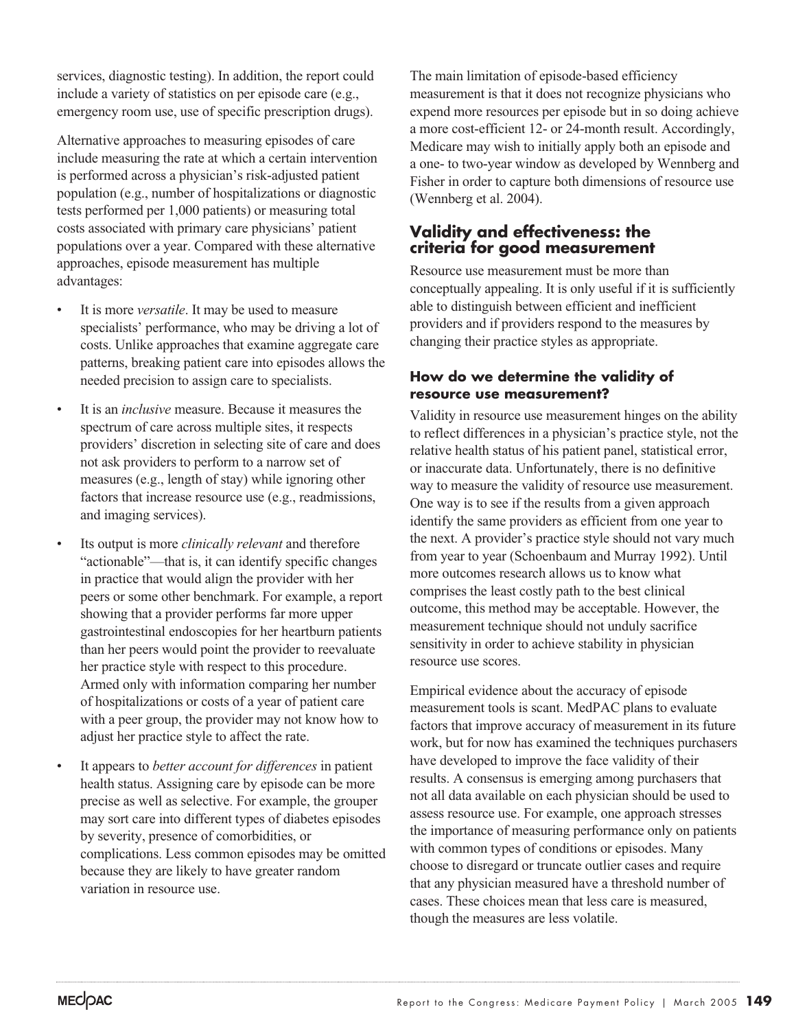services, diagnostic testing). In addition, the report could include a variety of statistics on per episode care (e.g., emergency room use, use of specific prescription drugs).

Alternative approaches to measuring episodes of care include measuring the rate at which a certain intervention is performed across a physician's risk-adjusted patient population (e.g., number of hospitalizations or diagnostic tests performed per 1,000 patients) or measuring total costs associated with primary care physicians' patient populations over a year. Compared with these alternative approaches, episode measurement has multiple advantages:

- It is more *versatile*. It may be used to measure specialists' performance, who may be driving a lot of costs. Unlike approaches that examine aggregate care patterns, breaking patient care into episodes allows the needed precision to assign care to specialists.
- It is an *inclusive* measure. Because it measures the spectrum of care across multiple sites, it respects providers' discretion in selecting site of care and does not ask providers to perform to a narrow set of measures (e.g., length of stay) while ignoring other factors that increase resource use (e.g., readmissions, and imaging services).
- Its output is more *clinically relevant* and therefore "actionable"—that is, it can identify specific changes in practice that would align the provider with her peers or some other benchmark. For example, a report showing that a provider performs far more upper gastrointestinal endoscopies for her heartburn patients than her peers would point the provider to reevaluate her practice style with respect to this procedure. Armed only with information comparing her number of hospitalizations or costs of a year of patient care with a peer group, the provider may not know how to adjust her practice style to affect the rate.
- It appears to *better account for differences* in patient health status. Assigning care by episode can be more precise as well as selective. For example, the grouper may sort care into different types of diabetes episodes by severity, presence of comorbidities, or complications. Less common episodes may be omitted because they are likely to have greater random variation in resource use.

The main limitation of episode-based efficiency measurement is that it does not recognize physicians who expend more resources per episode but in so doing achieve a more cost-efficient 12- or 24-month result. Accordingly, Medicare may wish to initially apply both an episode and a one- to two-year window as developed by Wennberg and Fisher in order to capture both dimensions of resource use (Wennberg et al. 2004).

## Validity and effectiveness: the criteria for good measurement

Resource use measurement must be more than conceptually appealing. It is only useful if it is sufficiently able to distinguish between efficient and inefficient providers and if providers respond to the measures by changing their practice styles as appropriate.

### How do we determine the validity of resource use measurement?

Validity in resource use measurement hinges on the ability to reflect differences in a physician's practice style, not the relative health status of his patient panel, statistical error, or inaccurate data. Unfortunately, there is no definitive way to measure the validity of resource use measurement. One way is to see if the results from a given approach identify the same providers as efficient from one year to the next. A provider's practice style should not vary much from year to year (Schoenbaum and Murray 1992). Until more outcomes research allows us to know what comprises the least costly path to the best clinical outcome, this method may be acceptable. However, the measurement technique should not unduly sacrifice sensitivity in order to achieve stability in physician resource use scores.

Empirical evidence about the accuracy of episode measurement tools is scant. MedPAC plans to evaluate factors that improve accuracy of measurement in its future work, but for now has examined the techniques purchasers have developed to improve the face validity of their results. A consensus is emerging among purchasers that not all data available on each physician should be used to assess resource use. For example, one approach stresses the importance of measuring performance only on patients with common types of conditions or episodes. Many choose to disregard or truncate outlier cases and require that any physician measured have a threshold number of cases. These choices mean that less care is measured, though the measures are less volatile.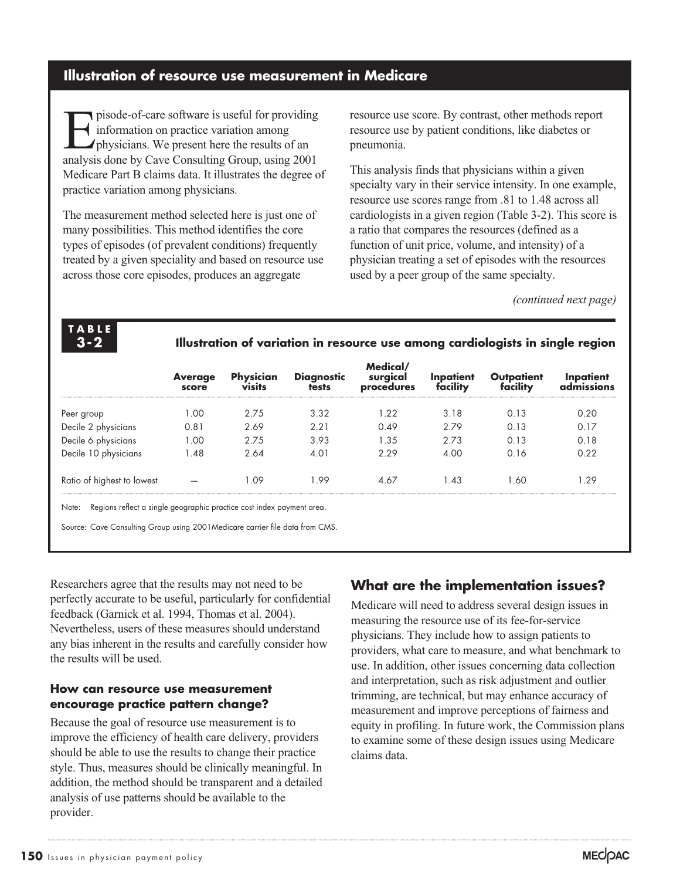## Illustration of resource use measurement in Medicare

Episode-of-care software is useful for providing information on practice variation among physicians. We present here the results of an analysis done by Cave Consulting Group, using 2001 Medicare Part B claims data. It illustrates the degree of practice variation among physicians.

The measurement method selected here is just one of many possibilities. This method identifies the core types of episodes (of prevalent conditions) frequently treated by a given speciality and based on resource use across those core episodes, produces an aggregate resource use score. By contrast, other methods report resource use by patient conditions, like diabetes or pneumonia.

This analysis finds that physicians within a given specialty vary in their service intensity. In one example, resource use scores range from .81 to 1.48 across all cardiologists in a given region (Table 3-2). This score is a ratio that compares the resources (defined as a function of unit price, volume, and intensity) of a physician treating a set of episodes with the resources used by a peer group of the same specialty.

*(continued next page)*

**TABLE 3-2**

**Illustration of variation in resource use among cardiologists in single region**

| | Average score | Physician visits | Diagnostic tests | Medical/ surgical procedures | Inpatient facility | Outpatient facility | Inpatient admissions |
|---|---|---|---|---|---|---|---|
| Peer group | 1.00 | 2.75 | 3.32 | 1.22 | 3.18 | 0.13 | 0.20 |
| Decile 2 physicians | 0.81 | 2.69 | 2.21 | 0.49 | 2.79 | 0.13 | 0.17 |
| Decile 6 physicians | 1.00 | 2.75 | 3.93 | 1.35 | 2.73 | 0.13 | 0.18 |
| Decile 10 physicians | 1.48 | 2.64 | 4.01 | 2.29 | 4.00 | 0.16 | 0.22 |
| Ratio of highest to lowest | — | 1.09 | 1.99 | 4.67 | 1.43 | 1.60 | 1.29 |

Note: Regions reflect a single geographic practice cost index payment area.

Source: Cave Consulting Group using 2001Medicare carrier file data from CMS.

Researchers agree that the results may not need to be perfectly accurate to be useful, particularly for confidential feedback (Garnick et al. 1994, Thomas et al. 2004). Nevertheless, users of these measures should understand any bias inherent in the results and carefully consider how the results will be used.

### How can resource use measurement encourage practice pattern change?

Because the goal of resource use measurement is to improve the efficiency of health care delivery, providers should be able to use the results to change their practice style. Thus, measures should be clinically meaningful. In addition, the method should be transparent and a detailed analysis of use patterns should be available to the provider.

## What are the implementation issues?

Medicare will need to address several design issues in measuring the resource use of its fee-for-service physicians. They include how to assign patients to providers, what care to measure, and what benchmark to use. In addition, other issues concerning data collection and interpretation, such as risk adjustment and outlier trimming, are technical, but may enhance accuracy of measurement and improve perceptions of fairness and equity in profiling. In future work, the Commission plans to examine some of these design issues using Medicare claims data.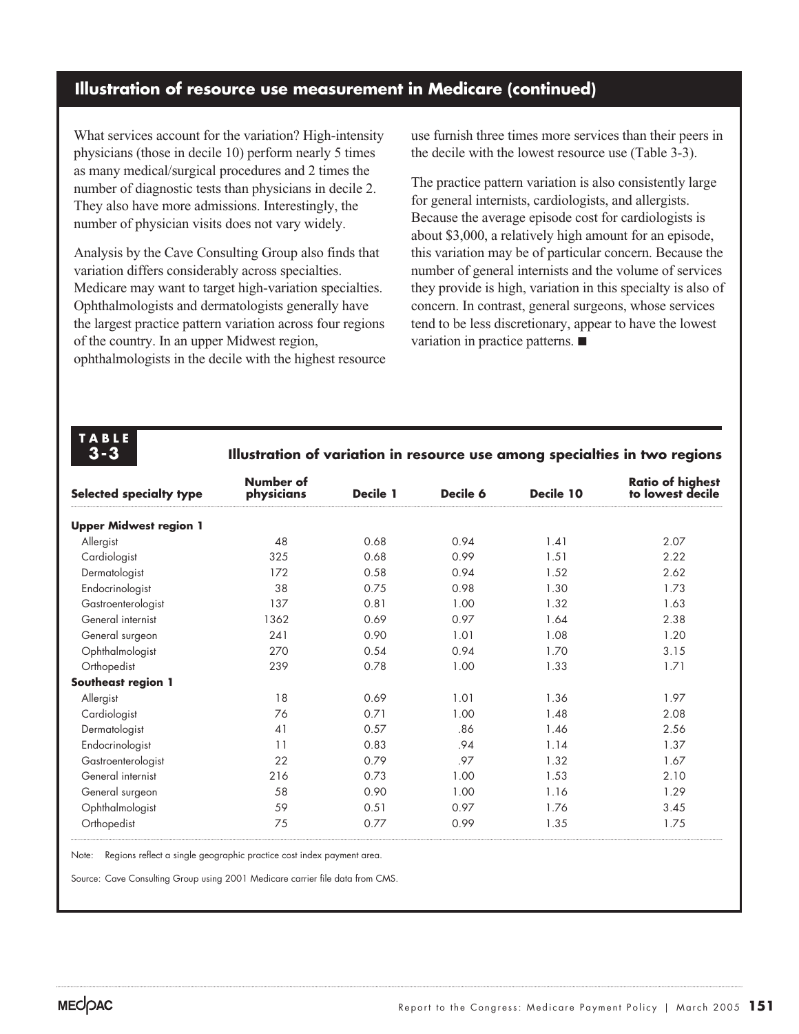## Illustration of resource use measurement in Medicare (continued)

What services account for the variation? High-intensity physicians (those in decile 10) perform nearly 5 times as many medical/surgical procedures and 2 times the number of diagnostic tests than physicians in decile 2. They also have more admissions. Interestingly, the number of physician visits does not vary widely.

Analysis by the Cave Consulting Group also finds that variation differs considerably across specialties. Medicare may want to target high-variation specialties. Ophthalmologists and dermatologists generally have the largest practice pattern variation across four regions of the country. In an upper Midwest region, ophthalmologists in the decile with the highest resource use furnish three times more services than their peers in the decile with the lowest resource use (Table 3-3).

The practice pattern variation is also consistently large for general internists, cardiologists, and allergists. Because the average episode cost for cardiologists is about $3,000, a relatively high amount for an episode, this variation may be of particular concern. Because the number of general internists and the volume of services they provide is high, variation in this specialty is also of concern. In contrast, general surgeons, whose services tend to be less discretionary, appear to have the lowest variation in practice patterns. ■

**TABLE 3-3**

**Illustration of variation in resource use among specialties in two regions**

| Selected specialty type | Number of physicians | Decile 1 | Decile 6 | Decile 10 | Ratio of highest to lowest decile |
|---|---|---|---|---|---|
| **Upper Midwest region 1** | | | | | |
| Allergist | 48 | 0.68 | 0.94 | 1.41 | 2.07 |
| Cardiologist | 325 | 0.68 | 0.99 | 1.51 | 2.22 |
| Dermatologist | 172 | 0.58 | 0.94 | 1.52 | 2.62 |
| Endocrinologist | 38 | 0.75 | 0.98 | 1.30 | 1.73 |
| Gastroenterologist | 137 | 0.81 | 1.00 | 1.32 | 1.63 |
| General internist | 1362 | 0.69 | 0.97 | 1.64 | 2.38 |
| General surgeon | 241 | 0.90 | 1.01 | 1.08 | 1.20 |
| Ophthalmologist | 270 | 0.54 | 0.94 | 1.70 | 3.15 |
| Orthopedist | 239 | 0.78 | 1.00 | 1.33 | 1.71 |
| **Southeast region 1** | | | | | |
| Allergist | 18 | 0.69 | 1.01 | 1.36 | 1.97 |
| Cardiologist | 76 | 0.71 | 1.00 | 1.48 | 2.08 |
| Dermatologist | 41 | 0.57 | .86 | 1.46 | 2.56 |
| Endocrinologist | 11 | 0.83 | .94 | 1.14 | 1.37 |
| Gastroenterologist | 22 | 0.79 | .97 | 1.32 | 1.67 |
| General internist | 216 | 0.73 | 1.00 | 1.53 | 2.10 |
| General surgeon | 58 | 0.90 | 1.00 | 1.16 | 1.29 |
| Ophthalmologist | 59 | 0.51 | 0.97 | 1.76 | 3.45 |
| Orthopedist | 75 | 0.77 | 0.99 | 1.35 | 1.75 |

Note: Regions reflect a single geographic practice cost index payment area.

Source: Cave Consulting Group using 2001 Medicare carrier file data from CMS.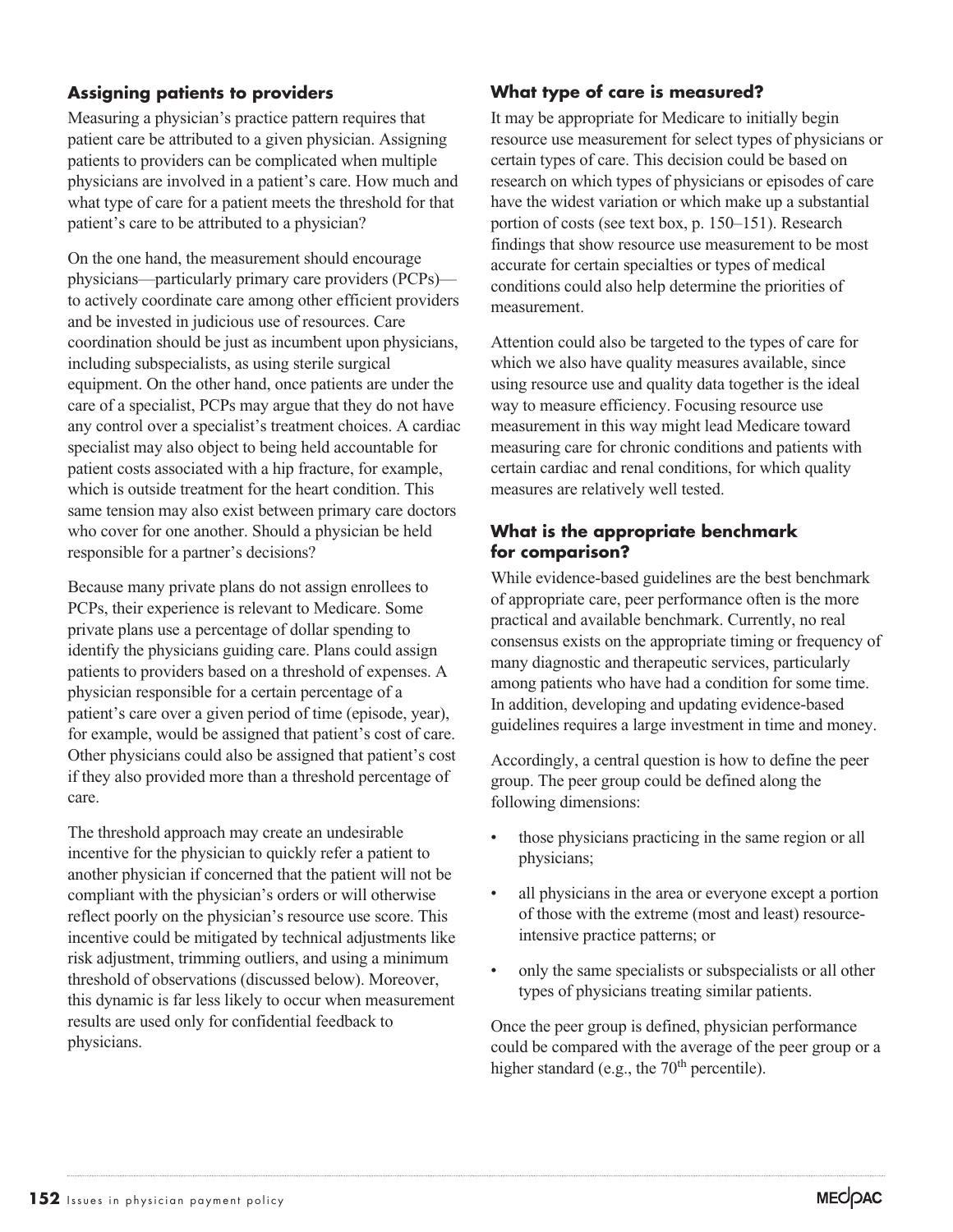### Assigning patients to providers

Measuring a physician's practice pattern requires that patient care be attributed to a given physician. Assigning patients to providers can be complicated when multiple physicians are involved in a patient's care. How much and what type of care for a patient meets the threshold for that patient's care to be attributed to a physician?

On the one hand, the measurement should encourage physicians—particularly primary care providers (PCPs)—to actively coordinate care among other efficient providers and be invested in judicious use of resources. Care coordination should be just as incumbent upon physicians, including subspecialists, as using sterile surgical equipment. On the other hand, once patients are under the care of a specialist, PCPs may argue that they do not have any control over a specialist's treatment choices. A cardiac specialist may also object to being held accountable for patient costs associated with a hip fracture, for example, which is outside treatment for the heart condition. This same tension may also exist between primary care doctors who cover for one another. Should a physician be held responsible for a partner's decisions?

Because many private plans do not assign enrollees to PCPs, their experience is relevant to Medicare. Some private plans use a percentage of dollar spending to identify the physicians guiding care. Plans could assign patients to providers based on a threshold of expenses. A physician responsible for a certain percentage of a patient's care over a given period of time (episode, year), for example, would be assigned that patient's cost of care. Other physicians could also be assigned that patient's cost if they also provided more than a threshold percentage of care.

The threshold approach may create an undesirable incentive for the physician to quickly refer a patient to another physician if concerned that the patient will not be compliant with the physician's orders or will otherwise reflect poorly on the physician's resource use score. This incentive could be mitigated by technical adjustments like risk adjustment, trimming outliers, and using a minimum threshold of observations (discussed below). Moreover, this dynamic is far less likely to occur when measurement results are used only for confidential feedback to physicians.

### What type of care is measured?

It may be appropriate for Medicare to initially begin resource use measurement for select types of physicians or certain types of care. This decision could be based on research on which types of physicians or episodes of care have the widest variation or which make up a substantial portion of costs (see text box, p. 150–151). Research findings that show resource use measurement to be most accurate for certain specialties or types of medical conditions could also help determine the priorities of measurement.

Attention could also be targeted to the types of care for which we also have quality measures available, since using resource use and quality data together is the ideal way to measure efficiency. Focusing resource use measurement in this way might lead Medicare toward measuring care for chronic conditions and patients with certain cardiac and renal conditions, for which quality measures are relatively well tested.

### What is the appropriate benchmark for comparison?

While evidence-based guidelines are the best benchmark of appropriate care, peer performance often is the more practical and available benchmark. Currently, no real consensus exists on the appropriate timing or frequency of many diagnostic and therapeutic services, particularly among patients who have had a condition for some time. In addition, developing and updating evidence-based guidelines requires a large investment in time and money.

Accordingly, a central question is how to define the peer group. The peer group could be defined along the following dimensions:

- those physicians practicing in the same region or all physicians;
- all physicians in the area or everyone except a portion of those with the extreme (most and least) resource-intensive practice patterns; or
- only the same specialists or subspecialists or all other types of physicians treating similar patients.

Once the peer group is defined, physician performance could be compared with the average of the peer group or a higher standard (e.g., the 70th percentile).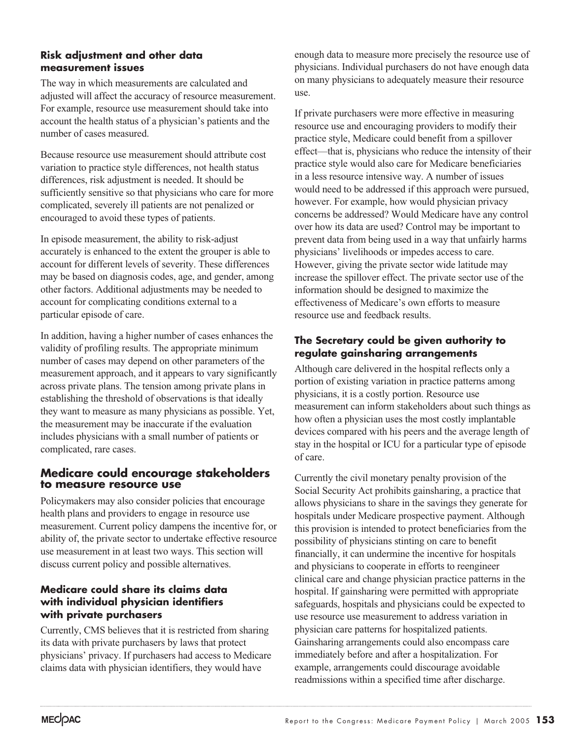### Risk adjustment and other data measurement issues

The way in which measurements are calculated and adjusted will affect the accuracy of resource measurement. For example, resource use measurement should take into account the health status of a physician's patients and the number of cases measured.

Because resource use measurement should attribute cost variation to practice style differences, not health status differences, risk adjustment is needed. It should be sufficiently sensitive so that physicians who care for more complicated, severely ill patients are not penalized or encouraged to avoid these types of patients.

In episode measurement, the ability to risk-adjust accurately is enhanced to the extent the grouper is able to account for different levels of severity. These differences may be based on diagnosis codes, age, and gender, among other factors. Additional adjustments may be needed to account for complicating conditions external to a particular episode of care.

In addition, having a higher number of cases enhances the validity of profiling results. The appropriate minimum number of cases may depend on other parameters of the measurement approach, and it appears to vary significantly across private plans. The tension among private plans in establishing the threshold of observations is that ideally they want to measure as many physicians as possible. Yet, the measurement may be inaccurate if the evaluation includes physicians with a small number of patients or complicated, rare cases.

## Medicare could encourage stakeholders to measure resource use

Policymakers may also consider policies that encourage health plans and providers to engage in resource use measurement. Current policy dampens the incentive for, or ability of, the private sector to undertake effective resource use measurement in at least two ways. This section will discuss current policy and possible alternatives.

### Medicare could share its claims data with individual physician identifiers with private purchasers

Currently, CMS believes that it is restricted from sharing its data with private purchasers by laws that protect physicians' privacy. If purchasers had access to Medicare claims data with physician identifiers, they would have enough data to measure more precisely the resource use of physicians. Individual purchasers do not have enough data on many physicians to adequately measure their resource use.

If private purchasers were more effective in measuring resource use and encouraging providers to modify their practice style, Medicare could benefit from a spillover effect—that is, physicians who reduce the intensity of their practice style would also care for Medicare beneficiaries in a less resource intensive way. A number of issues would need to be addressed if this approach were pursued, however. For example, how would physician privacy concerns be addressed? Would Medicare have any control over how its data are used? Control may be important to prevent data from being used in a way that unfairly harms physicians' livelihoods or impedes access to care. However, giving the private sector wide latitude may increase the spillover effect. The private sector use of the information should be designed to maximize the effectiveness of Medicare's own efforts to measure resource use and feedback results.

### The Secretary could be given authority to regulate gainsharing arrangements

Although care delivered in the hospital reflects only a portion of existing variation in practice patterns among physicians, it is a costly portion. Resource use measurement can inform stakeholders about such things as how often a physician uses the most costly implantable devices compared with his peers and the average length of stay in the hospital or ICU for a particular type of episode of care.

Currently the civil monetary penalty provision of the Social Security Act prohibits gainsharing, a practice that allows physicians to share in the savings they generate for hospitals under Medicare prospective payment. Although this provision is intended to protect beneficiaries from the possibility of physicians stinting on care to benefit financially, it can undermine the incentive for hospitals and physicians to cooperate in efforts to reengineer clinical care and change physician practice patterns in the hospital. If gainsharing were permitted with appropriate safeguards, hospitals and physicians could be expected to use resource use measurement to address variation in physician care patterns for hospitalized patients. Gainsharing arrangements could also encompass care immediately before and after a hospitalization. For example, arrangements could discourage avoidable readmissions within a specified time after discharge.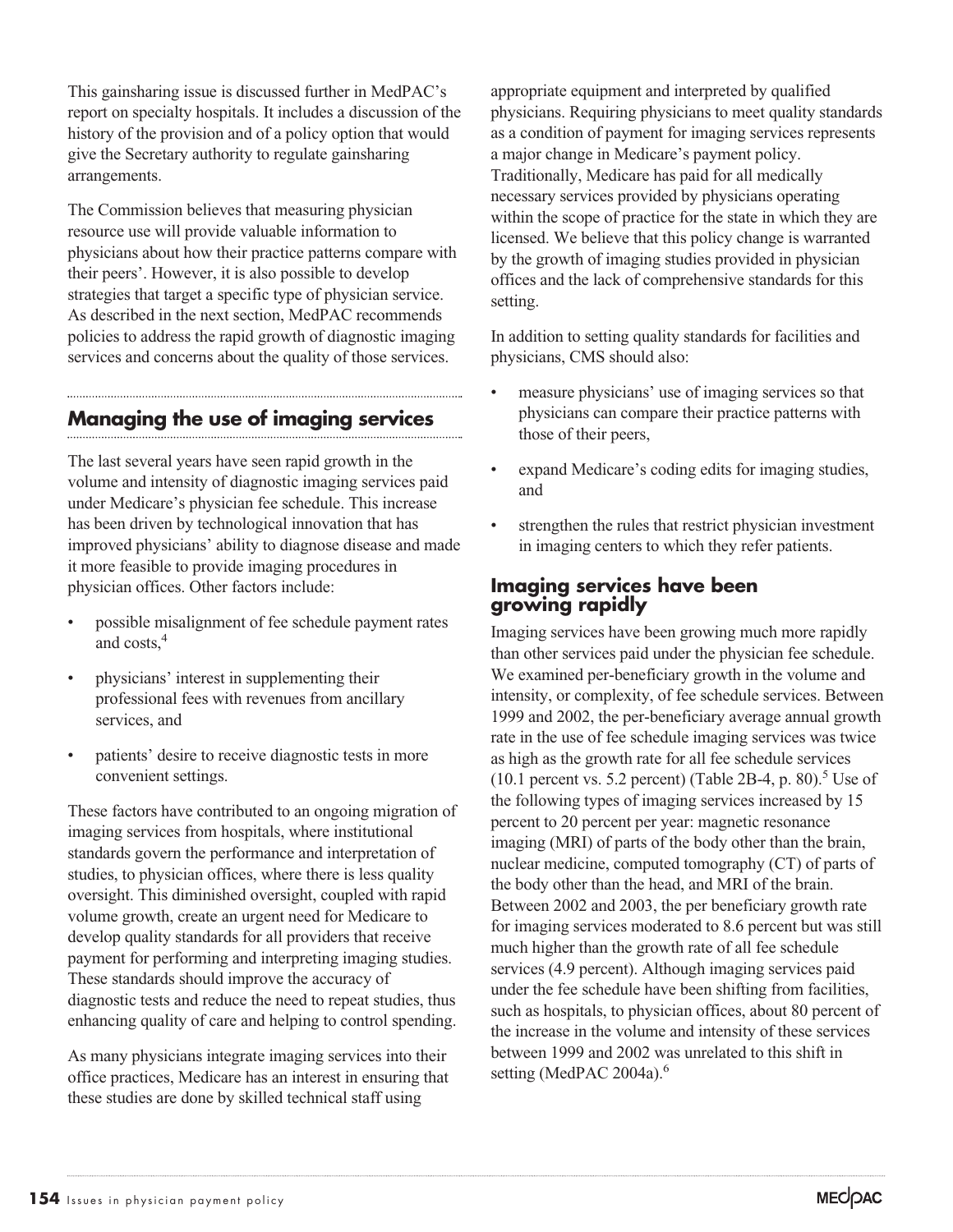This gainsharing issue is discussed further in MedPAC's report on specialty hospitals. It includes a discussion of the history of the provision and of a policy option that would give the Secretary authority to regulate gainsharing arrangements.

The Commission believes that measuring physician resource use will provide valuable information to physicians about how their practice patterns compare with their peers'. However, it is also possible to develop strategies that target a specific type of physician service. As described in the next section, MedPAC recommends policies to address the rapid growth of diagnostic imaging services and concerns about the quality of those services.

## Managing the use of imaging services

The last several years have seen rapid growth in the volume and intensity of diagnostic imaging services paid under Medicare's physician fee schedule. This increase has been driven by technological innovation that has improved physicians' ability to diagnose disease and made it more feasible to provide imaging procedures in physician offices. Other factors include:

- possible misalignment of fee schedule payment rates and costs,[4]
- physicians' interest in supplementing their professional fees with revenues from ancillary services, and
- patients' desire to receive diagnostic tests in more convenient settings.

These factors have contributed to an ongoing migration of imaging services from hospitals, where institutional standards govern the performance and interpretation of studies, to physician offices, where there is less quality oversight. This diminished oversight, coupled with rapid volume growth, create an urgent need for Medicare to develop quality standards for all providers that receive payment for performing and interpreting imaging studies. These standards should improve the accuracy of diagnostic tests and reduce the need to repeat studies, thus enhancing quality of care and helping to control spending.

As many physicians integrate imaging services into their office practices, Medicare has an interest in ensuring that these studies are done by skilled technical staff using appropriate equipment and interpreted by qualified physicians. Requiring physicians to meet quality standards as a condition of payment for imaging services represents a major change in Medicare's payment policy. Traditionally, Medicare has paid for all medically necessary services provided by physicians operating within the scope of practice for the state in which they are licensed. We believe that this policy change is warranted by the growth of imaging studies provided in physician offices and the lack of comprehensive standards for this setting.

In addition to setting quality standards for facilities and physicians, CMS should also:

- measure physicians' use of imaging services so that physicians can compare their practice patterns with those of their peers,
- expand Medicare's coding edits for imaging studies, and
- strengthen the rules that restrict physician investment in imaging centers to which they refer patients.

### Imaging services have been growing rapidly

Imaging services have been growing much more rapidly than other services paid under the physician fee schedule. We examined per-beneficiary growth in the volume and intensity, or complexity, of fee schedule services. Between 1999 and 2002, the per-beneficiary average annual growth rate in the use of fee schedule imaging services was twice as high as the growth rate for all fee schedule services (10.1 percent vs. 5.2 percent) (Table 2B-4, p. 80).[5] Use of the following types of imaging services increased by 15 percent to 20 percent per year: magnetic resonance imaging (MRI) of parts of the body other than the brain, nuclear medicine, computed tomography (CT) of parts of the body other than the head, and MRI of the brain. Between 2002 and 2003, the per beneficiary growth rate for imaging services moderated to 8.6 percent but was still much higher than the growth rate of all fee schedule services (4.9 percent). Although imaging services paid under the fee schedule have been shifting from facilities, such as hospitals, to physician offices, about 80 percent of the increase in the volume and intensity of these services between 1999 and 2002 was unrelated to this shift in setting (MedPAC 2004a).[6]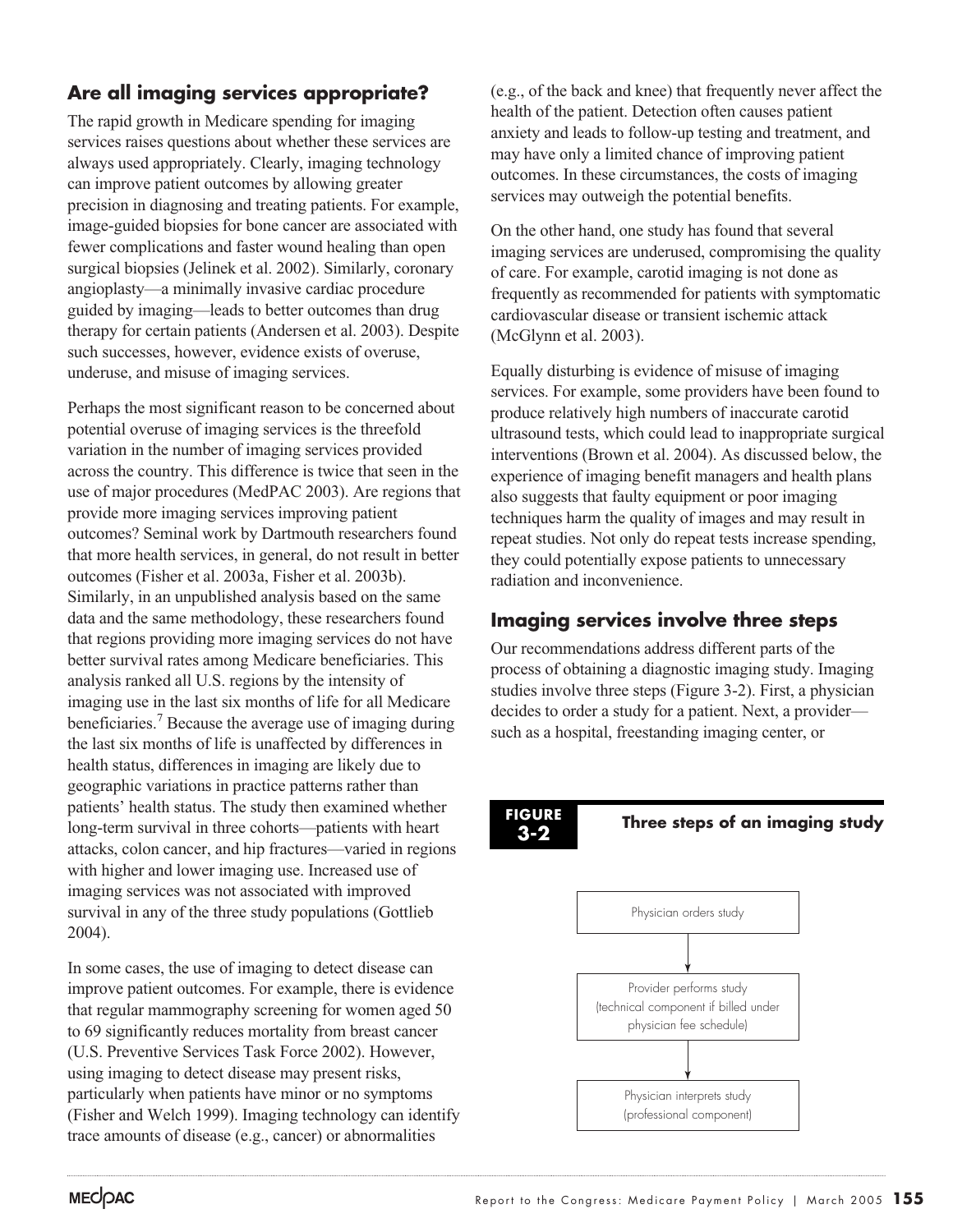## Are all imaging services appropriate?

The rapid growth in Medicare spending for imaging services raises questions about whether these services are always used appropriately. Clearly, imaging technology can improve patient outcomes by allowing greater precision in diagnosing and treating patients. For example, image-guided biopsies for bone cancer are associated with fewer complications and faster wound healing than open surgical biopsies (Jelinek et al. 2002). Similarly, coronary angioplasty—a minimally invasive cardiac procedure guided by imaging—leads to better outcomes than drug therapy for certain patients (Andersen et al. 2003). Despite such successes, however, evidence exists of overuse, underuse, and misuse of imaging services.

Perhaps the most significant reason to be concerned about potential overuse of imaging services is the threefold variation in the number of imaging services provided across the country. This difference is twice that seen in the use of major procedures (MedPAC 2003). Are regions that provide more imaging services improving patient outcomes? Seminal work by Dartmouth researchers found that more health services, in general, do not result in better outcomes (Fisher et al. 2003a, Fisher et al. 2003b). Similarly, in an unpublished analysis based on the same data and the same methodology, these researchers found that regions providing more imaging services do not have better survival rates among Medicare beneficiaries. This analysis ranked all U.S. regions by the intensity of imaging use in the last six months of life for all Medicare beneficiaries.[7] Because the average use of imaging during the last six months of life is unaffected by differences in health status, differences in imaging are likely due to geographic variations in practice patterns rather than patients' health status. The study then examined whether long-term survival in three cohorts—patients with heart attacks, colon cancer, and hip fractures—varied in regions with higher and lower imaging use. Increased use of imaging services was not associated with improved survival in any of the three study populations (Gottlieb 2004).

In some cases, the use of imaging to detect disease can improve patient outcomes. For example, there is evidence that regular mammography screening for women aged 50 to 69 significantly reduces mortality from breast cancer (U.S. Preventive Services Task Force 2002). However, using imaging to detect disease may present risks, particularly when patients have minor or no symptoms (Fisher and Welch 1999). Imaging technology can identify trace amounts of disease (e.g., cancer) or abnormalities (e.g., of the back and knee) that frequently never affect the health of the patient. Detection often causes patient anxiety and leads to follow-up testing and treatment, and may have only a limited chance of improving patient outcomes. In these circumstances, the costs of imaging services may outweigh the potential benefits.

On the other hand, one study has found that several imaging services are underused, compromising the quality of care. For example, carotid imaging is not done as frequently as recommended for patients with symptomatic cardiovascular disease or transient ischemic attack (McGlynn et al. 2003).

Equally disturbing is evidence of misuse of imaging services. For example, some providers have been found to produce relatively high numbers of inaccurate carotid ultrasound tests, which could lead to inappropriate surgical interventions (Brown et al. 2004). As discussed below, the experience of imaging benefit managers and health plans also suggests that faulty equipment or poor imaging techniques harm the quality of images and may result in repeat studies. Not only do repeat tests increase spending, they could potentially expose patients to unnecessary radiation and inconvenience.

## Imaging services involve three steps

Our recommendations address different parts of the process of obtaining a diagnostic imaging study. Imaging studies involve three steps (Figure 3-2). First, a physician decides to order a study for a patient. Next, a provider—such as a hospital, freestanding imaging center, or

**FIGURE 3-2** **Three steps of an imaging study**

Physician orders study

↓

Provider performs study (technical component if billed under physician fee schedule)

↓

Physician interprets study (professional component)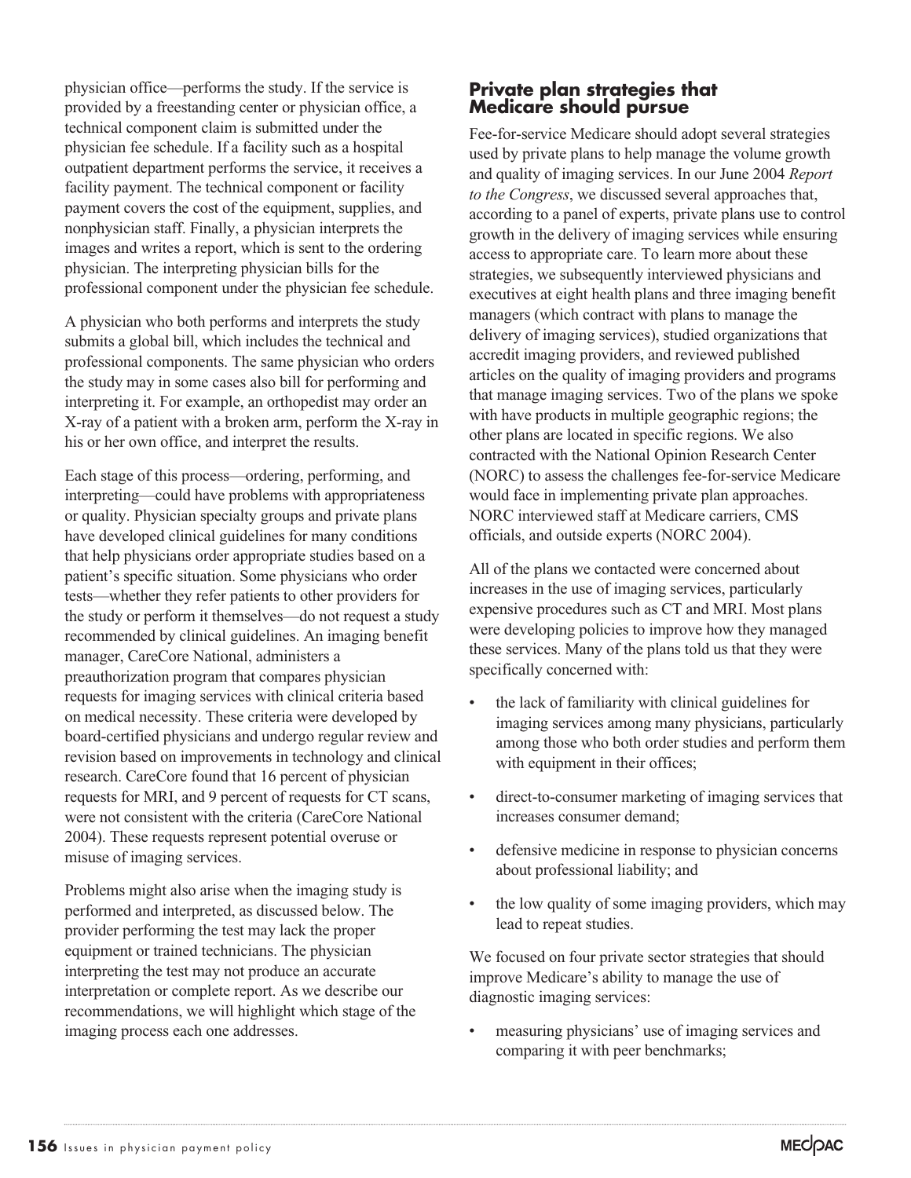physician office—performs the study. If the service is provided by a freestanding center or physician office, a technical component claim is submitted under the physician fee schedule. If a facility such as a hospital outpatient department performs the service, it receives a facility payment. The technical component or facility payment covers the cost of the equipment, supplies, and nonphysician staff. Finally, a physician interprets the images and writes a report, which is sent to the ordering physician. The interpreting physician bills for the professional component under the physician fee schedule.

A physician who both performs and interprets the study submits a global bill, which includes the technical and professional components. The same physician who orders the study may in some cases also bill for performing and interpreting it. For example, an orthopedist may order an X-ray of a patient with a broken arm, perform the X-ray in his or her own office, and interpret the results.

Each stage of this process—ordering, performing, and interpreting—could have problems with appropriateness or quality. Physician specialty groups and private plans have developed clinical guidelines for many conditions that help physicians order appropriate studies based on a patient's specific situation. Some physicians who order tests—whether they refer patients to other providers for the study or perform it themselves—do not request a study recommended by clinical guidelines. An imaging benefit manager, CareCore National, administers a preauthorization program that compares physician requests for imaging services with clinical criteria based on medical necessity. These criteria were developed by board-certified physicians and undergo regular review and revision based on improvements in technology and clinical research. CareCore found that 16 percent of physician requests for MRI, and 9 percent of requests for CT scans, were not consistent with the criteria (CareCore National 2004). These requests represent potential overuse or misuse of imaging services.

Problems might also arise when the imaging study is performed and interpreted, as discussed below. The provider performing the test may lack the proper equipment or trained technicians. The physician interpreting the test may not produce an accurate interpretation or complete report. As we describe our recommendations, we will highlight which stage of the imaging process each one addresses.

## Private plan strategies that Medicare should pursue

Fee-for-service Medicare should adopt several strategies used by private plans to help manage the volume growth and quality of imaging services. In our June 2004 *Report to the Congress*, we discussed several approaches that, according to a panel of experts, private plans use to control growth in the delivery of imaging services while ensuring access to appropriate care. To learn more about these strategies, we subsequently interviewed physicians and executives at eight health plans and three imaging benefit managers (which contract with plans to manage the delivery of imaging services), studied organizations that accredit imaging providers, and reviewed published articles on the quality of imaging providers and programs that manage imaging services. Two of the plans we spoke with have products in multiple geographic regions; the other plans are located in specific regions. We also contracted with the National Opinion Research Center (NORC) to assess the challenges fee-for-service Medicare would face in implementing private plan approaches. NORC interviewed staff at Medicare carriers, CMS officials, and outside experts (NORC 2004).

All of the plans we contacted were concerned about increases in the use of imaging services, particularly expensive procedures such as CT and MRI. Most plans were developing policies to improve how they managed these services. Many of the plans told us that they were specifically concerned with:

- the lack of familiarity with clinical guidelines for imaging services among many physicians, particularly among those who both order studies and perform them with equipment in their offices;
- direct-to-consumer marketing of imaging services that increases consumer demand;
- defensive medicine in response to physician concerns about professional liability; and
- the low quality of some imaging providers, which may lead to repeat studies.

We focused on four private sector strategies that should improve Medicare's ability to manage the use of diagnostic imaging services:

- measuring physicians' use of imaging services and comparing it with peer benchmarks;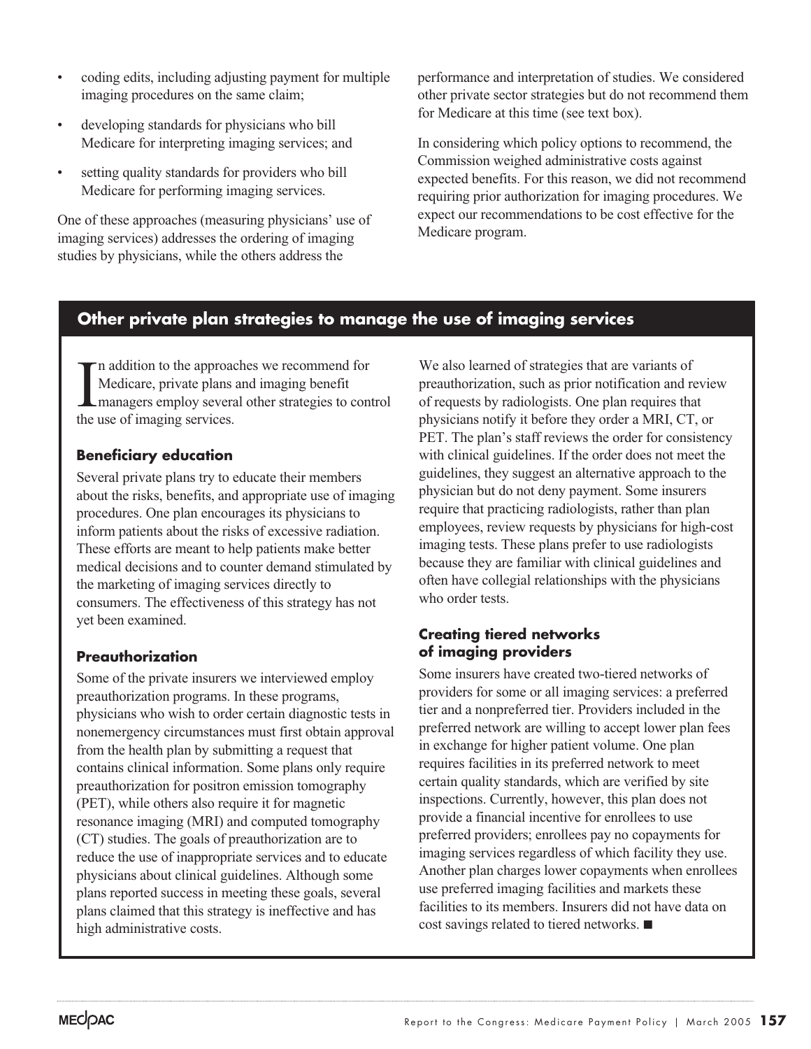- coding edits, including adjusting payment for multiple imaging procedures on the same claim;
- developing standards for physicians who bill Medicare for interpreting imaging services; and
- setting quality standards for providers who bill Medicare for performing imaging services.

One of these approaches (measuring physicians' use of imaging services) addresses the ordering of imaging studies by physicians, while the others address the performance and interpretation of studies. We considered other private sector strategies but do not recommend them for Medicare at this time (see text box).

In considering which policy options to recommend, the Commission weighed administrative costs against expected benefits. For this reason, we did not recommend requiring prior authorization for imaging procedures. We expect our recommendations to be cost effective for the Medicare program.

## Other private plan strategies to manage the use of imaging services

In addition to the approaches we recommend for Medicare, private plans and imaging benefit managers employ several other strategies to control the use of imaging services.

### Beneficiary education

Several private plans try to educate their members about the risks, benefits, and appropriate use of imaging procedures. One plan encourages its physicians to inform patients about the risks of excessive radiation. These efforts are meant to help patients make better medical decisions and to counter demand stimulated by the marketing of imaging services directly to consumers. The effectiveness of this strategy has not yet been examined.

### Preauthorization

Some of the private insurers we interviewed employ preauthorization programs. In these programs, physicians who wish to order certain diagnostic tests in nonemergency circumstances must first obtain approval from the health plan by submitting a request that contains clinical information. Some plans only require preauthorization for positron emission tomography (PET), while others also require it for magnetic resonance imaging (MRI) and computed tomography (CT) studies. The goals of preauthorization are to reduce the use of inappropriate services and to educate physicians about clinical guidelines. Although some plans reported success in meeting these goals, several plans claimed that this strategy is ineffective and has high administrative costs.

We also learned of strategies that are variants of preauthorization, such as prior notification and review of requests by radiologists. One plan requires that physicians notify it before they order a MRI, CT, or PET. The plan's staff reviews the order for consistency with clinical guidelines. If the order does not meet the guidelines, they suggest an alternative approach to the physician but do not deny payment. Some insurers require that practicing radiologists, rather than plan employees, review requests by physicians for high-cost imaging tests. These plans prefer to use radiologists because they are familiar with clinical guidelines and often have collegial relationships with the physicians who order tests.

### Creating tiered networks of imaging providers

Some insurers have created two-tiered networks of providers for some or all imaging services: a preferred tier and a nonpreferred tier. Providers included in the preferred network are willing to accept lower plan fees in exchange for higher patient volume. One plan requires facilities in its preferred network to meet certain quality standards, which are verified by site inspections. Currently, however, this plan does not provide a financial incentive for enrollees to use preferred providers; enrollees pay no copayments for imaging services regardless of which facility they use. Another plan charges lower copayments when enrollees use preferred imaging facilities and markets these facilities to its members. Insurers did not have data on cost savings related to tiered networks. ■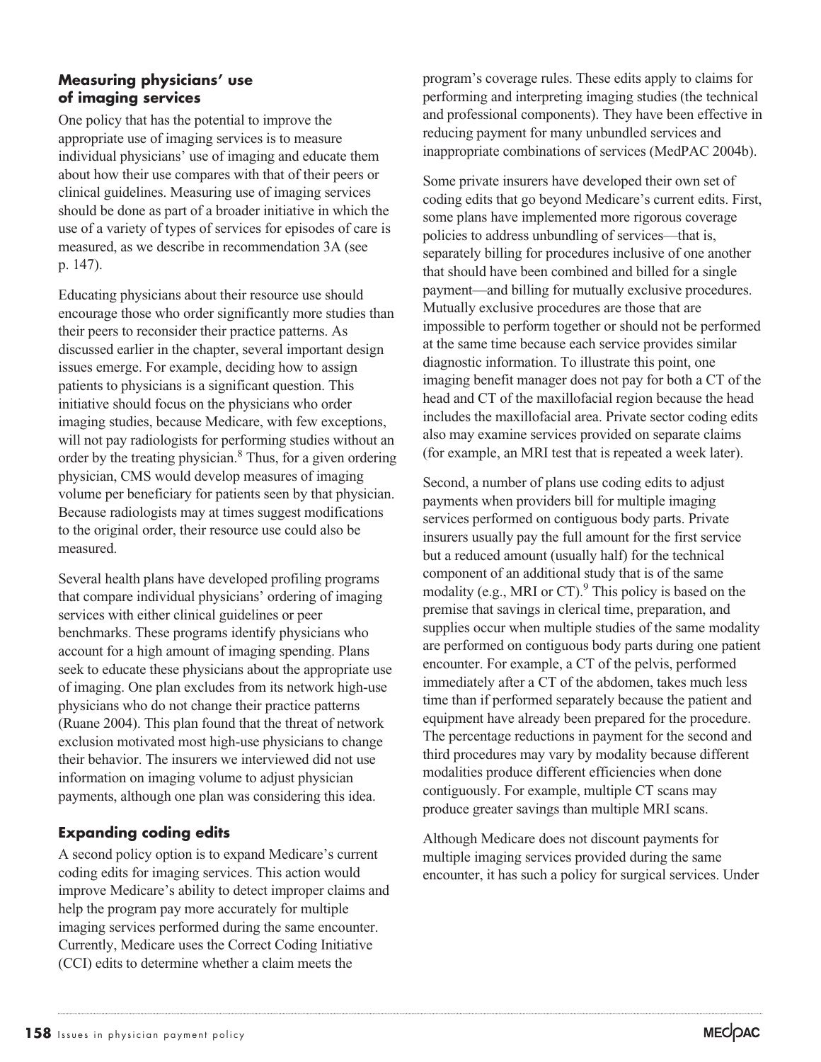### Measuring physicians' use of imaging services

One policy that has the potential to improve the appropriate use of imaging services is to measure individual physicians' use of imaging and educate them about how their use compares with that of their peers or clinical guidelines. Measuring use of imaging services should be done as part of a broader initiative in which the use of a variety of types of services for episodes of care is measured, as we describe in recommendation 3A (see p. 147).

Educating physicians about their resource use should encourage those who order significantly more studies than their peers to reconsider their practice patterns. As discussed earlier in the chapter, several important design issues emerge. For example, deciding how to assign patients to physicians is a significant question. This initiative should focus on the physicians who order imaging studies, because Medicare, with few exceptions, will not pay radiologists for performing studies without an order by the treating physician.[8] Thus, for a given ordering physician, CMS would develop measures of imaging volume per beneficiary for patients seen by that physician. Because radiologists may at times suggest modifications to the original order, their resource use could also be measured.

Several health plans have developed profiling programs that compare individual physicians' ordering of imaging services with either clinical guidelines or peer benchmarks. These programs identify physicians who account for a high amount of imaging spending. Plans seek to educate these physicians about the appropriate use of imaging. One plan excludes from its network high-use physicians who do not change their practice patterns (Ruane 2004). This plan found that the threat of network exclusion motivated most high-use physicians to change their behavior. The insurers we interviewed did not use information on imaging volume to adjust physician payments, although one plan was considering this idea.

### Expanding coding edits

A second policy option is to expand Medicare's current coding edits for imaging services. This action would improve Medicare's ability to detect improper claims and help the program pay more accurately for multiple imaging services performed during the same encounter. Currently, Medicare uses the Correct Coding Initiative (CCI) edits to determine whether a claim meets the program's coverage rules. These edits apply to claims for performing and interpreting imaging studies (the technical and professional components). They have been effective in reducing payment for many unbundled services and inappropriate combinations of services (MedPAC 2004b).

Some private insurers have developed their own set of coding edits that go beyond Medicare's current edits. First, some plans have implemented more rigorous coverage policies to address unbundling of services—that is, separately billing for procedures inclusive of one another that should have been combined and billed for a single payment—and billing for mutually exclusive procedures. Mutually exclusive procedures are those that are impossible to perform together or should not be performed at the same time because each service provides similar diagnostic information. To illustrate this point, one imaging benefit manager does not pay for both a CT of the head and CT of the maxillofacial region because the head includes the maxillofacial area. Private sector coding edits also may examine services provided on separate claims (for example, an MRI test that is repeated a week later).

Second, a number of plans use coding edits to adjust payments when providers bill for multiple imaging services performed on contiguous body parts. Private insurers usually pay the full amount for the first service but a reduced amount (usually half) for the technical component of an additional study that is of the same modality (e.g., MRI or CT).[9] This policy is based on the premise that savings in clerical time, preparation, and supplies occur when multiple studies of the same modality are performed on contiguous body parts during one patient encounter. For example, a CT of the pelvis, performed immediately after a CT of the abdomen, takes much less time than if performed separately because the patient and equipment have already been prepared for the procedure. The percentage reductions in payment for the second and third procedures may vary by modality because different modalities produce different efficiencies when done contiguously. For example, multiple CT scans may produce greater savings than multiple MRI scans.

Although Medicare does not discount payments for multiple imaging services provided during the same encounter, it has such a policy for surgical services. Under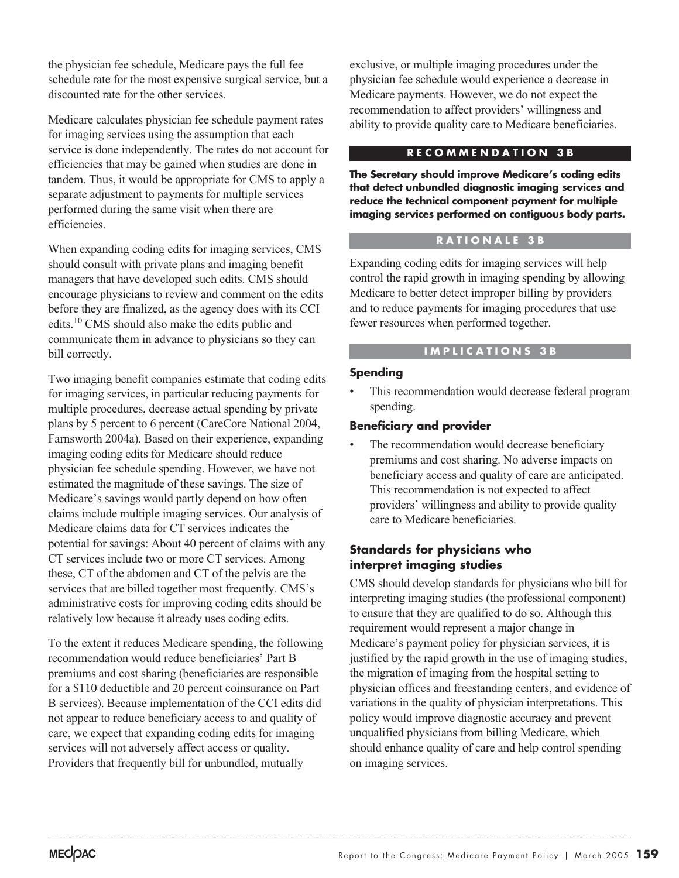the physician fee schedule, Medicare pays the full fee schedule rate for the most expensive surgical service, but a discounted rate for the other services.

Medicare calculates physician fee schedule payment rates for imaging services using the assumption that each service is done independently. The rates do not account for efficiencies that may be gained when studies are done in tandem. Thus, it would be appropriate for CMS to apply a separate adjustment to payments for multiple services performed during the same visit when there are efficiencies.

When expanding coding edits for imaging services, CMS should consult with private plans and imaging benefit managers that have developed such edits. CMS should encourage physicians to review and comment on the edits before they are finalized, as the agency does with its CCI edits.[10] CMS should also make the edits public and communicate them in advance to physicians so they can bill correctly.

Two imaging benefit companies estimate that coding edits for imaging services, in particular reducing payments for multiple procedures, decrease actual spending by private plans by 5 percent to 6 percent (CareCore National 2004, Farnsworth 2004a). Based on their experience, expanding imaging coding edits for Medicare should reduce physician fee schedule spending. However, we have not estimated the magnitude of these savings. The size of Medicare's savings would partly depend on how often claims include multiple imaging services. Our analysis of Medicare claims data for CT services indicates the potential for savings: About 40 percent of claims with any CT services include two or more CT services. Among these, CT of the abdomen and CT of the pelvis are the services that are billed together most frequently. CMS's administrative costs for improving coding edits should be relatively low because it already uses coding edits.

To the extent it reduces Medicare spending, the following recommendation would reduce beneficiaries' Part B premiums and cost sharing (beneficiaries are responsible for a $110 deductible and 20 percent coinsurance on Part B services). Because implementation of the CCI edits did not appear to reduce beneficiary access to and quality of care, we expect that expanding coding edits for imaging services will not adversely affect access or quality. Providers that frequently bill for unbundled, mutually exclusive, or multiple imaging procedures under the physician fee schedule would experience a decrease in Medicare payments. However, we do not expect the recommendation to affect providers' willingness and ability to provide quality care to Medicare beneficiaries.

### RECOMMENDATION 3B

**The Secretary should improve Medicare's coding edits that detect unbundled diagnostic imaging services and reduce the technical component payment for multiple imaging services performed on contiguous body parts.**

### RATIONALE 3B

Expanding coding edits for imaging services will help control the rapid growth in imaging spending by allowing Medicare to better detect improper billing by providers and to reduce payments for imaging procedures that use fewer resources when performed together.

### IMPLICATIONS 3B

**Spending**

- This recommendation would decrease federal program spending.

**Beneficiary and provider**

- The recommendation would decrease beneficiary premiums and cost sharing. No adverse impacts on beneficiary access and quality of care are anticipated. This recommendation is not expected to affect providers' willingness and ability to provide quality care to Medicare beneficiaries.

## Standards for physicians who interpret imaging studies

CMS should develop standards for physicians who bill for interpreting imaging studies (the professional component) to ensure that they are qualified to do so. Although this requirement would represent a major change in Medicare's payment policy for physician services, it is justified by the rapid growth in the use of imaging studies, the migration of imaging from the hospital setting to physician offices and freestanding centers, and evidence of variations in the quality of physician interpretations. This policy would improve diagnostic accuracy and prevent unqualified physicians from billing Medicare, which should enhance quality of care and help control spending on imaging services.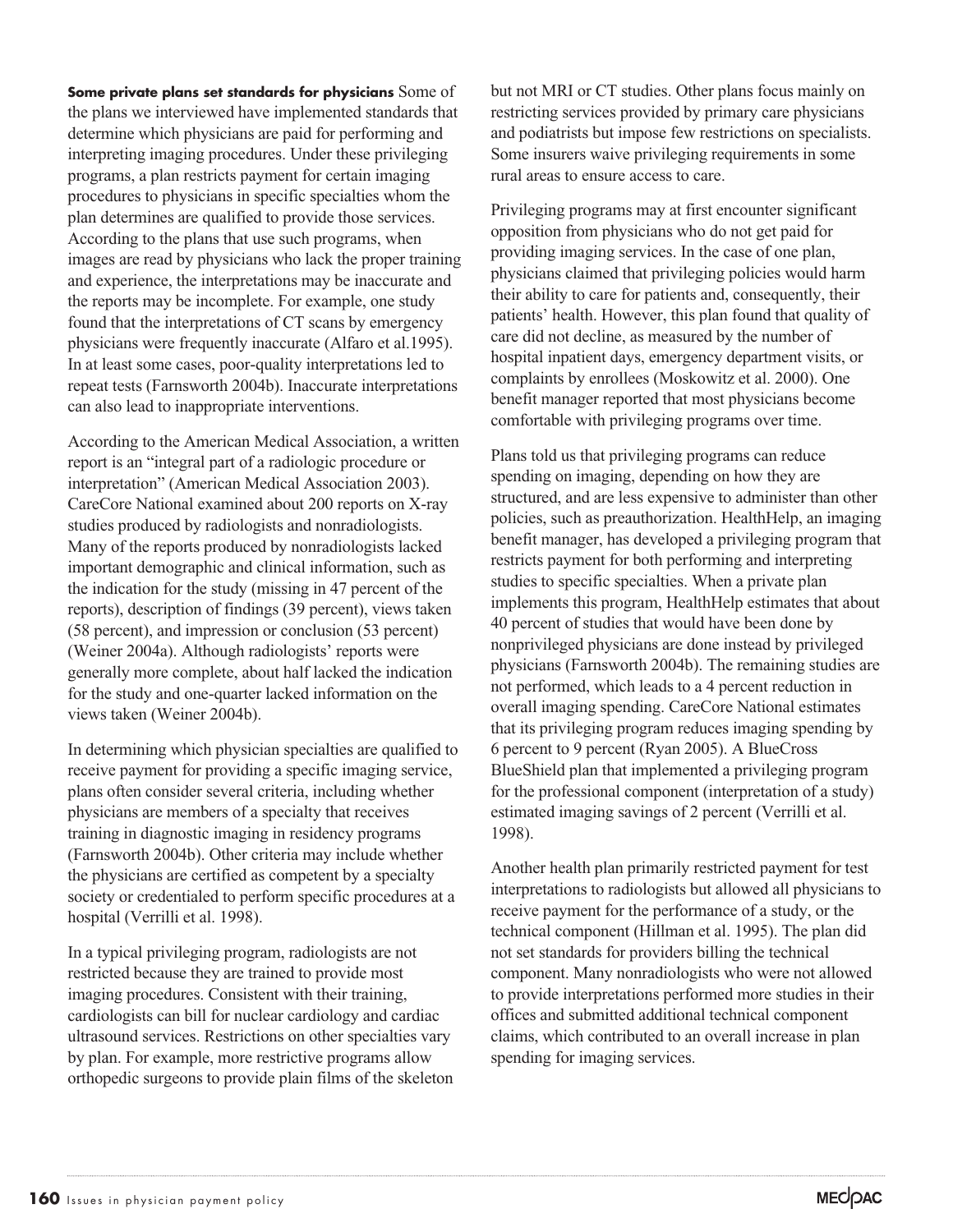**Some private plans set standards for physicians** Some of the plans we interviewed have implemented standards that determine which physicians are paid for performing and interpreting imaging procedures. Under these privileging programs, a plan restricts payment for certain imaging procedures to physicians in specific specialties whom the plan determines are qualified to provide those services. According to the plans that use such programs, when images are read by physicians who lack the proper training and experience, the interpretations may be inaccurate and the reports may be incomplete. For example, one study found that the interpretations of CT scans by emergency physicians were frequently inaccurate (Alfaro et al.1995). In at least some cases, poor-quality interpretations led to repeat tests (Farnsworth 2004b). Inaccurate interpretations can also lead to inappropriate interventions.

According to the American Medical Association, a written report is an "integral part of a radiologic procedure or interpretation" (American Medical Association 2003). CareCore National examined about 200 reports on X-ray studies produced by radiologists and nonradiologists. Many of the reports produced by nonradiologists lacked important demographic and clinical information, such as the indication for the study (missing in 47 percent of the reports), description of findings (39 percent), views taken (58 percent), and impression or conclusion (53 percent) (Weiner 2004a). Although radiologists' reports were generally more complete, about half lacked the indication for the study and one-quarter lacked information on the views taken (Weiner 2004b).

In determining which physician specialties are qualified to receive payment for providing a specific imaging service, plans often consider several criteria, including whether physicians are members of a specialty that receives training in diagnostic imaging in residency programs (Farnsworth 2004b). Other criteria may include whether the physicians are certified as competent by a specialty society or credentialed to perform specific procedures at a hospital (Verrilli et al. 1998).

In a typical privileging program, radiologists are not restricted because they are trained to provide most imaging procedures. Consistent with their training, cardiologists can bill for nuclear cardiology and cardiac ultrasound services. Restrictions on other specialties vary by plan. For example, more restrictive programs allow orthopedic surgeons to provide plain films of the skeleton but not MRI or CT studies. Other plans focus mainly on restricting services provided by primary care physicians and podiatrists but impose few restrictions on specialists. Some insurers waive privileging requirements in some rural areas to ensure access to care.

Privileging programs may at first encounter significant opposition from physicians who do not get paid for providing imaging services. In the case of one plan, physicians claimed that privileging policies would harm their ability to care for patients and, consequently, their patients' health. However, this plan found that quality of care did not decline, as measured by the number of hospital inpatient days, emergency department visits, or complaints by enrollees (Moskowitz et al. 2000). One benefit manager reported that most physicians become comfortable with privileging programs over time.

Plans told us that privileging programs can reduce spending on imaging, depending on how they are structured, and are less expensive to administer than other policies, such as preauthorization. HealthHelp, an imaging benefit manager, has developed a privileging program that restricts payment for both performing and interpreting studies to specific specialties. When a private plan implements this program, HealthHelp estimates that about 40 percent of studies that would have been done by nonprivileged physicians are done instead by privileged physicians (Farnsworth 2004b). The remaining studies are not performed, which leads to a 4 percent reduction in overall imaging spending. CareCore National estimates that its privileging program reduces imaging spending by 6 percent to 9 percent (Ryan 2005). A BlueCross BlueShield plan that implemented a privileging program for the professional component (interpretation of a study) estimated imaging savings of 2 percent (Verrilli et al. 1998).

Another health plan primarily restricted payment for test interpretations to radiologists but allowed all physicians to receive payment for the performance of a study, or the technical component (Hillman et al. 1995). The plan did not set standards for providers billing the technical component. Many nonradiologists who were not allowed to provide interpretations performed more studies in their offices and submitted additional technical component claims, which contributed to an overall increase in plan spending for imaging services.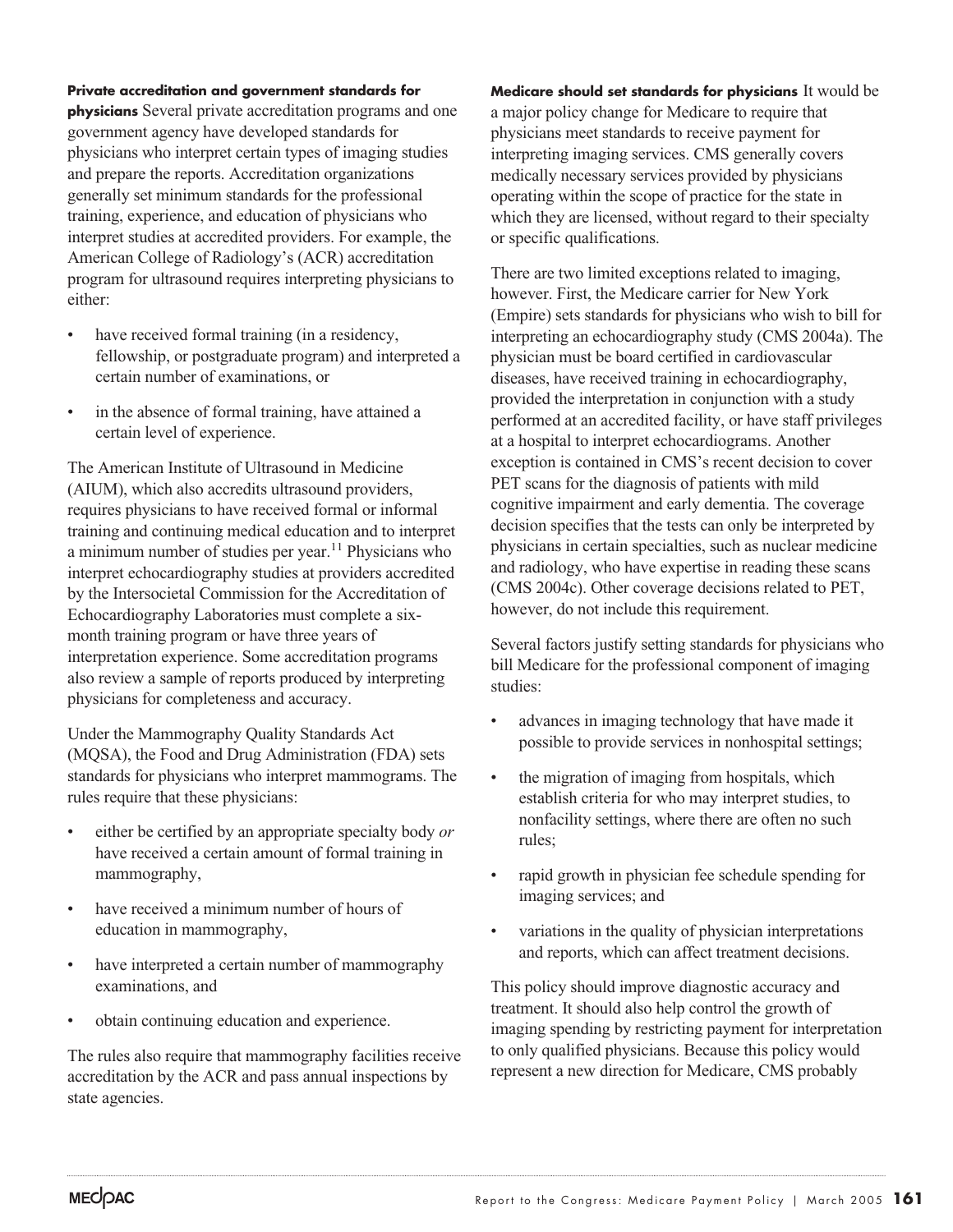**Private accreditation and government standards for physicians** Several private accreditation programs and one government agency have developed standards for physicians who interpret certain types of imaging studies and prepare the reports. Accreditation organizations generally set minimum standards for the professional training, experience, and education of physicians who interpret studies at accredited providers. For example, the American College of Radiology's (ACR) accreditation program for ultrasound requires interpreting physicians to either:

- have received formal training (in a residency, fellowship, or postgraduate program) and interpreted a certain number of examinations, or
- in the absence of formal training, have attained a certain level of experience.

The American Institute of Ultrasound in Medicine (AIUM), which also accredits ultrasound providers, requires physicians to have received formal or informal training and continuing medical education and to interpret a minimum number of studies per year.[11] Physicians who interpret echocardiography studies at providers accredited by the Intersocietal Commission for the Accreditation of Echocardiography Laboratories must complete a six-month training program or have three years of interpretation experience. Some accreditation programs also review a sample of reports produced by interpreting physicians for completeness and accuracy.

Under the Mammography Quality Standards Act (MQSA), the Food and Drug Administration (FDA) sets standards for physicians who interpret mammograms. The rules require that these physicians:

- either be certified by an appropriate specialty body *or* have received a certain amount of formal training in mammography,
- have received a minimum number of hours of education in mammography,
- have interpreted a certain number of mammography examinations, and
- obtain continuing education and experience.

The rules also require that mammography facilities receive accreditation by the ACR and pass annual inspections by state agencies.

**Medicare should set standards for physicians** It would be a major policy change for Medicare to require that physicians meet standards to receive payment for interpreting imaging services. CMS generally covers medically necessary services provided by physicians operating within the scope of practice for the state in which they are licensed, without regard to their specialty or specific qualifications.

There are two limited exceptions related to imaging, however. First, the Medicare carrier for New York (Empire) sets standards for physicians who wish to bill for interpreting an echocardiography study (CMS 2004a). The physician must be board certified in cardiovascular diseases, have received training in echocardiography, provided the interpretation in conjunction with a study performed at an accredited facility, or have staff privileges at a hospital to interpret echocardiograms. Another exception is contained in CMS's recent decision to cover PET scans for the diagnosis of patients with mild cognitive impairment and early dementia. The coverage decision specifies that the tests can only be interpreted by physicians in certain specialties, such as nuclear medicine and radiology, who have expertise in reading these scans (CMS 2004c). Other coverage decisions related to PET, however, do not include this requirement.

Several factors justify setting standards for physicians who bill Medicare for the professional component of imaging studies:

- advances in imaging technology that have made it possible to provide services in nonhospital settings;
- the migration of imaging from hospitals, which establish criteria for who may interpret studies, to nonfacility settings, where there are often no such rules;
- rapid growth in physician fee schedule spending for imaging services; and
- variations in the quality of physician interpretations and reports, which can affect treatment decisions.

This policy should improve diagnostic accuracy and treatment. It should also help control the growth of imaging spending by restricting payment for interpretation to only qualified physicians. Because this policy would represent a new direction for Medicare, CMS probably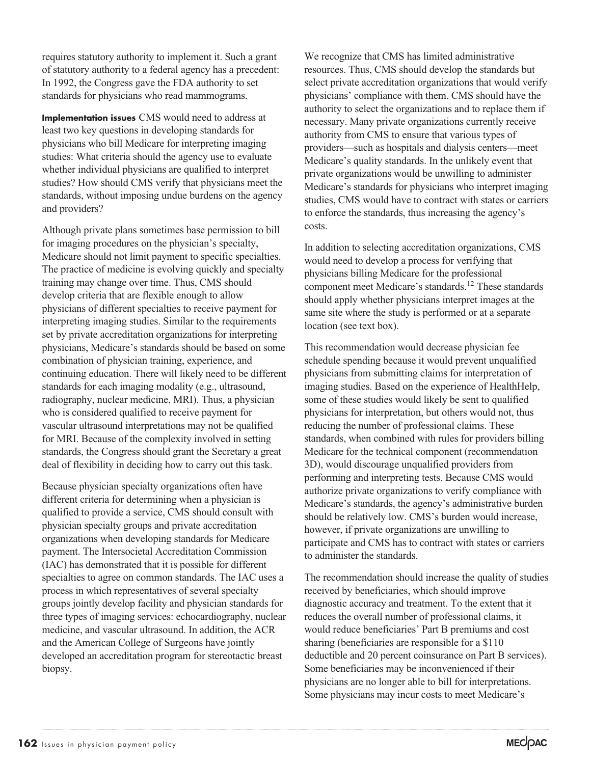requires statutory authority to implement it. Such a grant of statutory authority to a federal agency has a precedent: In 1992, the Congress gave the FDA authority to set standards for physicians who read mammograms.

**Implementation issues** CMS would need to address at least two key questions in developing standards for physicians who bill Medicare for interpreting imaging studies: What criteria should the agency use to evaluate whether individual physicians are qualified to interpret studies? How should CMS verify that physicians meet the standards, without imposing undue burdens on the agency and providers?

Although private plans sometimes base permission to bill for imaging procedures on the physician's specialty, Medicare should not limit payment to specific specialties. The practice of medicine is evolving quickly and specialty training may change over time. Thus, CMS should develop criteria that are flexible enough to allow physicians of different specialties to receive payment for interpreting imaging studies. Similar to the requirements set by private accreditation organizations for interpreting physicians, Medicare's standards should be based on some combination of physician training, experience, and continuing education. There will likely need to be different standards for each imaging modality (e.g., ultrasound, radiography, nuclear medicine, MRI). Thus, a physician who is considered qualified to receive payment for vascular ultrasound interpretations may not be qualified for MRI. Because of the complexity involved in setting standards, the Congress should grant the Secretary a great deal of flexibility in deciding how to carry out this task.

Because physician specialty organizations often have different criteria for determining when a physician is qualified to provide a service, CMS should consult with physician specialty groups and private accreditation organizations when developing standards for Medicare payment. The Intersocietal Accreditation Commission (IAC) has demonstrated that it is possible for different specialties to agree on common standards. The IAC uses a process in which representatives of several specialty groups jointly develop facility and physician standards for three types of imaging services: echocardiography, nuclear medicine, and vascular ultrasound. In addition, the ACR and the American College of Surgeons have jointly developed an accreditation program for stereotactic breast biopsy.

We recognize that CMS has limited administrative resources. Thus, CMS should develop the standards but select private accreditation organizations that would verify physicians' compliance with them. CMS should have the authority to select the organizations and to replace them if necessary. Many private organizations currently receive authority from CMS to ensure that various types of providers—such as hospitals and dialysis centers—meet Medicare's quality standards. In the unlikely event that private organizations would be unwilling to administer Medicare's standards for physicians who interpret imaging studies, CMS would have to contract with states or carriers to enforce the standards, thus increasing the agency's costs.

In addition to selecting accreditation organizations, CMS would need to develop a process for verifying that physicians billing Medicare for the professional component meet Medicare's standards.[12] These standards should apply whether physicians interpret images at the same site where the study is performed or at a separate location (see text box).

This recommendation would decrease physician fee schedule spending because it would prevent unqualified physicians from submitting claims for interpretation of imaging studies. Based on the experience of HealthHelp, some of these studies would likely be sent to qualified physicians for interpretation, but others would not, thus reducing the number of professional claims. These standards, when combined with rules for providers billing Medicare for the technical component (recommendation 3D), would discourage unqualified providers from performing and interpreting tests. Because CMS would authorize private organizations to verify compliance with Medicare's standards, the agency's administrative burden should be relatively low. CMS's burden would increase, however, if private organizations are unwilling to participate and CMS has to contract with states or carriers to administer the standards.

The recommendation should increase the quality of studies received by beneficiaries, which should improve diagnostic accuracy and treatment. To the extent that it reduces the overall number of professional claims, it would reduce beneficiaries' Part B premiums and cost sharing (beneficiaries are responsible for a $110 deductible and 20 percent coinsurance on Part B services). Some beneficiaries may be inconvenienced if their physicians are no longer able to bill for interpretations. Some physicians may incur costs to meet Medicare's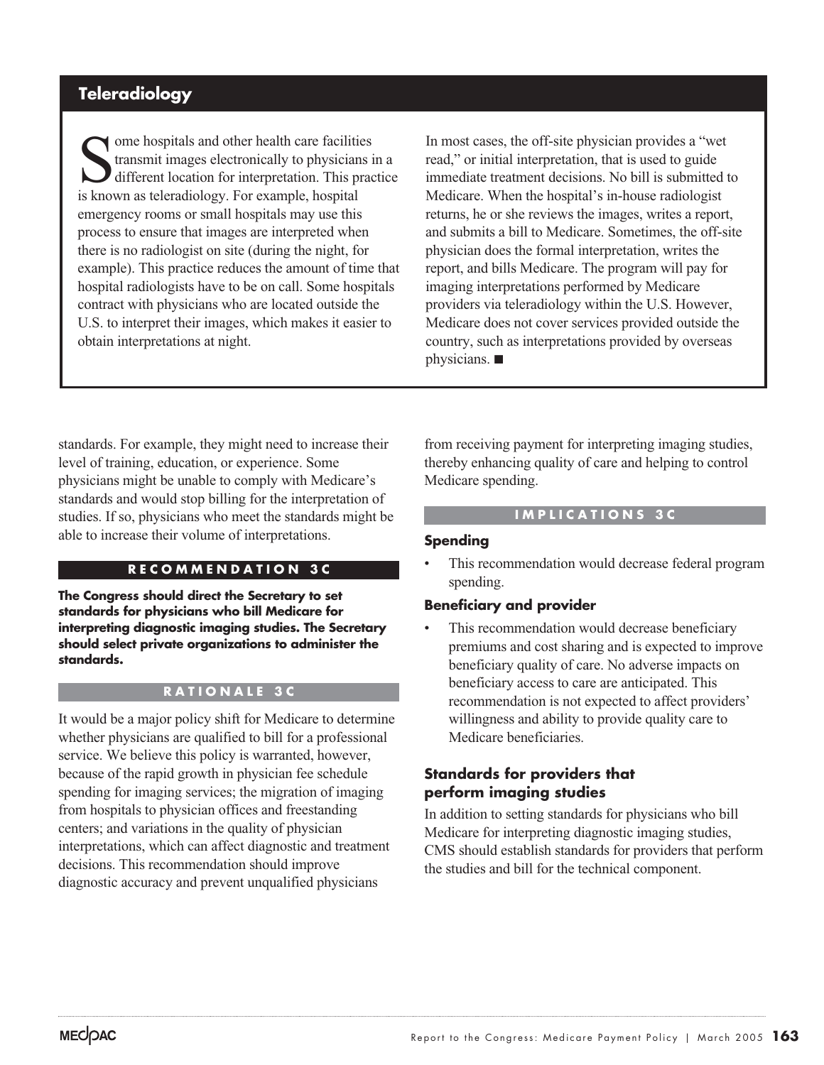## Teleradiology

Some hospitals and other health care facilities transmit images electronically to physicians in a different location for interpretation. This practice is known as teleradiology. For example, hospital emergency rooms or small hospitals may use this process to ensure that images are interpreted when there is no radiologist on site (during the night, for example). This practice reduces the amount of time that hospital radiologists have to be on call. Some hospitals contract with physicians who are located outside the U.S. to interpret their images, which makes it easier to obtain interpretations at night.

In most cases, the off-site physician provides a "wet read," or initial interpretation, that is used to guide immediate treatment decisions. No bill is submitted to Medicare. When the hospital's in-house radiologist returns, he or she reviews the images, writes a report, and submits a bill to Medicare. Sometimes, the off-site physician does the formal interpretation, writes the report, and bills Medicare. The program will pay for imaging interpretations performed by Medicare providers via teleradiology within the U.S. However, Medicare does not cover services provided outside the country, such as interpretations provided by overseas physicians. ■

standards. For example, they might need to increase their level of training, education, or experience. Some physicians might be unable to comply with Medicare's standards and would stop billing for the interpretation of studies. If so, physicians who meet the standards might be able to increase their volume of interpretations.

### RECOMMENDATION 3C

**The Congress should direct the Secretary to set standards for physicians who bill Medicare for interpreting diagnostic imaging studies. The Secretary should select private organizations to administer the standards.**

### RATIONALE 3C

It would be a major policy shift for Medicare to determine whether physicians are qualified to bill for a professional service. We believe this policy is warranted, however, because of the rapid growth in physician fee schedule spending for imaging services; the migration of imaging from hospitals to physician offices and freestanding centers; and variations in the quality of physician interpretations, which can affect diagnostic and treatment decisions. This recommendation should improve diagnostic accuracy and prevent unqualified physicians from receiving payment for interpreting imaging studies, thereby enhancing quality of care and helping to control Medicare spending.

### IMPLICATIONS 3C

**Spending**

- This recommendation would decrease federal program spending.

**Beneficiary and provider**

- This recommendation would decrease beneficiary premiums and cost sharing and is expected to improve beneficiary quality of care. No adverse impacts on beneficiary access to care are anticipated. This recommendation is not expected to affect providers' willingness and ability to provide quality care to Medicare beneficiaries.

### Standards for providers that perform imaging studies

In addition to setting standards for physicians who bill Medicare for interpreting diagnostic imaging studies, CMS should establish standards for providers that perform the studies and bill for the technical component.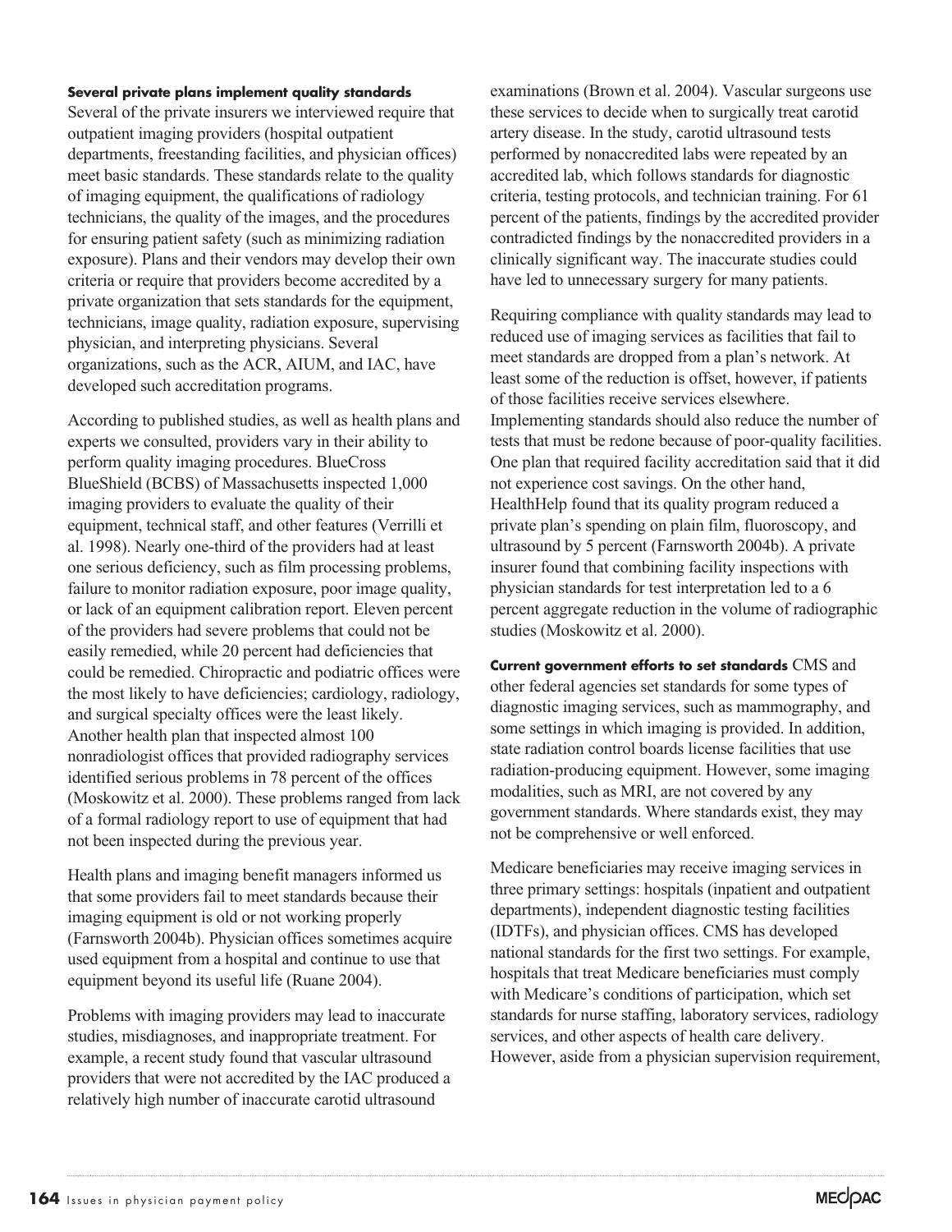**Several private plans implement quality standards** Several of the private insurers we interviewed require that outpatient imaging providers (hospital outpatient departments, freestanding facilities, and physician offices) meet basic standards. These standards relate to the quality of imaging equipment, the qualifications of radiology technicians, the quality of the images, and the procedures for ensuring patient safety (such as minimizing radiation exposure). Plans and their vendors may develop their own criteria or require that providers become accredited by a private organization that sets standards for the equipment, technicians, image quality, radiation exposure, supervising physician, and interpreting physicians. Several organizations, such as the ACR, AIUM, and IAC, have developed such accreditation programs.

According to published studies, as well as health plans and experts we consulted, providers vary in their ability to perform quality imaging procedures. BlueCross BlueShield (BCBS) of Massachusetts inspected 1,000 imaging providers to evaluate the quality of their equipment, technical staff, and other features (Verrilli et al. 1998). Nearly one-third of the providers had at least one serious deficiency, such as film processing problems, failure to monitor radiation exposure, poor image quality, or lack of an equipment calibration report. Eleven percent of the providers had severe problems that could not be easily remedied, while 20 percent had deficiencies that could be remedied. Chiropractic and podiatric offices were the most likely to have deficiencies; cardiology, radiology, and surgical specialty offices were the least likely. Another health plan that inspected almost 100 nonradiologist offices that provided radiography services identified serious problems in 78 percent of the offices (Moskowitz et al. 2000). These problems ranged from lack of a formal radiology report to use of equipment that had not been inspected during the previous year.

Health plans and imaging benefit managers informed us that some providers fail to meet standards because their imaging equipment is old or not working properly (Farnsworth 2004b). Physician offices sometimes acquire used equipment from a hospital and continue to use that equipment beyond its useful life (Ruane 2004).

Problems with imaging providers may lead to inaccurate studies, misdiagnoses, and inappropriate treatment. For example, a recent study found that vascular ultrasound providers that were not accredited by the IAC produced a relatively high number of inaccurate carotid ultrasound examinations (Brown et al. 2004). Vascular surgeons use these services to decide when to surgically treat carotid artery disease. In the study, carotid ultrasound tests performed by nonaccredited labs were repeated by an accredited lab, which follows standards for diagnostic criteria, testing protocols, and technician training. For 61 percent of the patients, findings by the accredited provider contradicted findings by the nonaccredited providers in a clinically significant way. The inaccurate studies could have led to unnecessary surgery for many patients.

Requiring compliance with quality standards may lead to reduced use of imaging services as facilities that fail to meet standards are dropped from a plan's network. At least some of the reduction is offset, however, if patients of those facilities receive services elsewhere. Implementing standards should also reduce the number of tests that must be redone because of poor-quality facilities. One plan that required facility accreditation said that it did not experience cost savings. On the other hand, HealthHelp found that its quality program reduced a private plan's spending on plain film, fluoroscopy, and ultrasound by 5 percent (Farnsworth 2004b). A private insurer found that combining facility inspections with physician standards for test interpretation led to a 6 percent aggregate reduction in the volume of radiographic studies (Moskowitz et al. 2000).

**Current government efforts to set standards** CMS and other federal agencies set standards for some types of diagnostic imaging services, such as mammography, and some settings in which imaging is provided. In addition, state radiation control boards license facilities that use radiation-producing equipment. However, some imaging modalities, such as MRI, are not covered by any government standards. Where standards exist, they may not be comprehensive or well enforced.

Medicare beneficiaries may receive imaging services in three primary settings: hospitals (inpatient and outpatient departments), independent diagnostic testing facilities (IDTFs), and physician offices. CMS has developed national standards for the first two settings. For example, hospitals that treat Medicare beneficiaries must comply with Medicare's conditions of participation, which set standards for nurse staffing, laboratory services, radiology services, and other aspects of health care delivery. However, aside from a physician supervision requirement,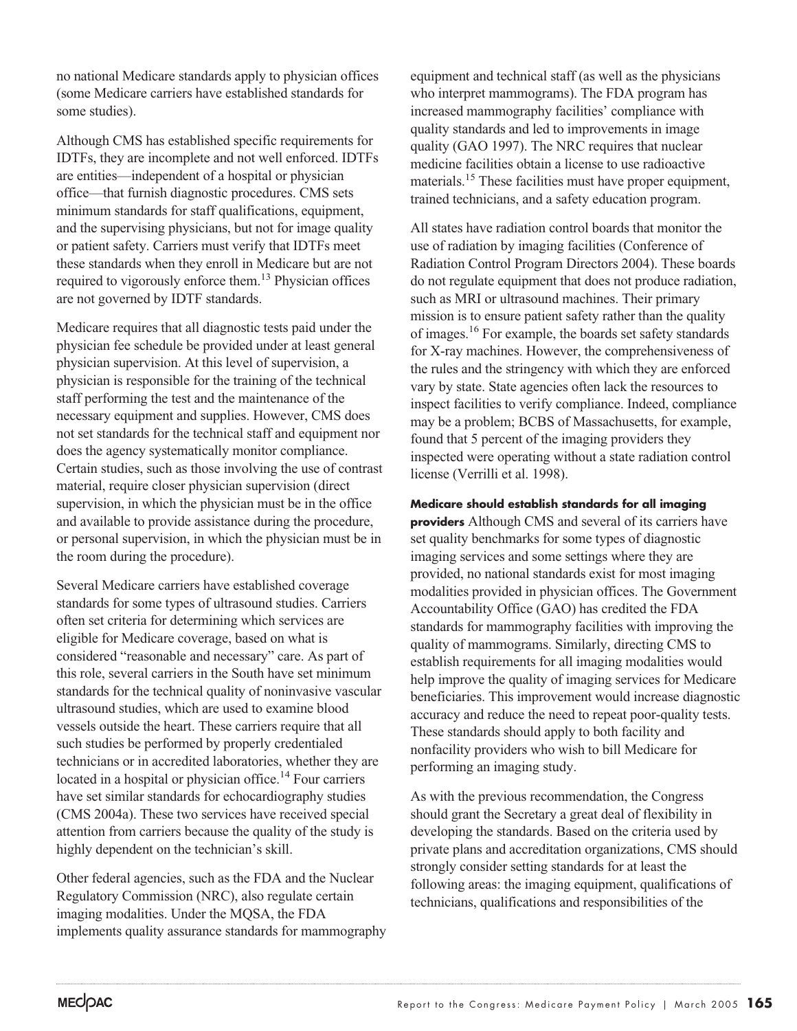no national Medicare standards apply to physician offices (some Medicare carriers have established standards for some studies).

Although CMS has established specific requirements for IDTFs, they are incomplete and not well enforced. IDTFs are entities—independent of a hospital or physician office—that furnish diagnostic procedures. CMS sets minimum standards for staff qualifications, equipment, and the supervising physicians, but not for image quality or patient safety. Carriers must verify that IDTFs meet these standards when they enroll in Medicare but are not required to vigorously enforce them.[13] Physician offices are not governed by IDTF standards.

Medicare requires that all diagnostic tests paid under the physician fee schedule be provided under at least general physician supervision. At this level of supervision, a physician is responsible for the training of the technical staff performing the test and the maintenance of the necessary equipment and supplies. However, CMS does not set standards for the technical staff and equipment nor does the agency systematically monitor compliance. Certain studies, such as those involving the use of contrast material, require closer physician supervision (direct supervision, in which the physician must be in the office and available to provide assistance during the procedure, or personal supervision, in which the physician must be in the room during the procedure).

Several Medicare carriers have established coverage standards for some types of ultrasound studies. Carriers often set criteria for determining which services are eligible for Medicare coverage, based on what is considered "reasonable and necessary" care. As part of this role, several carriers in the South have set minimum standards for the technical quality of noninvasive vascular ultrasound studies, which are used to examine blood vessels outside the heart. These carriers require that all such studies be performed by properly credentialed technicians or in accredited laboratories, whether they are located in a hospital or physician office.[14] Four carriers have set similar standards for echocardiography studies (CMS 2004a). These two services have received special attention from carriers because the quality of the study is highly dependent on the technician's skill.

Other federal agencies, such as the FDA and the Nuclear Regulatory Commission (NRC), also regulate certain imaging modalities. Under the MQSA, the FDA implements quality assurance standards for mammography equipment and technical staff (as well as the physicians who interpret mammograms). The FDA program has increased mammography facilities' compliance with quality standards and led to improvements in image quality (GAO 1997). The NRC requires that nuclear medicine facilities obtain a license to use radioactive materials.[15] These facilities must have proper equipment, trained technicians, and a safety education program.

All states have radiation control boards that monitor the use of radiation by imaging facilities (Conference of Radiation Control Program Directors 2004). These boards do not regulate equipment that does not produce radiation, such as MRI or ultrasound machines. Their primary mission is to ensure patient safety rather than the quality of images.[16] For example, the boards set safety standards for X-ray machines. However, the comprehensiveness of the rules and the stringency with which they are enforced vary by state. State agencies often lack the resources to inspect facilities to verify compliance. Indeed, compliance may be a problem; BCBS of Massachusetts, for example, found that 5 percent of the imaging providers they inspected were operating without a state radiation control license (Verrilli et al. 1998).

**Medicare should establish standards for all imaging providers** Although CMS and several of its carriers have set quality benchmarks for some types of diagnostic imaging services and some settings where they are provided, no national standards exist for most imaging modalities provided in physician offices. The Government Accountability Office (GAO) has credited the FDA standards for mammography facilities with improving the quality of mammograms. Similarly, directing CMS to establish requirements for all imaging modalities would help improve the quality of imaging services for Medicare beneficiaries. This improvement would increase diagnostic accuracy and reduce the need to repeat poor-quality tests. These standards should apply to both facility and nonfacility providers who wish to bill Medicare for performing an imaging study.

As with the previous recommendation, the Congress should grant the Secretary a great deal of flexibility in developing the standards. Based on the criteria used by private plans and accreditation organizations, CMS should strongly consider setting standards for at least the following areas: the imaging equipment, qualifications of technicians, qualifications and responsibilities of the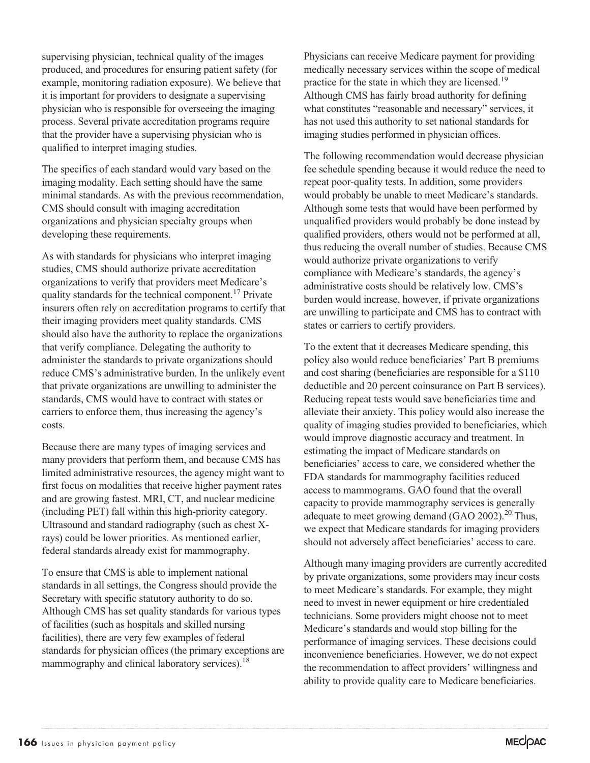supervising physician, technical quality of the images produced, and procedures for ensuring patient safety (for example, monitoring radiation exposure). We believe that it is important for providers to designate a supervising physician who is responsible for overseeing the imaging process. Several private accreditation programs require that the provider have a supervising physician who is qualified to interpret imaging studies.

The specifics of each standard would vary based on the imaging modality. Each setting should have the same minimal standards. As with the previous recommendation, CMS should consult with imaging accreditation organizations and physician specialty groups when developing these requirements.

As with standards for physicians who interpret imaging studies, CMS should authorize private accreditation organizations to verify that providers meet Medicare's quality standards for the technical component.[17] Private insurers often rely on accreditation programs to certify that their imaging providers meet quality standards. CMS should also have the authority to replace the organizations that verify compliance. Delegating the authority to administer the standards to private organizations should reduce CMS's administrative burden. In the unlikely event that private organizations are unwilling to administer the standards, CMS would have to contract with states or carriers to enforce them, thus increasing the agency's costs.

Because there are many types of imaging services and many providers that perform them, and because CMS has limited administrative resources, the agency might want to first focus on modalities that receive higher payment rates and are growing fastest. MRI, CT, and nuclear medicine (including PET) fall within this high-priority category. Ultrasound and standard radiography (such as chest X-rays) could be lower priorities. As mentioned earlier, federal standards already exist for mammography.

To ensure that CMS is able to implement national standards in all settings, the Congress should provide the Secretary with specific statutory authority to do so. Although CMS has set quality standards for various types of facilities (such as hospitals and skilled nursing facilities), there are very few examples of federal standards for physician offices (the primary exceptions are mammography and clinical laboratory services).[18]

Physicians can receive Medicare payment for providing medically necessary services within the scope of medical practice for the state in which they are licensed.[19] Although CMS has fairly broad authority for defining what constitutes "reasonable and necessary" services, it has not used this authority to set national standards for imaging studies performed in physician offices.

The following recommendation would decrease physician fee schedule spending because it would reduce the need to repeat poor-quality tests. In addition, some providers would probably be unable to meet Medicare's standards. Although some tests that would have been performed by unqualified providers would probably be done instead by qualified providers, others would not be performed at all, thus reducing the overall number of studies. Because CMS would authorize private organizations to verify compliance with Medicare's standards, the agency's administrative costs should be relatively low. CMS's burden would increase, however, if private organizations are unwilling to participate and CMS has to contract with states or carriers to certify providers.

To the extent that it decreases Medicare spending, this policy also would reduce beneficiaries' Part B premiums and cost sharing (beneficiaries are responsible for a $110 deductible and 20 percent coinsurance on Part B services). Reducing repeat tests would save beneficiaries time and alleviate their anxiety. This policy would also increase the quality of imaging studies provided to beneficiaries, which would improve diagnostic accuracy and treatment. In estimating the impact of Medicare standards on beneficiaries' access to care, we considered whether the FDA standards for mammography facilities reduced access to mammograms. GAO found that the overall capacity to provide mammography services is generally adequate to meet growing demand (GAO 2002).[20] Thus, we expect that Medicare standards for imaging providers should not adversely affect beneficiaries' access to care.

Although many imaging providers are currently accredited by private organizations, some providers may incur costs to meet Medicare's standards. For example, they might need to invest in newer equipment or hire credentialed technicians. Some providers might choose not to meet Medicare's standards and would stop billing for the performance of imaging services. These decisions could inconvenience beneficiaries. However, we do not expect the recommendation to affect providers' willingness and ability to provide quality care to Medicare beneficiaries.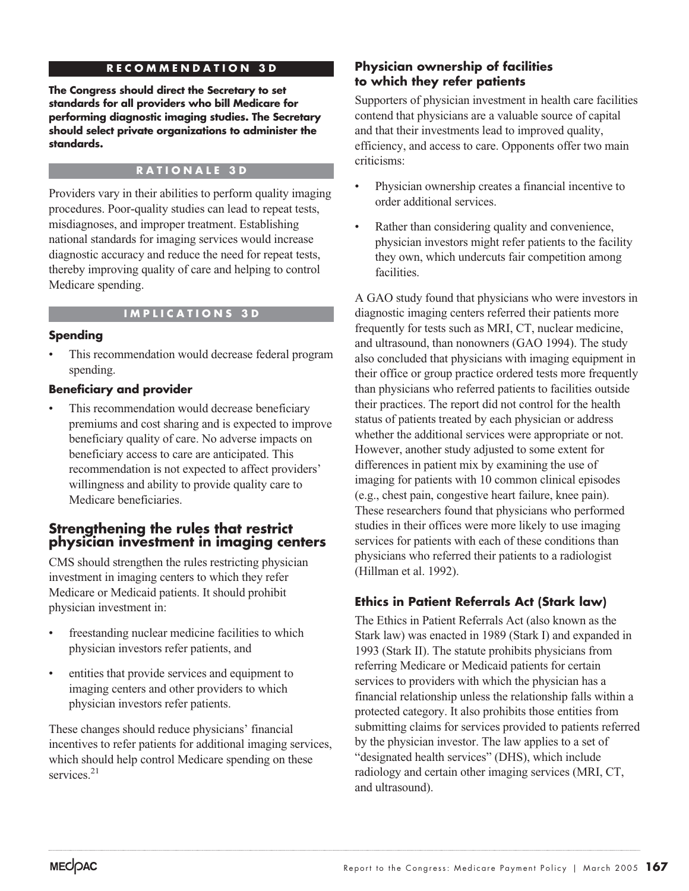**RECOMMENDATION 3D**

**The Congress should direct the Secretary to set standards for all providers who bill Medicare for performing diagnostic imaging studies. The Secretary should select private organizations to administer the standards.**

**RATIONALE 3D**

Providers vary in their abilities to perform quality imaging procedures. Poor-quality studies can lead to repeat tests, misdiagnoses, and improper treatment. Establishing national standards for imaging services would increase diagnostic accuracy and reduce the need for repeat tests, thereby improving quality of care and helping to control Medicare spending.

**IMPLICATIONS 3D**

#### Spending

- This recommendation would decrease federal program spending.

#### Beneficiary and provider

- This recommendation would decrease beneficiary premiums and cost sharing and is expected to improve beneficiary quality of care. No adverse impacts on beneficiary access to care are anticipated. This recommendation is not expected to affect providers' willingness and ability to provide quality care to Medicare beneficiaries.

## Strengthening the rules that restrict physician investment in imaging centers

CMS should strengthen the rules restricting physician investment in imaging centers to which they refer Medicare or Medicaid patients. It should prohibit physician investment in:

- freestanding nuclear medicine facilities to which physician investors refer patients, and
- entities that provide services and equipment to imaging centers and other providers to which physician investors refer patients.

These changes should reduce physicians' financial incentives to refer patients for additional imaging services, which should help control Medicare spending on these services.[21]

### Physician ownership of facilities to which they refer patients

Supporters of physician investment in health care facilities contend that physicians are a valuable source of capital and that their investments lead to improved quality, efficiency, and access to care. Opponents offer two main criticisms:

- Physician ownership creates a financial incentive to order additional services.
- Rather than considering quality and convenience, physician investors might refer patients to the facility they own, which undercuts fair competition among facilities.

A GAO study found that physicians who were investors in diagnostic imaging centers referred their patients more frequently for tests such as MRI, CT, nuclear medicine, and ultrasound, than nonowners (GAO 1994). The study also concluded that physicians with imaging equipment in their office or group practice ordered tests more frequently than physicians who referred patients to facilities outside their practices. The report did not control for the health status of patients treated by each physician or address whether the additional services were appropriate or not. However, another study adjusted to some extent for differences in patient mix by examining the use of imaging for patients with 10 common clinical episodes (e.g., chest pain, congestive heart failure, knee pain). These researchers found that physicians who performed studies in their offices were more likely to use imaging services for patients with each of these conditions than physicians who referred their patients to a radiologist (Hillman et al. 1992).

### Ethics in Patient Referrals Act (Stark law)

The Ethics in Patient Referrals Act (also known as the Stark law) was enacted in 1989 (Stark I) and expanded in 1993 (Stark II). The statute prohibits physicians from referring Medicare or Medicaid patients for certain services to providers with which the physician has a financial relationship unless the relationship falls within a protected category. It also prohibits those entities from submitting claims for services provided to patients referred by the physician investor. The law applies to a set of "designated health services" (DHS), which include radiology and certain other imaging services (MRI, CT, and ultrasound).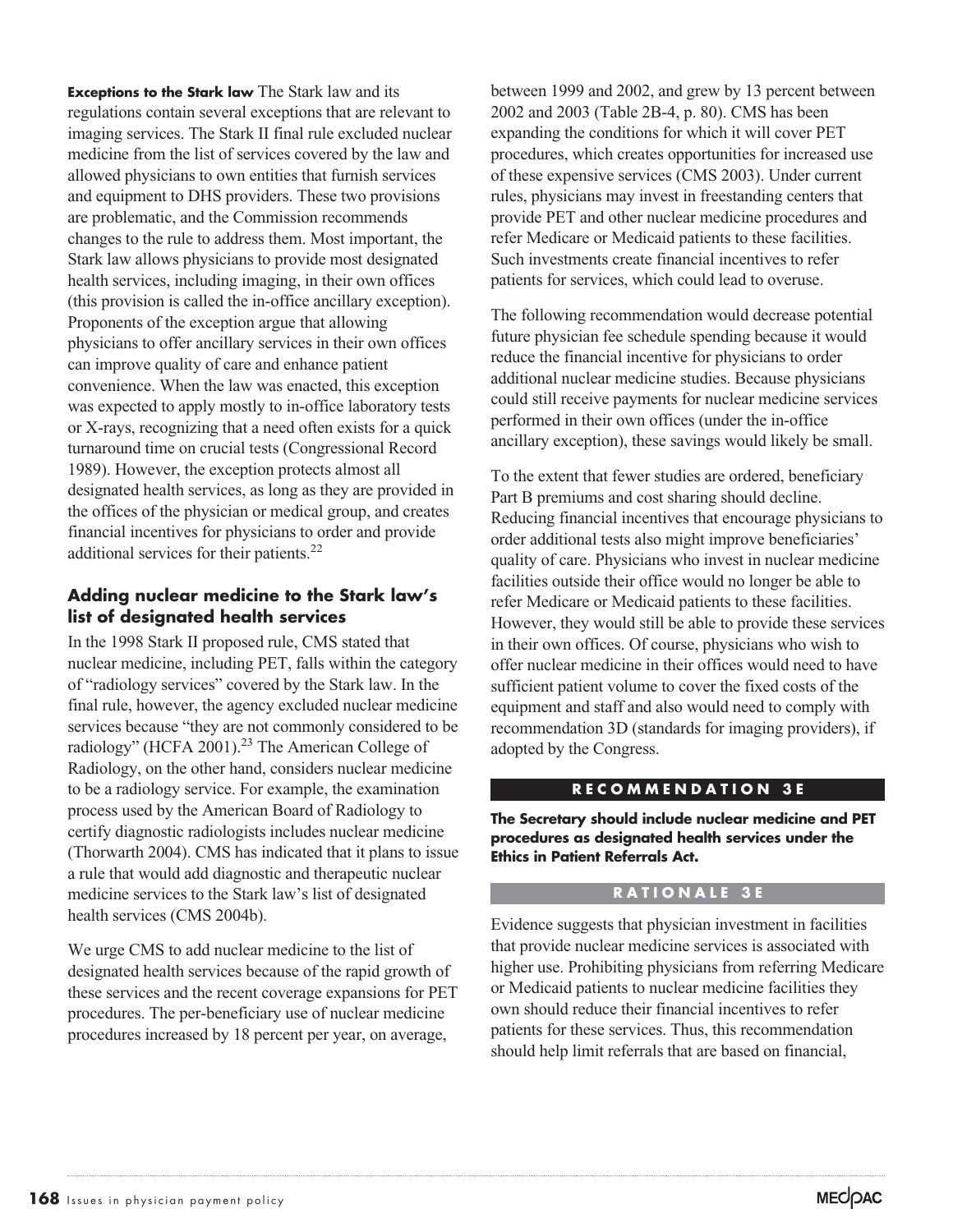**Exceptions to the Stark law** The Stark law and its regulations contain several exceptions that are relevant to imaging services. The Stark II final rule excluded nuclear medicine from the list of services covered by the law and allowed physicians to own entities that furnish services and equipment to DHS providers. These two provisions are problematic, and the Commission recommends changes to the rule to address them. Most important, the Stark law allows physicians to provide most designated health services, including imaging, in their own offices (this provision is called the in-office ancillary exception). Proponents of the exception argue that allowing physicians to offer ancillary services in their own offices can improve quality of care and enhance patient convenience. When the law was enacted, this exception was expected to apply mostly to in-office laboratory tests or X-rays, recognizing that a need often exists for a quick turnaround time on crucial tests (Congressional Record 1989). However, the exception protects almost all designated health services, as long as they are provided in the offices of the physician or medical group, and creates financial incentives for physicians to order and provide additional services for their patients.[22]

### Adding nuclear medicine to the Stark law's list of designated health services

In the 1998 Stark II proposed rule, CMS stated that nuclear medicine, including PET, falls within the category of "radiology services" covered by the Stark law. In the final rule, however, the agency excluded nuclear medicine services because "they are not commonly considered to be radiology" (HCFA 2001).[23] The American College of Radiology, on the other hand, considers nuclear medicine to be a radiology service. For example, the examination process used by the American Board of Radiology to certify diagnostic radiologists includes nuclear medicine (Thorwarth 2004). CMS has indicated that it plans to issue a rule that would add diagnostic and therapeutic nuclear medicine services to the Stark law's list of designated health services (CMS 2004b).

We urge CMS to add nuclear medicine to the list of designated health services because of the rapid growth of these services and the recent coverage expansions for PET procedures. The per-beneficiary use of nuclear medicine procedures increased by 18 percent per year, on average, between 1999 and 2002, and grew by 13 percent between 2002 and 2003 (Table 2B-4, p. 80). CMS has been expanding the conditions for which it will cover PET procedures, which creates opportunities for increased use of these expensive services (CMS 2003). Under current rules, physicians may invest in freestanding centers that provide PET and other nuclear medicine procedures and refer Medicare or Medicaid patients to these facilities. Such investments create financial incentives to refer patients for services, which could lead to overuse.

The following recommendation would decrease potential future physician fee schedule spending because it would reduce the financial incentive for physicians to order additional nuclear medicine studies. Because physicians could still receive payments for nuclear medicine services performed in their own offices (under the in-office ancillary exception), these savings would likely be small.

To the extent that fewer studies are ordered, beneficiary Part B premiums and cost sharing should decline. Reducing financial incentives that encourage physicians to order additional tests also might improve beneficiaries' quality of care. Physicians who invest in nuclear medicine facilities outside their office would no longer be able to refer Medicare or Medicaid patients to these facilities. However, they would still be able to provide these services in their own offices. Of course, physicians who wish to offer nuclear medicine in their offices would need to have sufficient patient volume to cover the fixed costs of the equipment and staff and also would need to comply with recommendation 3D (standards for imaging providers), if adopted by the Congress.

#### RECOMMENDATION 3E

**The Secretary should include nuclear medicine and PET procedures as designated health services under the Ethics in Patient Referrals Act.**

#### RATIONALE 3E

Evidence suggests that physician investment in facilities that provide nuclear medicine services is associated with higher use. Prohibiting physicians from referring Medicare or Medicaid patients to nuclear medicine facilities they own should reduce their financial incentives to refer patients for these services. Thus, this recommendation should help limit referrals that are based on financial,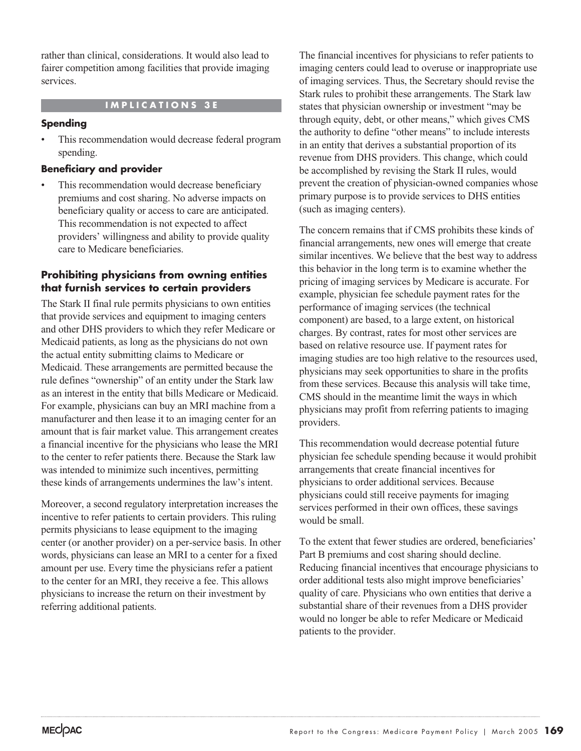rather than clinical, considerations. It would also lead to fairer competition among facilities that provide imaging services.

#### IMPLICATIONS 3E

**Spending**

- This recommendation would decrease federal program spending.

**Beneficiary and provider**

- This recommendation would decrease beneficiary premiums and cost sharing. No adverse impacts on beneficiary quality or access to care are anticipated. This recommendation is not expected to affect providers' willingness and ability to provide quality care to Medicare beneficiaries.

### Prohibiting physicians from owning entities that furnish services to certain providers

The Stark II final rule permits physicians to own entities that provide services and equipment to imaging centers and other DHS providers to which they refer Medicare or Medicaid patients, as long as the physicians do not own the actual entity submitting claims to Medicare or Medicaid. These arrangements are permitted because the rule defines "ownership" of an entity under the Stark law as an interest in the entity that bills Medicare or Medicaid. For example, physicians can buy an MRI machine from a manufacturer and then lease it to an imaging center for an amount that is fair market value. This arrangement creates a financial incentive for the physicians who lease the MRI to the center to refer patients there. Because the Stark law was intended to minimize such incentives, permitting these kinds of arrangements undermines the law's intent.

Moreover, a second regulatory interpretation increases the incentive to refer patients to certain providers. This ruling permits physicians to lease equipment to the imaging center (or another provider) on a per-service basis. In other words, physicians can lease an MRI to a center for a fixed amount per use. Every time the physicians refer a patient to the center for an MRI, they receive a fee. This allows physicians to increase the return on their investment by referring additional patients.

The financial incentives for physicians to refer patients to imaging centers could lead to overuse or inappropriate use of imaging services. Thus, the Secretary should revise the Stark rules to prohibit these arrangements. The Stark law states that physician ownership or investment "may be through equity, debt, or other means," which gives CMS the authority to define "other means" to include interests in an entity that derives a substantial proportion of its revenue from DHS providers. This change, which could be accomplished by revising the Stark II rules, would prevent the creation of physician-owned companies whose primary purpose is to provide services to DHS entities (such as imaging centers).

The concern remains that if CMS prohibits these kinds of financial arrangements, new ones will emerge that create similar incentives. We believe that the best way to address this behavior in the long term is to examine whether the pricing of imaging services by Medicare is accurate. For example, physician fee schedule payment rates for the performance of imaging services (the technical component) are based, to a large extent, on historical charges. By contrast, rates for most other services are based on relative resource use. If payment rates for imaging studies are too high relative to the resources used, physicians may seek opportunities to share in the profits from these services. Because this analysis will take time, CMS should in the meantime limit the ways in which physicians may profit from referring patients to imaging providers.

This recommendation would decrease potential future physician fee schedule spending because it would prohibit arrangements that create financial incentives for physicians to order additional services. Because physicians could still receive payments for imaging services performed in their own offices, these savings would be small.

To the extent that fewer studies are ordered, beneficiaries' Part B premiums and cost sharing should decline. Reducing financial incentives that encourage physicians to order additional tests also might improve beneficiaries' quality of care. Physicians who own entities that derive a substantial share of their revenues from a DHS provider would no longer be able to refer Medicare or Medicaid patients to the provider.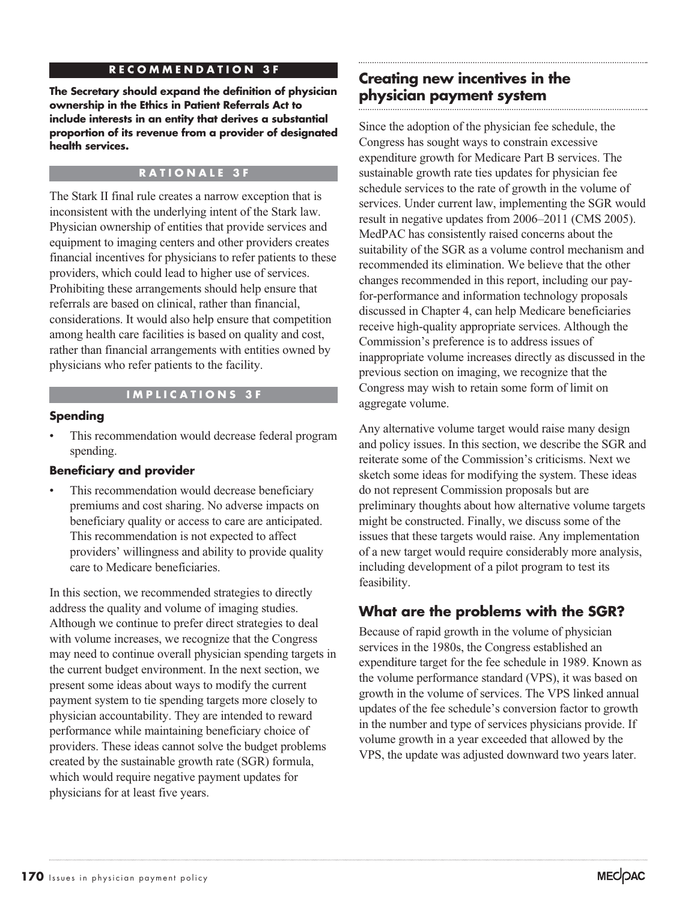#### RECOMMENDATION 3F

**The Secretary should expand the definition of physician ownership in the Ethics in Patient Referrals Act to include interests in an entity that derives a substantial proportion of its revenue from a provider of designated health services.**

#### RATIONALE 3F

The Stark II final rule creates a narrow exception that is inconsistent with the underlying intent of the Stark law. Physician ownership of entities that provide services and equipment to imaging centers and other providers creates financial incentives for physicians to refer patients to these providers, which could lead to higher use of services. Prohibiting these arrangements should help ensure that referrals are based on clinical, rather than financial, considerations. It would also help ensure that competition among health care facilities is based on quality and cost, rather than financial arrangements with entities owned by physicians who refer patients to the facility.

#### IMPLICATIONS 3F

**Spending**

- This recommendation would decrease federal program spending.

**Beneficiary and provider**

- This recommendation would decrease beneficiary premiums and cost sharing. No adverse impacts on beneficiary quality or access to care are anticipated. This recommendation is not expected to affect providers' willingness and ability to provide quality care to Medicare beneficiaries.

In this section, we recommended strategies to directly address the quality and volume of imaging studies. Although we continue to prefer direct strategies to deal with volume increases, we recognize that the Congress may need to continue overall physician spending targets in the current budget environment. In the next section, we present some ideas about ways to modify the current payment system to tie spending targets more closely to physician accountability. They are intended to reward performance while maintaining beneficiary choice of providers. These ideas cannot solve the budget problems created by the sustainable growth rate (SGR) formula, which would require negative payment updates for physicians for at least five years.

## Creating new incentives in the physician payment system

Since the adoption of the physician fee schedule, the Congress has sought ways to constrain excessive expenditure growth for Medicare Part B services. The sustainable growth rate ties updates for physician fee schedule services to the rate of growth in the volume of services. Under current law, implementing the SGR would result in negative updates from 2006–2011 (CMS 2005). MedPAC has consistently raised concerns about the suitability of the SGR as a volume control mechanism and recommended its elimination. We believe that the other changes recommended in this report, including our pay-for-performance and information technology proposals discussed in Chapter 4, can help Medicare beneficiaries receive high-quality appropriate services. Although the Commission's preference is to address issues of inappropriate volume increases directly as discussed in the previous section on imaging, we recognize that the Congress may wish to retain some form of limit on aggregate volume.

Any alternative volume target would raise many design and policy issues. In this section, we describe the SGR and reiterate some of the Commission's criticisms. Next we sketch some ideas for modifying the system. These ideas do not represent Commission proposals but are preliminary thoughts about how alternative volume targets might be constructed. Finally, we discuss some of the issues that these targets would raise. Any implementation of a new target would require considerably more analysis, including development of a pilot program to test its feasibility.

### What are the problems with the SGR?

Because of rapid growth in the volume of physician services in the 1980s, the Congress established an expenditure target for the fee schedule in 1989. Known as the volume performance standard (VPS), it was based on growth in the volume of services. The VPS linked annual updates of the fee schedule's conversion factor to growth in the number and type of services physicians provide. If volume growth in a year exceeded that allowed by the VPS, the update was adjusted downward two years later.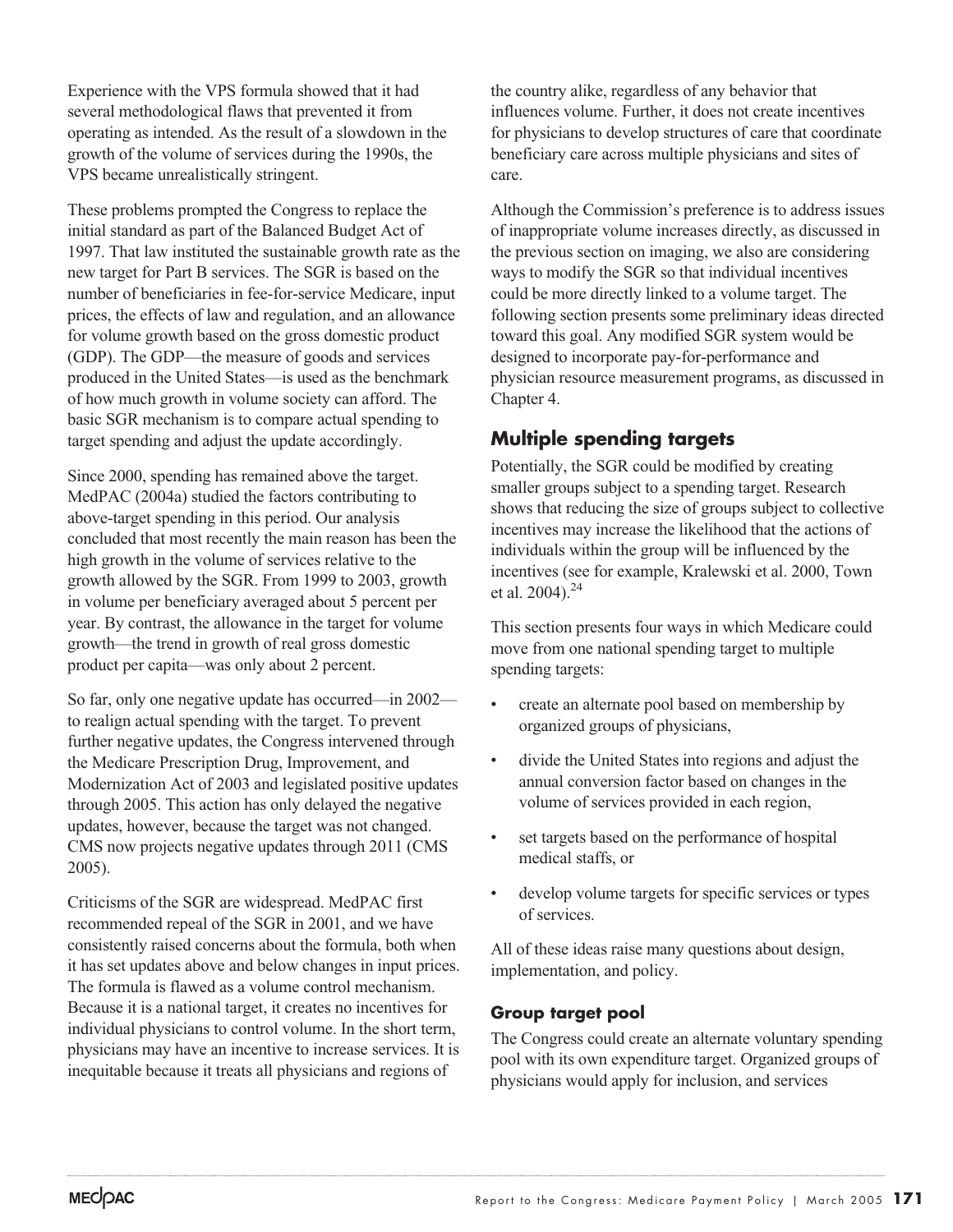Experience with the VPS formula showed that it had several methodological flaws that prevented it from operating as intended. As the result of a slowdown in the growth of the volume of services during the 1990s, the VPS became unrealistically stringent.

These problems prompted the Congress to replace the initial standard as part of the Balanced Budget Act of 1997. That law instituted the sustainable growth rate as the new target for Part B services. The SGR is based on the number of beneficiaries in fee-for-service Medicare, input prices, the effects of law and regulation, and an allowance for volume growth based on the gross domestic product (GDP). The GDP—the measure of goods and services produced in the United States—is used as the benchmark of how much growth in volume society can afford. The basic SGR mechanism is to compare actual spending to target spending and adjust the update accordingly.

Since 2000, spending has remained above the target. MedPAC (2004a) studied the factors contributing to above-target spending in this period. Our analysis concluded that most recently the main reason has been the high growth in the volume of services relative to the growth allowed by the SGR. From 1999 to 2003, growth in volume per beneficiary averaged about 5 percent per year. By contrast, the allowance in the target for volume growth—the trend in growth of real gross domestic product per capita—was only about 2 percent.

So far, only one negative update has occurred—in 2002—to realign actual spending with the target. To prevent further negative updates, the Congress intervened through the Medicare Prescription Drug, Improvement, and Modernization Act of 2003 and legislated positive updates through 2005. This action has only delayed the negative updates, however, because the target was not changed. CMS now projects negative updates through 2011 (CMS 2005).

Criticisms of the SGR are widespread. MedPAC first recommended repeal of the SGR in 2001, and we have consistently raised concerns about the formula, both when it has set updates above and below changes in input prices. The formula is flawed as a volume control mechanism. Because it is a national target, it creates no incentives for individual physicians to control volume. In the short term, physicians may have an incentive to increase services. It is inequitable because it treats all physicians and regions of the country alike, regardless of any behavior that influences volume. Further, it does not create incentives for physicians to develop structures of care that coordinate beneficiary care across multiple physicians and sites of care.

Although the Commission's preference is to address issues of inappropriate volume increases directly, as discussed in the previous section on imaging, we also are considering ways to modify the SGR so that individual incentives could be more directly linked to a volume target. The following section presents some preliminary ideas directed toward this goal. Any modified SGR system would be designed to incorporate pay-for-performance and physician resource measurement programs, as discussed in Chapter 4.

## Multiple spending targets

Potentially, the SGR could be modified by creating smaller groups subject to a spending target. Research shows that reducing the size of groups subject to collective incentives may increase the likelihood that the actions of individuals within the group will be influenced by the incentives (see for example, Kralewski et al. 2000, Town et al. 2004).[24]

This section presents four ways in which Medicare could move from one national spending target to multiple spending targets:

- create an alternate pool based on membership by organized groups of physicians,
- divide the United States into regions and adjust the annual conversion factor based on changes in the volume of services provided in each region,
- set targets based on the performance of hospital medical staffs, or
- develop volume targets for specific services or types of services.

All of these ideas raise many questions about design, implementation, and policy.

### Group target pool

The Congress could create an alternate voluntary spending pool with its own expenditure target. Organized groups of physicians would apply for inclusion, and services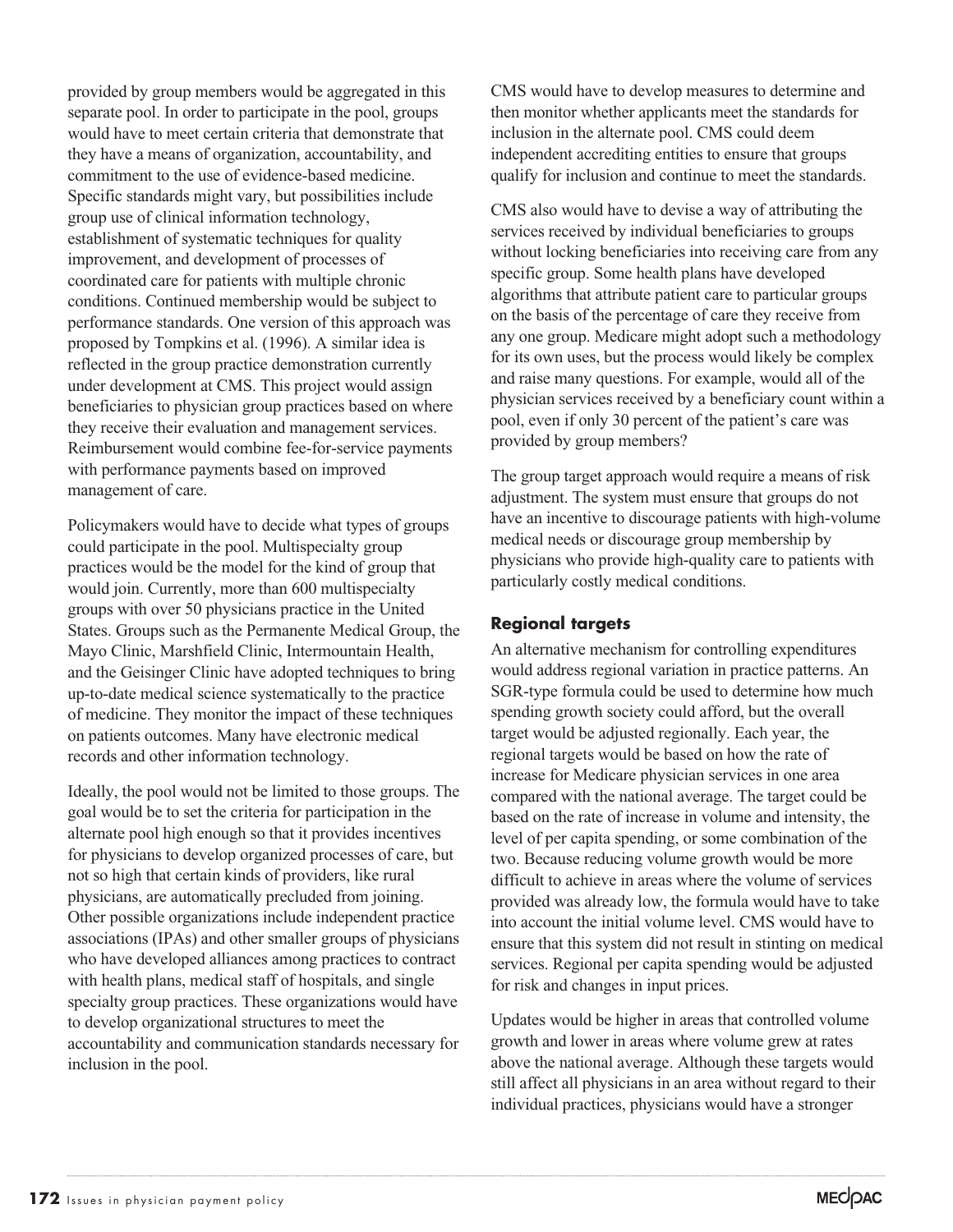provided by group members would be aggregated in this separate pool. In order to participate in the pool, groups would have to meet certain criteria that demonstrate that they have a means of organization, accountability, and commitment to the use of evidence-based medicine. Specific standards might vary, but possibilities include group use of clinical information technology, establishment of systematic techniques for quality improvement, and development of processes of coordinated care for patients with multiple chronic conditions. Continued membership would be subject to performance standards. One version of this approach was proposed by Tompkins et al. (1996). A similar idea is reflected in the group practice demonstration currently under development at CMS. This project would assign beneficiaries to physician group practices based on where they receive their evaluation and management services. Reimbursement would combine fee-for-service payments with performance payments based on improved management of care.

Policymakers would have to decide what types of groups could participate in the pool. Multispecialty group practices would be the model for the kind of group that would join. Currently, more than 600 multispecialty groups with over 50 physicians practice in the United States. Groups such as the Permanente Medical Group, the Mayo Clinic, Marshfield Clinic, Intermountain Health, and the Geisinger Clinic have adopted techniques to bring up-to-date medical science systematically to the practice of medicine. They monitor the impact of these techniques on patients outcomes. Many have electronic medical records and other information technology.

Ideally, the pool would not be limited to those groups. The goal would be to set the criteria for participation in the alternate pool high enough so that it provides incentives for physicians to develop organized processes of care, but not so high that certain kinds of providers, like rural physicians, are automatically precluded from joining. Other possible organizations include independent practice associations (IPAs) and other smaller groups of physicians who have developed alliances among practices to contract with health plans, medical staff of hospitals, and single specialty group practices. These organizations would have to develop organizational structures to meet the accountability and communication standards necessary for inclusion in the pool.

CMS would have to develop measures to determine and then monitor whether applicants meet the standards for inclusion in the alternate pool. CMS could deem independent accrediting entities to ensure that groups qualify for inclusion and continue to meet the standards.

CMS also would have to devise a way of attributing the services received by individual beneficiaries to groups without locking beneficiaries into receiving care from any specific group. Some health plans have developed algorithms that attribute patient care to particular groups on the basis of the percentage of care they receive from any one group. Medicare might adopt such a methodology for its own uses, but the process would likely be complex and raise many questions. For example, would all of the physician services received by a beneficiary count within a pool, even if only 30 percent of the patient's care was provided by group members?

The group target approach would require a means of risk adjustment. The system must ensure that groups do not have an incentive to discourage patients with high-volume medical needs or discourage group membership by physicians who provide high-quality care to patients with particularly costly medical conditions.

### Regional targets

An alternative mechanism for controlling expenditures would address regional variation in practice patterns. An SGR-type formula could be used to determine how much spending growth society could afford, but the overall target would be adjusted regionally. Each year, the regional targets would be based on how the rate of increase for Medicare physician services in one area compared with the national average. The target could be based on the rate of increase in volume and intensity, the level of per capita spending, or some combination of the two. Because reducing volume growth would be more difficult to achieve in areas where the volume of services provided was already low, the formula would have to take into account the initial volume level. CMS would have to ensure that this system did not result in stinting on medical services. Regional per capita spending would be adjusted for risk and changes in input prices.

Updates would be higher in areas that controlled volume growth and lower in areas where volume grew at rates above the national average. Although these targets would still affect all physicians in an area without regard to their individual practices, physicians would have a stronger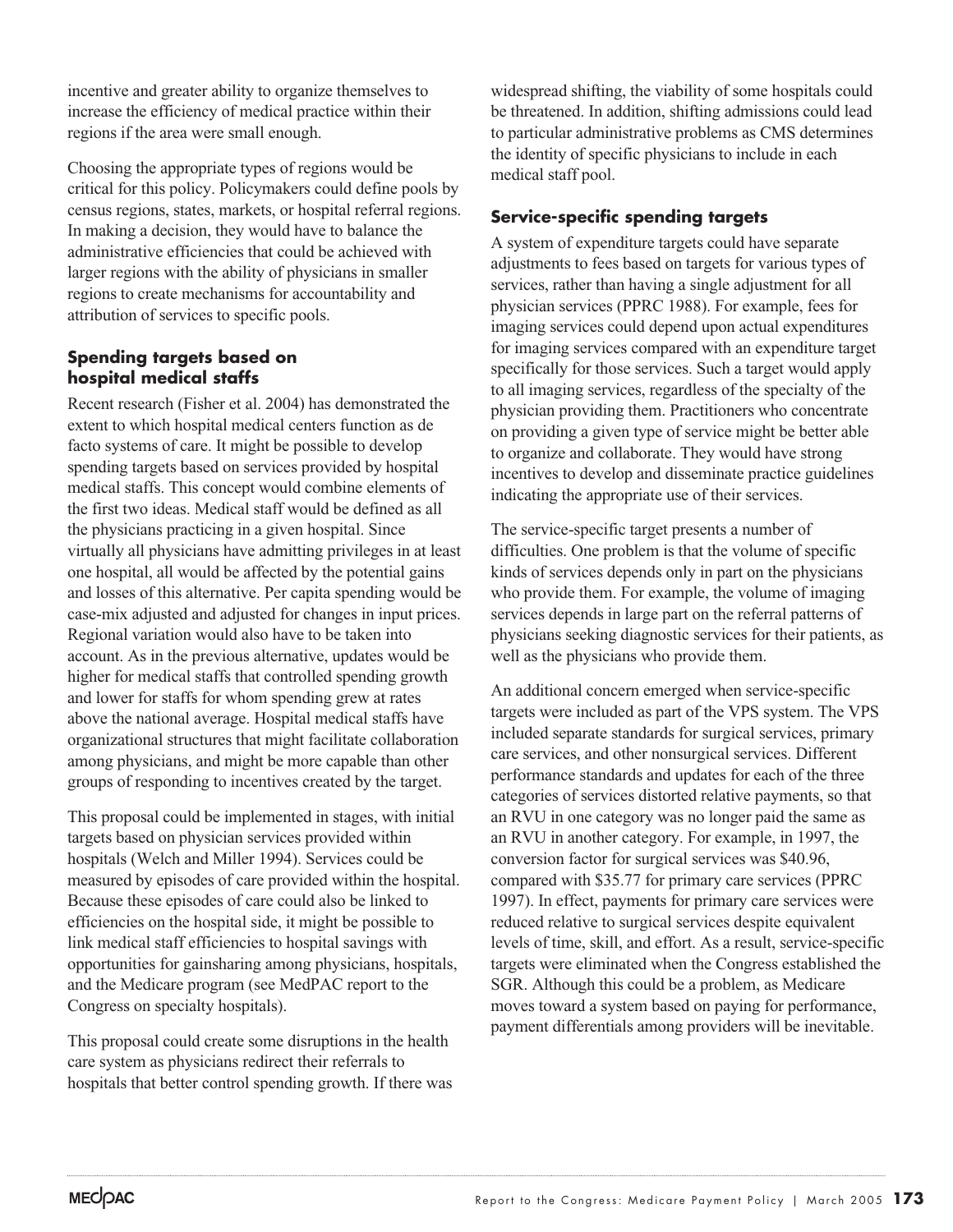incentive and greater ability to organize themselves to increase the efficiency of medical practice within their regions if the area were small enough.

Choosing the appropriate types of regions would be critical for this policy. Policymakers could define pools by census regions, states, markets, or hospital referral regions. In making a decision, they would have to balance the administrative efficiencies that could be achieved with larger regions with the ability of physicians in smaller regions to create mechanisms for accountability and attribution of services to specific pools.

### Spending targets based on hospital medical staffs

Recent research (Fisher et al. 2004) has demonstrated the extent to which hospital medical centers function as de facto systems of care. It might be possible to develop spending targets based on services provided by hospital medical staffs. This concept would combine elements of the first two ideas. Medical staff would be defined as all the physicians practicing in a given hospital. Since virtually all physicians have admitting privileges in at least one hospital, all would be affected by the potential gains and losses of this alternative. Per capita spending would be case-mix adjusted and adjusted for changes in input prices. Regional variation would also have to be taken into account. As in the previous alternative, updates would be higher for medical staffs that controlled spending growth and lower for staffs for whom spending grew at rates above the national average. Hospital medical staffs have organizational structures that might facilitate collaboration among physicians, and might be more capable than other groups of responding to incentives created by the target.

This proposal could be implemented in stages, with initial targets based on physician services provided within hospitals (Welch and Miller 1994). Services could be measured by episodes of care provided within the hospital. Because these episodes of care could also be linked to efficiencies on the hospital side, it might be possible to link medical staff efficiencies to hospital savings with opportunities for gainsharing among physicians, hospitals, and the Medicare program (see MedPAC report to the Congress on specialty hospitals).

This proposal could create some disruptions in the health care system as physicians redirect their referrals to hospitals that better control spending growth. If there was widespread shifting, the viability of some hospitals could be threatened. In addition, shifting admissions could lead to particular administrative problems as CMS determines the identity of specific physicians to include in each medical staff pool.

### Service-specific spending targets

A system of expenditure targets could have separate adjustments to fees based on targets for various types of services, rather than having a single adjustment for all physician services (PPRC 1988). For example, fees for imaging services could depend upon actual expenditures for imaging services compared with an expenditure target specifically for those services. Such a target would apply to all imaging services, regardless of the specialty of the physician providing them. Practitioners who concentrate on providing a given type of service might be better able to organize and collaborate. They would have strong incentives to develop and disseminate practice guidelines indicating the appropriate use of their services.

The service-specific target presents a number of difficulties. One problem is that the volume of specific kinds of services depends only in part on the physicians who provide them. For example, the volume of imaging services depends in large part on the referral patterns of physicians seeking diagnostic services for their patients, as well as the physicians who provide them.

An additional concern emerged when service-specific targets were included as part of the VPS system. The VPS included separate standards for surgical services, primary care services, and other nonsurgical services. Different performance standards and updates for each of the three categories of services distorted relative payments, so that an RVU in one category was no longer paid the same as an RVU in another category. For example, in 1997, the conversion factor for surgical services was $40.96, compared with $35.77 for primary care services (PPRC 1997). In effect, payments for primary care services were reduced relative to surgical services despite equivalent levels of time, skill, and effort. As a result, service-specific targets were eliminated when the Congress established the SGR. Although this could be a problem, as Medicare moves toward a system based on paying for performance, payment differentials among providers will be inevitable.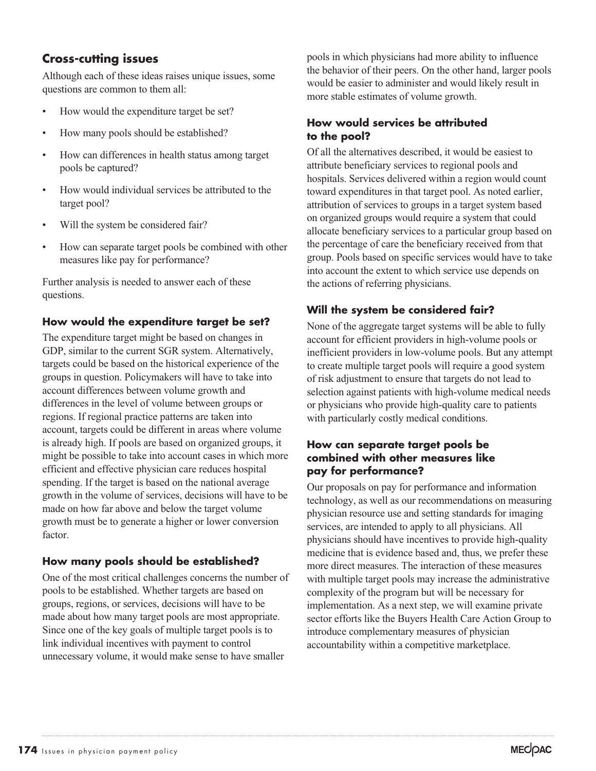## Cross-cutting issues

Although each of these ideas raises unique issues, some questions are common to them all:

- How would the expenditure target be set?
- How many pools should be established?
- How can differences in health status among target pools be captured?
- How would individual services be attributed to the target pool?
- Will the system be considered fair?
- How can separate target pools be combined with other measures like pay for performance?

Further analysis is needed to answer each of these questions.

### How would the expenditure target be set?

The expenditure target might be based on changes in GDP, similar to the current SGR system. Alternatively, targets could be based on the historical experience of the groups in question. Policymakers will have to take into account differences between volume growth and differences in the level of volume between groups or regions. If regional practice patterns are taken into account, targets could be different in areas where volume is already high. If pools are based on organized groups, it might be possible to take into account cases in which more efficient and effective physician care reduces hospital spending. If the target is based on the national average growth in the volume of services, decisions will have to be made on how far above and below the target volume growth must be to generate a higher or lower conversion factor.

### How many pools should be established?

One of the most critical challenges concerns the number of pools to be established. Whether targets are based on groups, regions, or services, decisions will have to be made about how many target pools are most appropriate. Since one of the key goals of multiple target pools is to link individual incentives with payment to control unnecessary volume, it would make sense to have smaller pools in which physicians had more ability to influence the behavior of their peers. On the other hand, larger pools would be easier to administer and would likely result in more stable estimates of volume growth.

### How would services be attributed to the pool?

Of all the alternatives described, it would be easiest to attribute beneficiary services to regional pools and hospitals. Services delivered within a region would count toward expenditures in that target pool. As noted earlier, attribution of services to groups in a target system based on organized groups would require a system that could allocate beneficiary services to a particular group based on the percentage of care the beneficiary received from that group. Pools based on specific services would have to take into account the extent to which service use depends on the actions of referring physicians.

### Will the system be considered fair?

None of the aggregate target systems will be able to fully account for efficient providers in high-volume pools or inefficient providers in low-volume pools. But any attempt to create multiple target pools will require a good system of risk adjustment to ensure that targets do not lead to selection against patients with high-volume medical needs or physicians who provide high-quality care to patients with particularly costly medical conditions.

### How can separate target pools be combined with other measures like pay for performance?

Our proposals on pay for performance and information technology, as well as our recommendations on measuring physician resource use and setting standards for imaging services, are intended to apply to all physicians. All physicians should have incentives to provide high-quality medicine that is evidence based and, thus, we prefer these more direct measures. The interaction of these measures with multiple target pools may increase the administrative complexity of the program but will be necessary for implementation. As a next step, we will examine private sector efforts like the Buyers Health Care Action Group to introduce complementary measures of physician accountability within a competitive marketplace.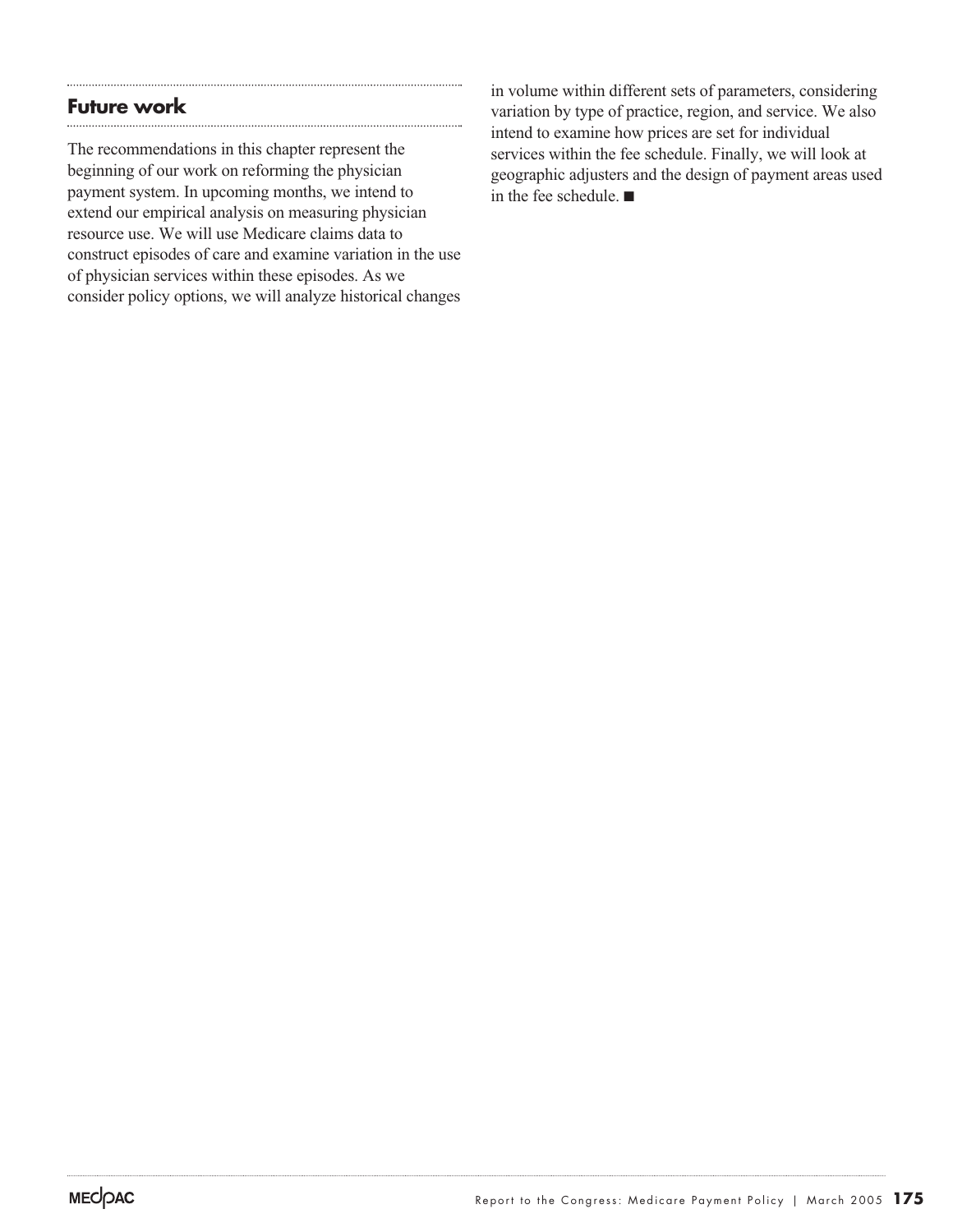## Future work

The recommendations in this chapter represent the beginning of our work on reforming the physician payment system. In upcoming months, we intend to extend our empirical analysis on measuring physician resource use. We will use Medicare claims data to construct episodes of care and examine variation in the use of physician services within these episodes. As we consider policy options, we will analyze historical changes in volume within different sets of parameters, considering variation by type of practice, region, and service. We also intend to examine how prices are set for individual services within the fee schedule. Finally, we will look at geographic adjusters and the design of payment areas used in the fee schedule. ■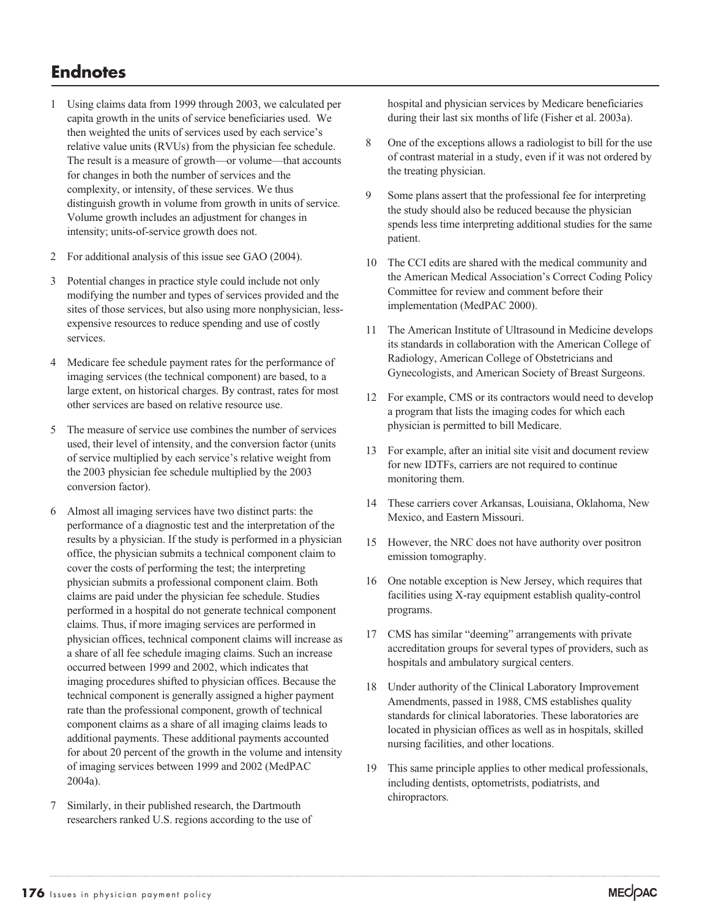# Endnotes

1 Using claims data from 1999 through 2003, we calculated per capita growth in the units of service beneficiaries used. We then weighted the units of services used by each service's relative value units (RVUs) from the physician fee schedule. The result is a measure of growth—or volume—that accounts for changes in both the number of services and the complexity, or intensity, of these services. We thus distinguish growth in volume from growth in units of service. Volume growth includes an adjustment for changes in intensity; units-of-service growth does not.

2 For additional analysis of this issue see GAO (2004).

3 Potential changes in practice style could include not only modifying the number and types of services provided and the sites of those services, but also using more nonphysician, less-expensive resources to reduce spending and use of costly services.

4 Medicare fee schedule payment rates for the performance of imaging services (the technical component) are based, to a large extent, on historical charges. By contrast, rates for most other services are based on relative resource use.

5 The measure of service use combines the number of services used, their level of intensity, and the conversion factor (units of service multiplied by each service's relative weight from the 2003 physician fee schedule multiplied by the 2003 conversion factor).

6 Almost all imaging services have two distinct parts: the performance of a diagnostic test and the interpretation of the results by a physician. If the study is performed in a physician office, the physician submits a technical component claim to cover the costs of performing the test; the interpreting physician submits a professional component claim. Both claims are paid under the physician fee schedule. Studies performed in a hospital do not generate technical component claims. Thus, if more imaging services are performed in physician offices, technical component claims will increase as a share of all fee schedule imaging claims. Such an increase occurred between 1999 and 2002, which indicates that imaging procedures shifted to physician offices. Because the technical component is generally assigned a higher payment rate than the professional component, growth of technical component claims as a share of all imaging claims leads to additional payments. These additional payments accounted for about 20 percent of the growth in the volume and intensity of imaging services between 1999 and 2002 (MedPAC 2004a).

7 Similarly, in their published research, the Dartmouth researchers ranked U.S. regions according to the use of hospital and physician services by Medicare beneficiaries during their last six months of life (Fisher et al. 2003a).

8 One of the exceptions allows a radiologist to bill for the use of contrast material in a study, even if it was not ordered by the treating physician.

9 Some plans assert that the professional fee for interpreting the study should also be reduced because the physician spends less time interpreting additional studies for the same patient.

10 The CCI edits are shared with the medical community and the American Medical Association's Correct Coding Policy Committee for review and comment before their implementation (MedPAC 2000).

11 The American Institute of Ultrasound in Medicine develops its standards in collaboration with the American College of Radiology, American College of Obstetricians and Gynecologists, and American Society of Breast Surgeons.

12 For example, CMS or its contractors would need to develop a program that lists the imaging codes for which each physician is permitted to bill Medicare.

13 For example, after an initial site visit and document review for new IDTFs, carriers are not required to continue monitoring them.

14 These carriers cover Arkansas, Louisiana, Oklahoma, New Mexico, and Eastern Missouri.

15 However, the NRC does not have authority over positron emission tomography.

16 One notable exception is New Jersey, which requires that facilities using X-ray equipment establish quality-control programs.

17 CMS has similar "deeming" arrangements with private accreditation groups for several types of providers, such as hospitals and ambulatory surgical centers.

18 Under authority of the Clinical Laboratory Improvement Amendments, passed in 1988, CMS establishes quality standards for clinical laboratories. These laboratories are located in physician offices as well as in hospitals, skilled nursing facilities, and other locations.

19 This same principle applies to other medical professionals, including dentists, optometrists, podiatrists, and chiropractors.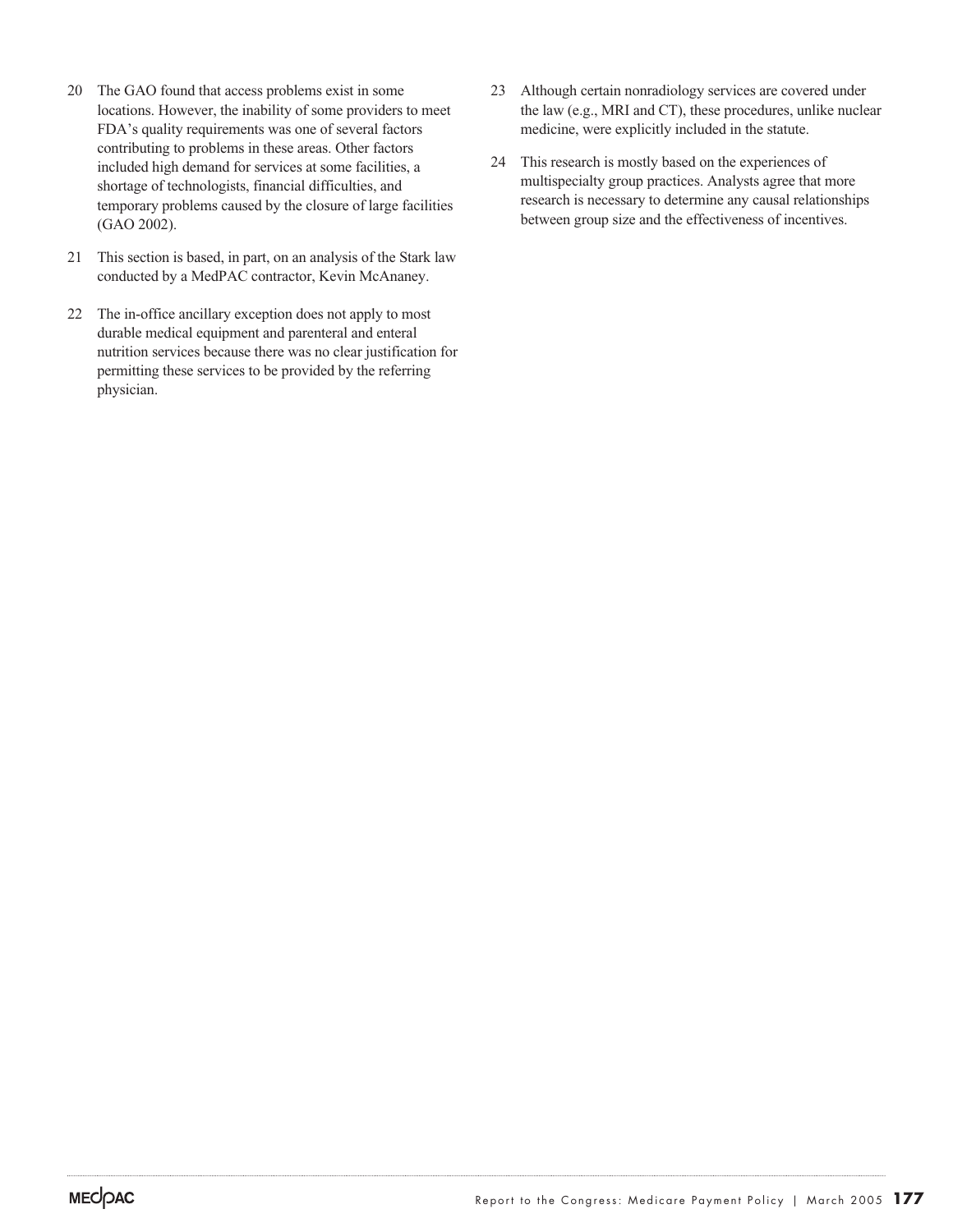20 The GAO found that access problems exist in some locations. However, the inability of some providers to meet FDA's quality requirements was one of several factors contributing to problems in these areas. Other factors included high demand for services at some facilities, a shortage of technologists, financial difficulties, and temporary problems caused by the closure of large facilities (GAO 2002).

21 This section is based, in part, on an analysis of the Stark law conducted by a MedPAC contractor, Kevin McAnaney.

22 The in-office ancillary exception does not apply to most durable medical equipment and parenteral and enteral nutrition services because there was no clear justification for permitting these services to be provided by the referring physician.

23 Although certain nonradiology services are covered under the law (e.g., MRI and CT), these procedures, unlike nuclear medicine, were explicitly included in the statute.

24 This research is mostly based on the experiences of multispecialty group practices. Analysts agree that more research is necessary to determine any causal relationships between group size and the effectiveness of incentives.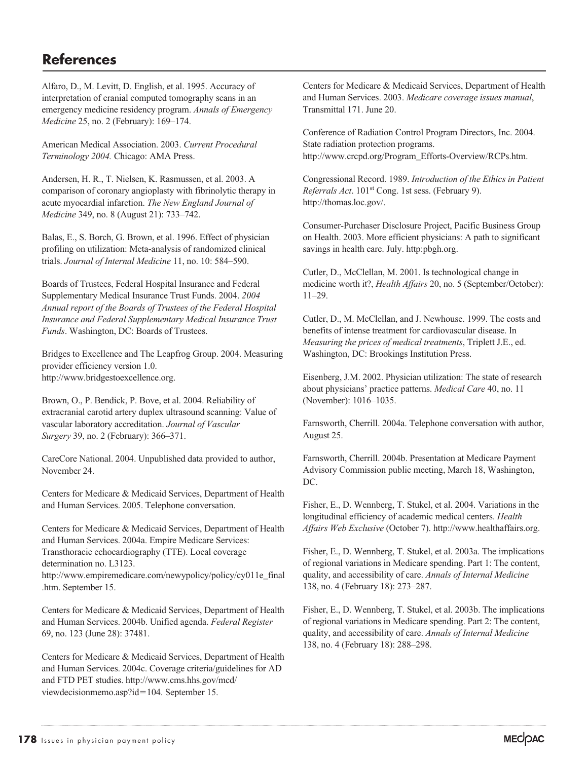## References

Alfaro, D., M. Levitt, D. English, et al. 1995. Accuracy of interpretation of cranial computed tomography scans in an emergency medicine residency program. *Annals of Emergency Medicine* 25, no. 2 (February): 169–174.

American Medical Association. 2003. *Current Procedural Terminology 2004.* Chicago: AMA Press.

Andersen, H. R., T. Nielsen, K. Rasmussen, et al. 2003. A comparison of coronary angioplasty with fibrinolytic therapy in acute myocardial infarction. *The New England Journal of Medicine* 349, no. 8 (August 21): 733–742.

Balas, E., S. Borch, G. Brown, et al. 1996. Effect of physician profiling on utilization: Meta-analysis of randomized clinical trials. *Journal of Internal Medicine* 11, no. 10: 584–590.

Boards of Trustees, Federal Hospital Insurance and Federal Supplementary Medical Insurance Trust Funds. 2004. *2004 Annual report of the Boards of Trustees of the Federal Hospital Insurance and Federal Supplementary Medical Insurance Trust Funds*. Washington, DC: Boards of Trustees.

Bridges to Excellence and The Leapfrog Group. 2004. Measuring provider efficiency version 1.0. http://www.bridgestoexcellence.org.

Brown, O., P. Bendick, P. Bove, et al. 2004. Reliability of extracranial carotid artery duplex ultrasound scanning: Value of vascular laboratory accreditation. *Journal of Vascular Surgery* 39, no. 2 (February): 366–371.

CareCore National. 2004. Unpublished data provided to author, November 24.

Centers for Medicare & Medicaid Services, Department of Health and Human Services. 2005. Telephone conversation.

Centers for Medicare & Medicaid Services, Department of Health and Human Services. 2004a. Empire Medicare Services: Transthoracic echocardiography (TTE). Local coverage determination no. L3123. http://www.empiremedicare.com/newypolicy/policy/cy011e_final.htm. September 15.

Centers for Medicare & Medicaid Services, Department of Health and Human Services. 2004b. Unified agenda. *Federal Register* 69, no. 123 (June 28): 37481.

Centers for Medicare & Medicaid Services, Department of Health and Human Services. 2004c. Coverage criteria/guidelines for AD and FTD PET studies. http://www.cms.hhs.gov/mcd/viewdecisionmemo.asp?id=104. September 15.

Centers for Medicare & Medicaid Services, Department of Health and Human Services. 2003. *Medicare coverage issues manual*, Transmittal 171. June 20.

Conference of Radiation Control Program Directors, Inc. 2004. State radiation protection programs. http://www.crcpd.org/Program_Efforts-Overview/RCPs.htm.

Congressional Record. 1989. *Introduction of the Ethics in Patient Referrals Act*. 101st Cong. 1st sess. (February 9). http://thomas.loc.gov/.

Consumer-Purchaser Disclosure Project, Pacific Business Group on Health. 2003. More efficient physicians: A path to significant savings in health care. July. http:pbgh.org.

Cutler, D., McClellan, M. 2001. Is technological change in medicine worth it?, *Health Affairs* 20, no. 5 (September/October): 11–29.

Cutler, D., M. McClellan, and J. Newhouse. 1999. The costs and benefits of intense treatment for cardiovascular disease. In *Measuring the prices of medical treatments*, Triplett J.E., ed. Washington, DC: Brookings Institution Press.

Eisenberg, J.M. 2002. Physician utilization: The state of research about physicians' practice patterns. *Medical Care* 40, no. 11 (November): 1016–1035.

Farnsworth, Cherrill. 2004a. Telephone conversation with author, August 25.

Farnsworth, Cherrill. 2004b. Presentation at Medicare Payment Advisory Commission public meeting, March 18, Washington, DC.

Fisher, E., D. Wennberg, T. Stukel, et al. 2004. Variations in the longitudinal efficiency of academic medical centers. *Health Affairs Web Exclusive* (October 7). http://www.healthaffairs.org.

Fisher, E., D. Wennberg, T. Stukel, et al. 2003a. The implications of regional variations in Medicare spending. Part 1: The content, quality, and accessibility of care. *Annals of Internal Medicine* 138, no. 4 (February 18): 273–287.

Fisher, E., D. Wennberg, T. Stukel, et al. 2003b. The implications of regional variations in Medicare spending. Part 2: The content, quality, and accessibility of care. *Annals of Internal Medicine* 138, no. 4 (February 18): 288–298.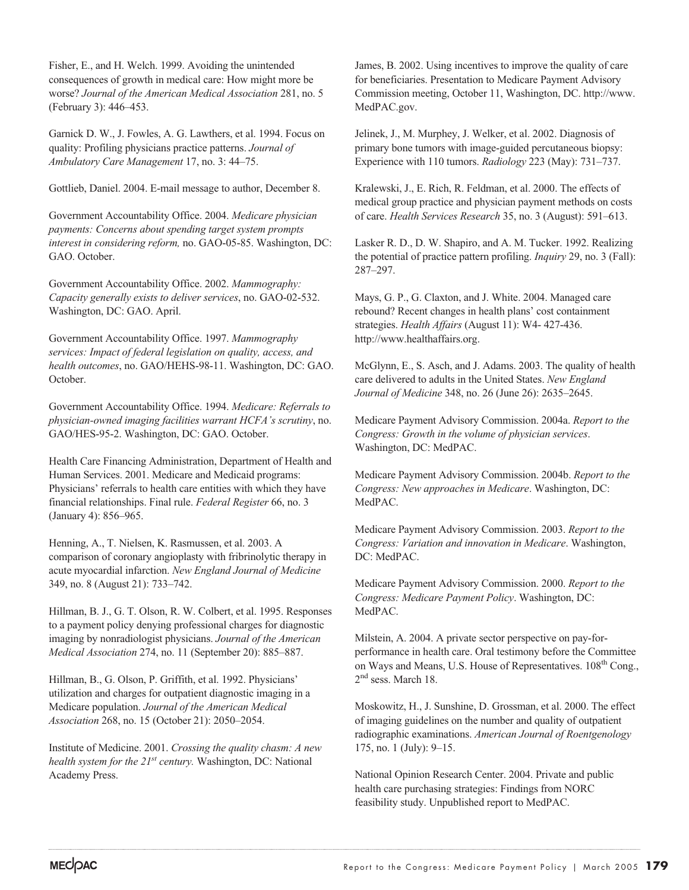Fisher, E., and H. Welch. 1999. Avoiding the unintended consequences of growth in medical care: How might more be worse? *Journal of the American Medical Association* 281, no. 5 (February 3): 446–453.

Garnick D. W., J. Fowles, A. G. Lawthers, et al. 1994. Focus on quality: Profiling physicians practice patterns. *Journal of Ambulatory Care Management* 17, no. 3: 44–75.

Gottlieb, Daniel. 2004. E-mail message to author, December 8.

Government Accountability Office. 2004. *Medicare physician payments: Concerns about spending target system prompts interest in considering reform,* no. GAO-05-85. Washington, DC: GAO. October.

Government Accountability Office. 2002. *Mammography: Capacity generally exists to deliver services*, no. GAO-02-532. Washington, DC: GAO. April.

Government Accountability Office. 1997. *Mammography services: Impact of federal legislation on quality, access, and health outcomes*, no. GAO/HEHS-98-11. Washington, DC: GAO. October.

Government Accountability Office. 1994. *Medicare: Referrals to physician-owned imaging facilities warrant HCFA's scrutiny*, no. GAO/HES-95-2. Washington, DC: GAO. October.

Health Care Financing Administration, Department of Health and Human Services. 2001. Medicare and Medicaid programs: Physicians' referrals to health care entities with which they have financial relationships. Final rule. *Federal Register* 66, no. 3 (January 4): 856–965.

Henning, A., T. Nielsen, K. Rasmussen, et al. 2003. A comparison of coronary angioplasty with fribrinolytic therapy in acute myocardial infarction. *New England Journal of Medicine* 349, no. 8 (August 21): 733–742.

Hillman, B. J., G. T. Olson, R. W. Colbert, et al. 1995. Responses to a payment policy denying professional charges for diagnostic imaging by nonradiologist physicians. *Journal of the American Medical Association* 274, no. 11 (September 20): 885–887.

Hillman, B., G. Olson, P. Griffith, et al. 1992. Physicians' utilization and charges for outpatient diagnostic imaging in a Medicare population. *Journal of the American Medical Association* 268, no. 15 (October 21): 2050–2054.

Institute of Medicine. 2001. *Crossing the quality chasm: A new health system for the 21st century.* Washington, DC: National Academy Press.

James, B. 2002. Using incentives to improve the quality of care for beneficiaries. Presentation to Medicare Payment Advisory Commission meeting, October 11, Washington, DC. http://www.MedPAC.gov.

Jelinek, J., M. Murphey, J. Welker, et al. 2002. Diagnosis of primary bone tumors with image-guided percutaneous biopsy: Experience with 110 tumors. *Radiology* 223 (May): 731–737.

Kralewski, J., E. Rich, R. Feldman, et al. 2000. The effects of medical group practice and physician payment methods on costs of care. *Health Services Research* 35, no. 3 (August): 591–613.

Lasker R. D., D. W. Shapiro, and A. M. Tucker. 1992. Realizing the potential of practice pattern profiling. *Inquiry* 29, no. 3 (Fall): 287–297.

Mays, G. P., G. Claxton, and J. White. 2004. Managed care rebound? Recent changes in health plans' cost containment strategies. *Health Affairs* (August 11): W4- 427-436. http://www.healthaffairs.org.

McGlynn, E., S. Asch, and J. Adams. 2003. The quality of health care delivered to adults in the United States. *New England Journal of Medicine* 348, no. 26 (June 26): 2635–2645.

Medicare Payment Advisory Commission. 2004a. *Report to the Congress: Growth in the volume of physician services*. Washington, DC: MedPAC.

Medicare Payment Advisory Commission. 2004b. *Report to the Congress: New approaches in Medicare*. Washington, DC: MedPAC.

Medicare Payment Advisory Commission. 2003. *Report to the Congress: Variation and innovation in Medicare*. Washington, DC: MedPAC.

Medicare Payment Advisory Commission. 2000. *Report to the Congress: Medicare Payment Policy*. Washington, DC: MedPAC.

Milstein, A. 2004. A private sector perspective on pay-for-performance in health care. Oral testimony before the Committee on Ways and Means, U.S. House of Representatives. 108th Cong., 2nd sess. March 18.

Moskowitz, H., J. Sunshine, D. Grossman, et al. 2000. The effect of imaging guidelines on the number and quality of outpatient radiographic examinations. *American Journal of Roentgenology* 175, no. 1 (July): 9–15.

National Opinion Research Center. 2004. Private and public health care purchasing strategies: Findings from NORC feasibility study. Unpublished report to MedPAC.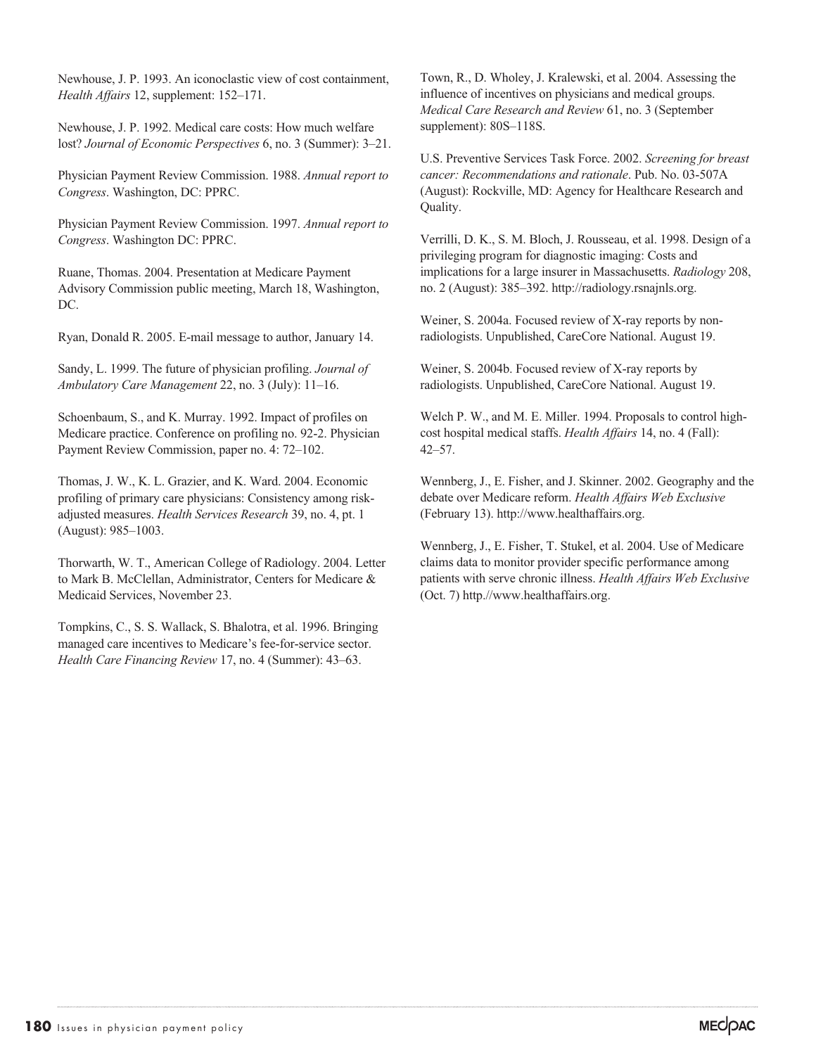Newhouse, J. P. 1993. An iconoclastic view of cost containment, *Health Affairs* 12, supplement: 152–171.

Newhouse, J. P. 1992. Medical care costs: How much welfare lost? *Journal of Economic Perspectives* 6, no. 3 (Summer): 3–21.

Physician Payment Review Commission. 1988. *Annual report to Congress*. Washington, DC: PPRC.

Physician Payment Review Commission. 1997. *Annual report to Congress*. Washington DC: PPRC.

Ruane, Thomas. 2004. Presentation at Medicare Payment Advisory Commission public meeting, March 18, Washington, DC.

Ryan, Donald R. 2005. E-mail message to author, January 14.

Sandy, L. 1999. The future of physician profiling. *Journal of Ambulatory Care Management* 22, no. 3 (July): 11–16.

Schoenbaum, S., and K. Murray. 1992. Impact of profiles on Medicare practice. Conference on profiling no. 92-2. Physician Payment Review Commission, paper no. 4: 72–102.

Thomas, J. W., K. L. Grazier, and K. Ward. 2004. Economic profiling of primary care physicians: Consistency among risk-adjusted measures. *Health Services Research* 39, no. 4, pt. 1 (August): 985–1003.

Thorwarth, W. T., American College of Radiology. 2004. Letter to Mark B. McClellan, Administrator, Centers for Medicare & Medicaid Services, November 23.

Tompkins, C., S. S. Wallack, S. Bhalotra, et al. 1996. Bringing managed care incentives to Medicare's fee-for-service sector. *Health Care Financing Review* 17, no. 4 (Summer): 43–63.

Town, R., D. Wholey, J. Kralewski, et al. 2004. Assessing the influence of incentives on physicians and medical groups. *Medical Care Research and Review* 61, no. 3 (September supplement): 80S–118S.

U.S. Preventive Services Task Force. 2002. *Screening for breast cancer: Recommendations and rationale*. Pub. No. 03-507A (August): Rockville, MD: Agency for Healthcare Research and Quality.

Verrilli, D. K., S. M. Bloch, J. Rousseau, et al. 1998. Design of a privileging program for diagnostic imaging: Costs and implications for a large insurer in Massachusetts. *Radiology* 208, no. 2 (August): 385–392. http://radiology.rsnajnls.org.

Weiner, S. 2004a. Focused review of X-ray reports by non-radiologists. Unpublished, CareCore National. August 19.

Weiner, S. 2004b. Focused review of X-ray reports by radiologists. Unpublished, CareCore National. August 19.

Welch P. W., and M. E. Miller. 1994. Proposals to control high-cost hospital medical staffs. *Health Affairs* 14, no. 4 (Fall): 42–57.

Wennberg, J., E. Fisher, and J. Skinner. 2002. Geography and the debate over Medicare reform. *Health Affairs Web Exclusive* (February 13). http://www.healthaffairs.org.

Wennberg, J., E. Fisher, T. Stukel, et al. 2004. Use of Medicare claims data to monitor provider specific performance among patients with serve chronic illness. *Health Affairs Web Exclusive* (Oct. 7) http.//www.healthaffairs.org.